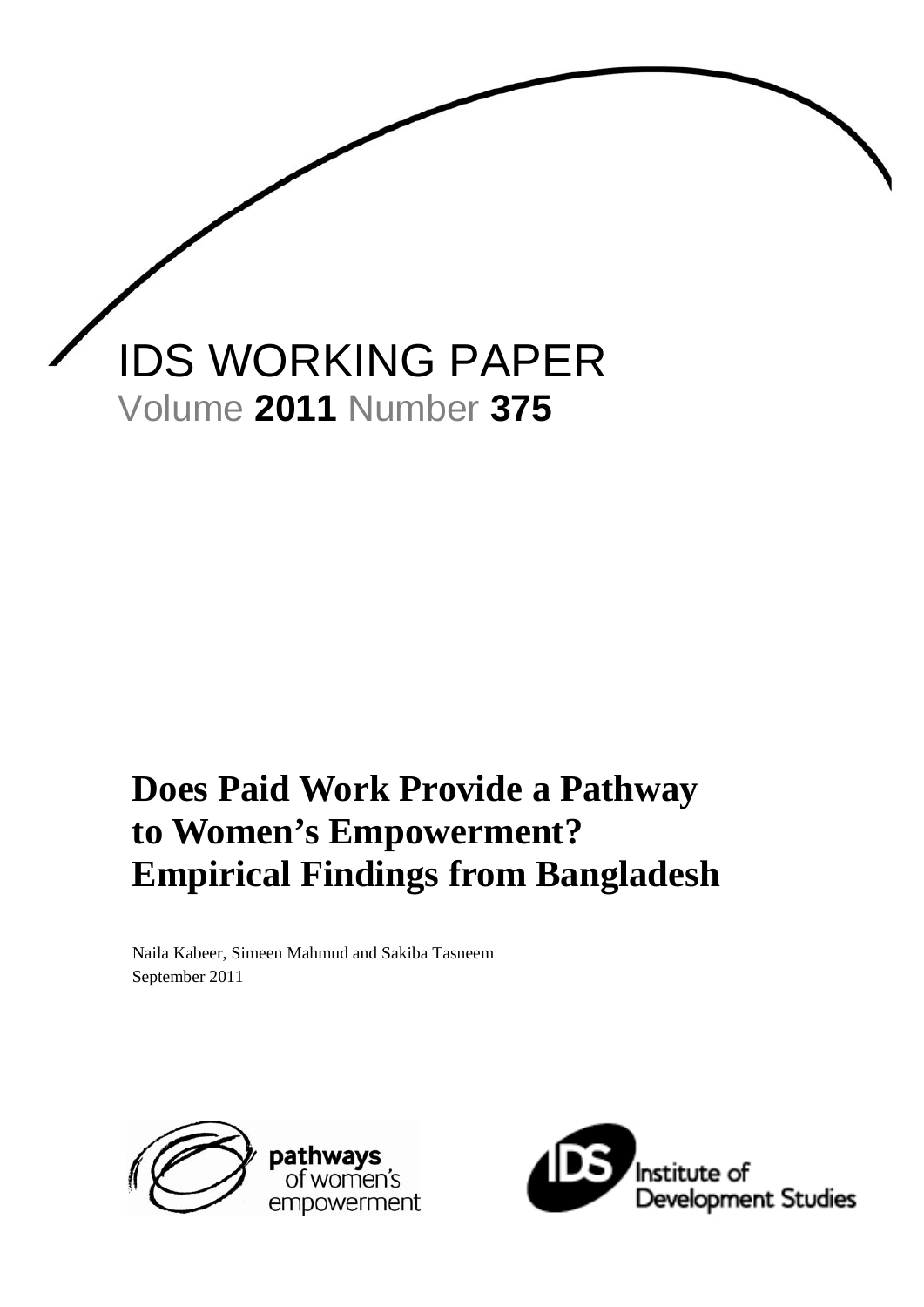IDS WORKING PAPER

Volume **2011** Number **375**

# Does Paid Work Provide a Pathway to Women's Empowerment? Empirical Findings from Bangladesh

Naila Kabeer, Simeen Mahmud and Sakiba Tasneem

September 2011

pathways of women's empowerment

Institute of Development Studies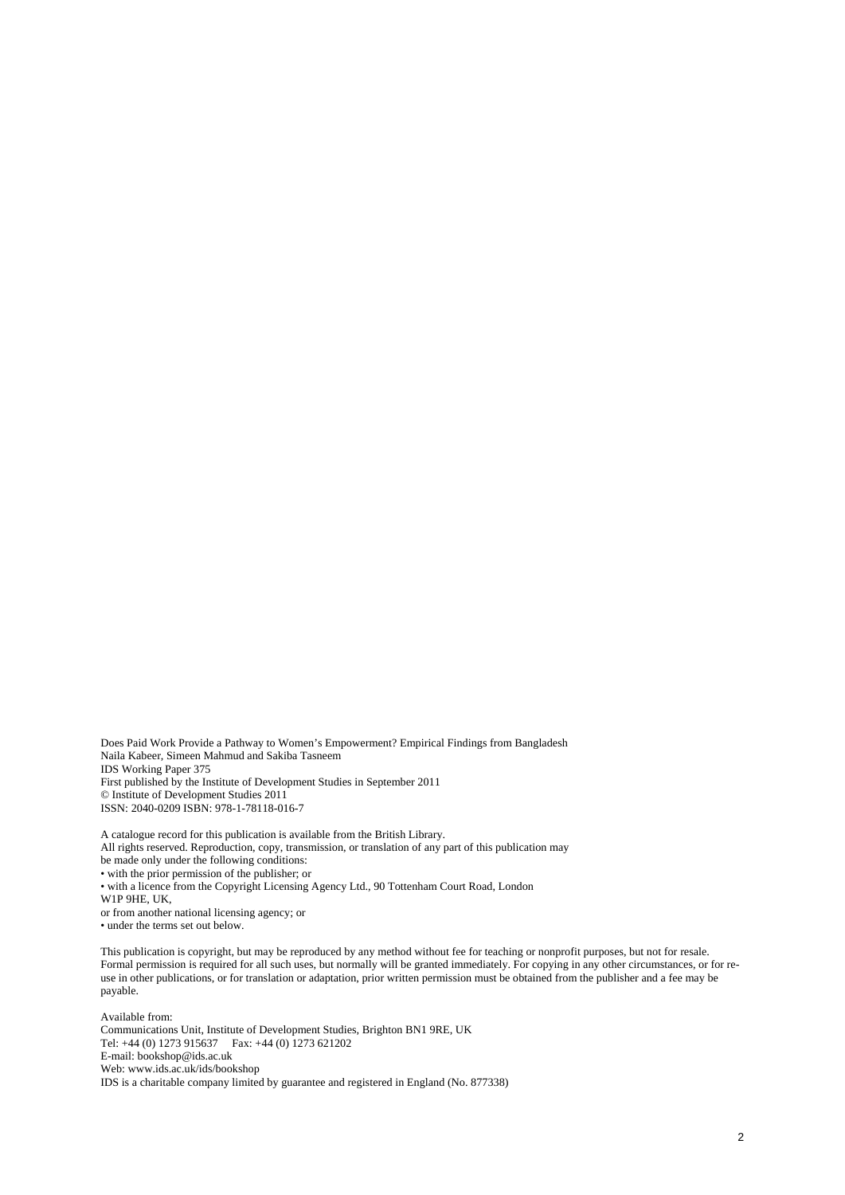Does Paid Work Provide a Pathway to Women's Empowerment? Empirical Findings from Bangladesh
Naila Kabeer, Simeen Mahmud and Sakiba Tasneem
IDS Working Paper 375
First published by the Institute of Development Studies in September 2011
© Institute of Development Studies 2011
ISSN: 2040-0209 ISBN: 978-1-78118-016-7

A catalogue record for this publication is available from the British Library.
All rights reserved. Reproduction, copy, transmission, or translation of any part of this publication may be made only under the following conditions:

- with the prior permission of the publisher; or
- with a licence from the Copyright Licensing Agency Ltd., 90 Tottenham Court Road, London W1P 9HE, UK, or from another national licensing agency; or
- under the terms set out below.

This publication is copyright, but may be reproduced by any method without fee for teaching or nonprofit purposes, but not for resale. Formal permission is required for all such uses, but normally will be granted immediately. For copying in any other circumstances, or for re-use in other publications, or for translation or adaptation, prior written permission must be obtained from the publisher and a fee may be payable.

Available from:
Communications Unit, Institute of Development Studies, Brighton BN1 9RE, UK
Tel: +44 (0) 1273 915637 Fax: +44 (0) 1273 621202
E-mail: bookshop@ids.ac.uk
Web: www.ids.ac.uk/ids/bookshop
IDS is a charitable company limited by guarantee and registered in England (No. 877338)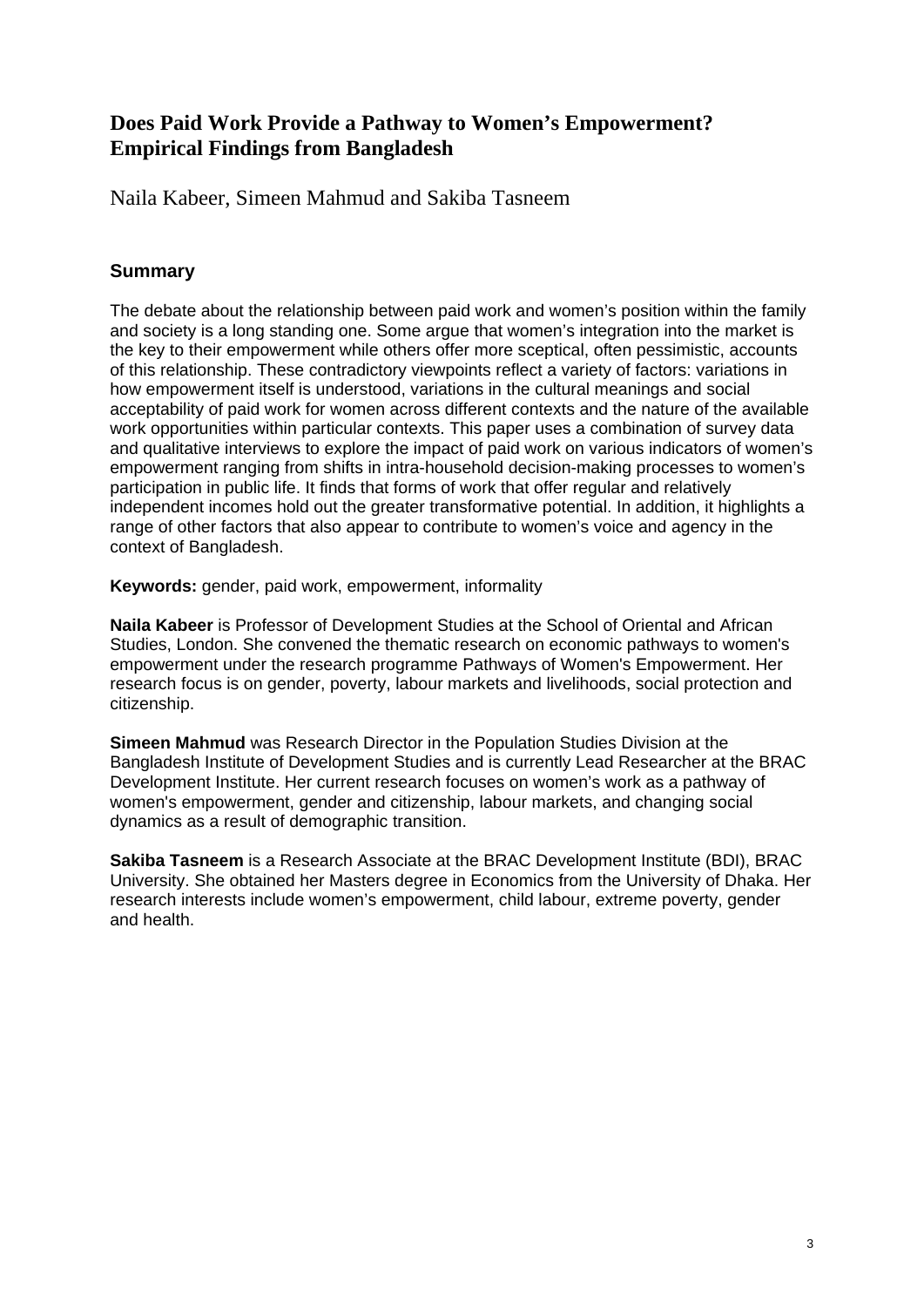# Does Paid Work Provide a Pathway to Women's Empowerment? Empirical Findings from Bangladesh

Naila Kabeer, Simeen Mahmud and Sakiba Tasneem

## Summary

The debate about the relationship between paid work and women's position within the family and society is a long standing one. Some argue that women's integration into the market is the key to their empowerment while others offer more sceptical, often pessimistic, accounts of this relationship. These contradictory viewpoints reflect a variety of factors: variations in how empowerment itself is understood, variations in the cultural meanings and social acceptability of paid work for women across different contexts and the nature of the available work opportunities within particular contexts. This paper uses a combination of survey data and qualitative interviews to explore the impact of paid work on various indicators of women's empowerment ranging from shifts in intra-household decision-making processes to women's participation in public life. It finds that forms of work that offer regular and relatively independent incomes hold out the greater transformative potential. In addition, it highlights a range of other factors that also appear to contribute to women's voice and agency in the context of Bangladesh.

**Keywords:** gender, paid work, empowerment, informality

**Naila Kabeer** is Professor of Development Studies at the School of Oriental and African Studies, London. She convened the thematic research on economic pathways to women's empowerment under the research programme Pathways of Women's Empowerment. Her research focus is on gender, poverty, labour markets and livelihoods, social protection and citizenship.

**Simeen Mahmud** was Research Director in the Population Studies Division at the Bangladesh Institute of Development Studies and is currently Lead Researcher at the BRAC Development Institute. Her current research focuses on women's work as a pathway of women's empowerment, gender and citizenship, labour markets, and changing social dynamics as a result of demographic transition.

**Sakiba Tasneem** is a Research Associate at the BRAC Development Institute (BDI), BRAC University. She obtained her Masters degree in Economics from the University of Dhaka. Her research interests include women's empowerment, child labour, extreme poverty, gender and health.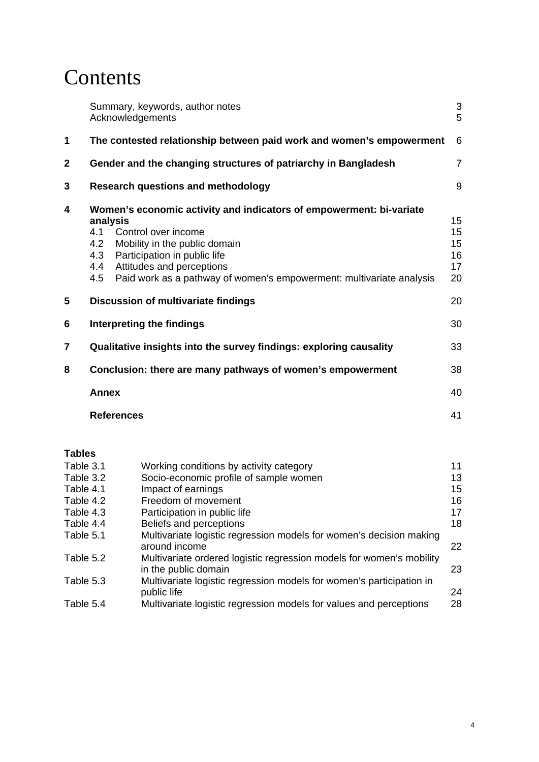# Contents

| | | |
|---|---|---|
| | Summary, keywords, author notes | 3 |
| | Acknowledgements | 5 |
| **1** | **The contested relationship between paid work and women's empowerment** | 6 |
| **2** | **Gender and the changing structures of patriarchy in Bangladesh** | 7 |
| **3** | **Research questions and methodology** | 9 |
| **4** | **Women's economic activity and indicators of empowerment: bi-variate analysis** | 15 |
| | 4.1 Control over income | 15 |
| | 4.2 Mobility in the public domain | 15 |
| | 4.3 Participation in public life | 16 |
| | 4.4 Attitudes and perceptions | 17 |
| | 4.5 Paid work as a pathway of women's empowerment: multivariate analysis | 20 |
| **5** | **Discussion of multivariate findings** | 20 |
| **6** | **Interpreting the findings** | 30 |
| **7** | **Qualitative insights into the survey findings: exploring causality** | 33 |
| **8** | **Conclusion: there are many pathways of women's empowerment** | 38 |
| | **Annex** | 40 |
| | **References** | 41 |

**Tables**

| | | |
|---|---|---|
| Table 3.1 | Working conditions by activity category | 11 |
| Table 3.2 | Socio-economic profile of sample women | 13 |
| Table 4.1 | Impact of earnings | 15 |
| Table 4.2 | Freedom of movement | 16 |
| Table 4.3 | Participation in public life | 17 |
| Table 4.4 | Beliefs and perceptions | 18 |
| Table 5.1 | Multivariate logistic regression models for women's decision making around income | 22 |
| Table 5.2 | Multivariate ordered logistic regression models for women's mobility in the public domain | 23 |
| Table 5.3 | Multivariate logistic regression models for women's participation in public life | 24 |
| Table 5.4 | Multivariate logistic regression models for values and perceptions | 28 |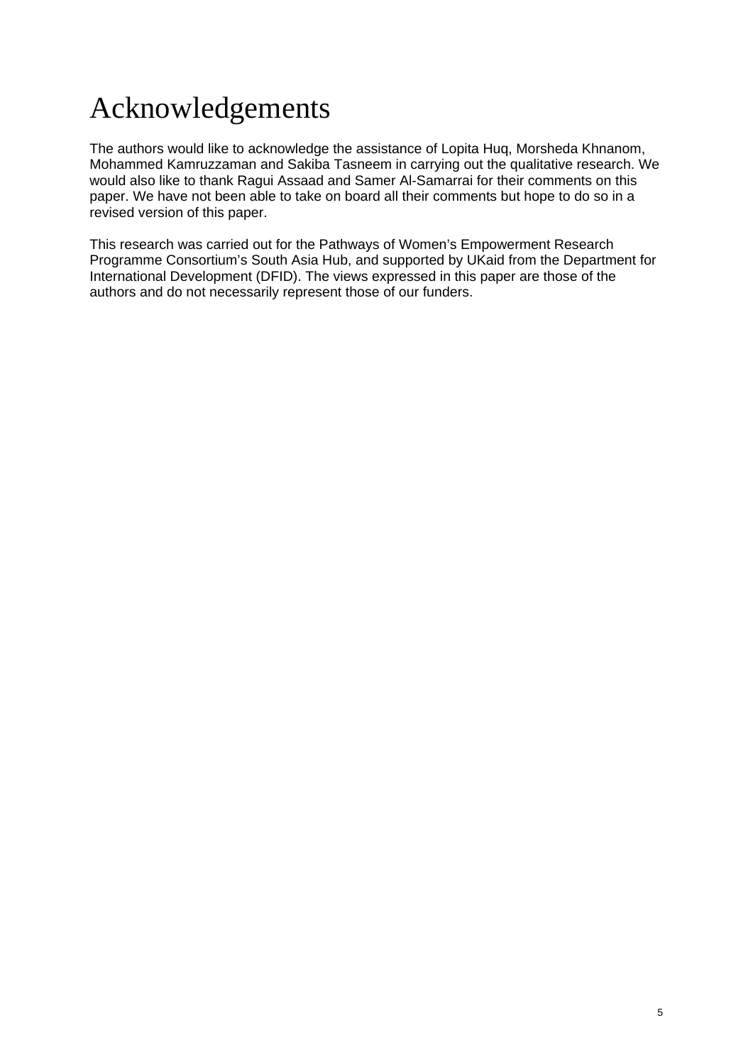# Acknowledgements

The authors would like to acknowledge the assistance of Lopita Huq, Morsheda Khnanom, Mohammed Kamruzzaman and Sakiba Tasneem in carrying out the qualitative research. We would also like to thank Ragui Assaad and Samer Al-Samarrai for their comments on this paper. We have not been able to take on board all their comments but hope to do so in a revised version of this paper.

This research was carried out for the Pathways of Women's Empowerment Research Programme Consortium's South Asia Hub, and supported by UKaid from the Department for International Development (DFID). The views expressed in this paper are those of the authors and do not necessarily represent those of our funders.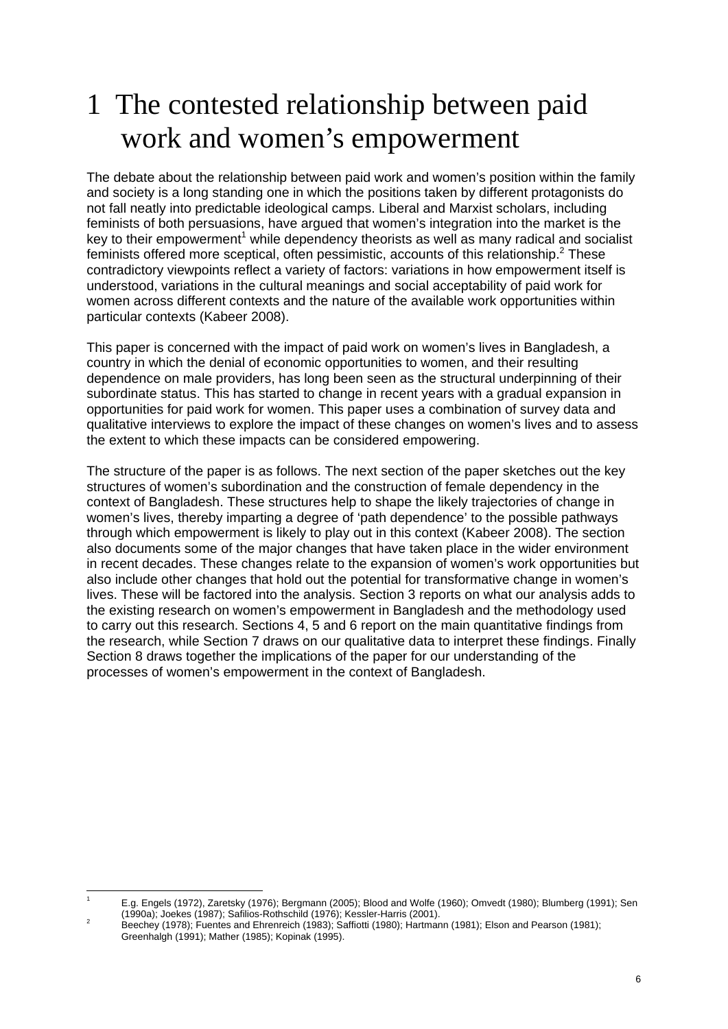# 1 The contested relationship between paid work and women's empowerment

The debate about the relationship between paid work and women's position within the family and society is a long standing one in which the positions taken by different protagonists do not fall neatly into predictable ideological camps. Liberal and Marxist scholars, including feminists of both persuasions, have argued that women's integration into the market is the key to their empowerment[1] while dependency theorists as well as many radical and socialist feminists offered more sceptical, often pessimistic, accounts of this relationship.[2] These contradictory viewpoints reflect a variety of factors: variations in how empowerment itself is understood, variations in the cultural meanings and social acceptability of paid work for women across different contexts and the nature of the available work opportunities within particular contexts (Kabeer 2008).

This paper is concerned with the impact of paid work on women's lives in Bangladesh, a country in which the denial of economic opportunities to women, and their resulting dependence on male providers, has long been seen as the structural underpinning of their subordinate status. This has started to change in recent years with a gradual expansion in opportunities for paid work for women. This paper uses a combination of survey data and qualitative interviews to explore the impact of these changes on women's lives and to assess the extent to which these impacts can be considered empowering.

The structure of the paper is as follows. The next section of the paper sketches out the key structures of women's subordination and the construction of female dependency in the context of Bangladesh. These structures help to shape the likely trajectories of change in women's lives, thereby imparting a degree of 'path dependence' to the possible pathways through which empowerment is likely to play out in this context (Kabeer 2008). The section also documents some of the major changes that have taken place in the wider environment in recent decades. These changes relate to the expansion of women's work opportunities but also include other changes that hold out the potential for transformative change in women's lives. These will be factored into the analysis. Section 3 reports on what our analysis adds to the existing research on women's empowerment in Bangladesh and the methodology used to carry out this research. Sections 4, 5 and 6 report on the main quantitative findings from the research, while Section 7 draws on our qualitative data to interpret these findings. Finally Section 8 draws together the implications of the paper for our understanding of the processes of women's empowerment in the context of Bangladesh.

---

[1] E.g. Engels (1972), Zaretsky (1976); Bergmann (2005); Blood and Wolfe (1960); Omvedt (1980); Blumberg (1991); Sen (1990a); Joekes (1987); Safilios-Rothschild (1976); Kessler-Harris (2001).

[2] Beechey (1978); Fuentes and Ehrenreich (1983); Saffiotti (1980); Hartmann (1981); Elson and Pearson (1981); Greenhalgh (1991); Mather (1985); Kopinak (1995).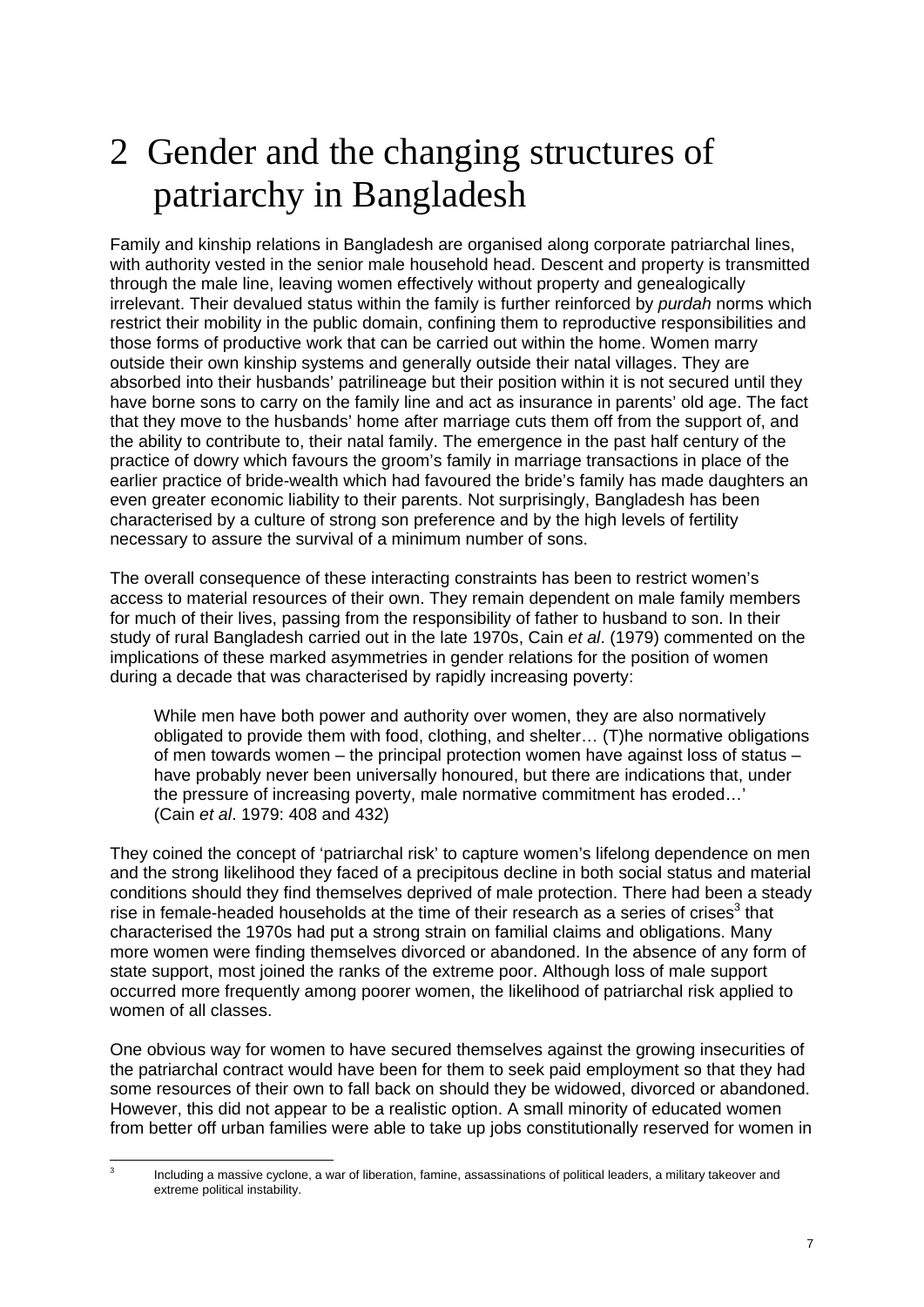# 2 Gender and the changing structures of patriarchy in Bangladesh

Family and kinship relations in Bangladesh are organised along corporate patriarchal lines, with authority vested in the senior male household head. Descent and property is transmitted through the male line, leaving women effectively without property and genealogically irrelevant. Their devalued status within the family is further reinforced by *purdah* norms which restrict their mobility in the public domain, confining them to reproductive responsibilities and those forms of productive work that can be carried out within the home. Women marry outside their own kinship systems and generally outside their natal villages. They are absorbed into their husbands' patrilineage but their position within it is not secured until they have borne sons to carry on the family line and act as insurance in parents' old age. The fact that they move to the husbands' home after marriage cuts them off from the support of, and the ability to contribute to, their natal family. The emergence in the past half century of the practice of dowry which favours the groom's family in marriage transactions in place of the earlier practice of bride-wealth which had favoured the bride's family has made daughters an even greater economic liability to their parents. Not surprisingly, Bangladesh has been characterised by a culture of strong son preference and by the high levels of fertility necessary to assure the survival of a minimum number of sons.

The overall consequence of these interacting constraints has been to restrict women's access to material resources of their own. They remain dependent on male family members for much of their lives, passing from the responsibility of father to husband to son. In their study of rural Bangladesh carried out in the late 1970s, Cain *et al*. (1979) commented on the implications of these marked asymmetries in gender relations for the position of women during a decade that was characterised by rapidly increasing poverty:

> While men have both power and authority over women, they are also normatively obligated to provide them with food, clothing, and shelter… (T)he normative obligations of men towards women – the principal protection women have against loss of status – have probably never been universally honoured, but there are indications that, under the pressure of increasing poverty, male normative commitment has eroded…'
> (Cain *et al*. 1979: 408 and 432)

They coined the concept of 'patriarchal risk' to capture women's lifelong dependence on men and the strong likelihood they faced of a precipitous decline in both social status and material conditions should they find themselves deprived of male protection. There had been a steady rise in female-headed households at the time of their research as a series of crises[3] that characterised the 1970s had put a strong strain on familial claims and obligations. Many more women were finding themselves divorced or abandoned. In the absence of any form of state support, most joined the ranks of the extreme poor. Although loss of male support occurred more frequently among poorer women, the likelihood of patriarchal risk applied to women of all classes.

One obvious way for women to have secured themselves against the growing insecurities of the patriarchal contract would have been for them to seek paid employment so that they had some resources of their own to fall back on should they be widowed, divorced or abandoned. However, this did not appear to be a realistic option. A small minority of educated women from better off urban families were able to take up jobs constitutionally reserved for women in

---

[3] Including a massive cyclone, a war of liberation, famine, assassinations of political leaders, a military takeover and extreme political instability.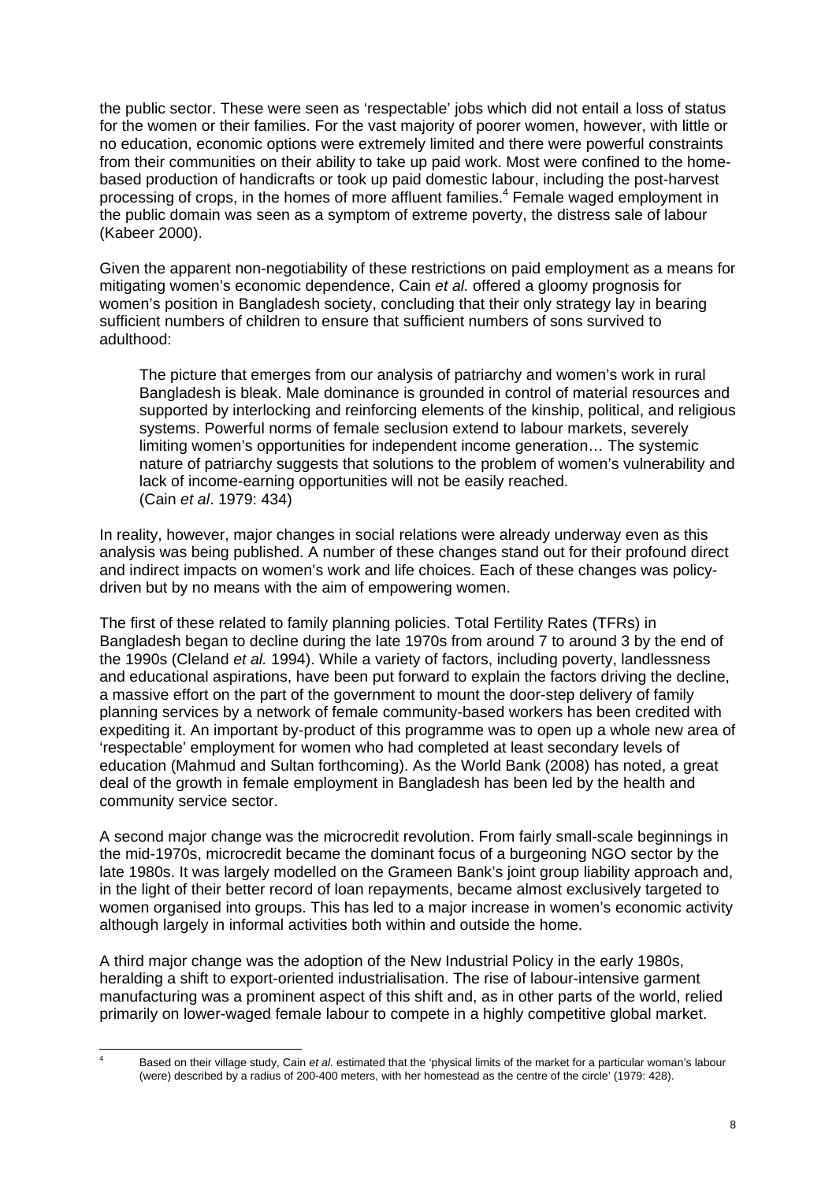the public sector. These were seen as 'respectable' jobs which did not entail a loss of status for the women or their families. For the vast majority of poorer women, however, with little or no education, economic options were extremely limited and there were powerful constraints from their communities on their ability to take up paid work. Most were confined to the home-based production of handicrafts or took up paid domestic labour, including the post-harvest processing of crops, in the homes of more affluent families.[4] Female waged employment in the public domain was seen as a symptom of extreme poverty, the distress sale of labour (Kabeer 2000).

Given the apparent non-negotiability of these restrictions on paid employment as a means for mitigating women's economic dependence, Cain *et al.* offered a gloomy prognosis for women's position in Bangladesh society, concluding that their only strategy lay in bearing sufficient numbers of children to ensure that sufficient numbers of sons survived to adulthood:

> The picture that emerges from our analysis of patriarchy and women's work in rural Bangladesh is bleak. Male dominance is grounded in control of material resources and supported by interlocking and reinforcing elements of the kinship, political, and religious systems. Powerful norms of female seclusion extend to labour markets, severely limiting women's opportunities for independent income generation… The systemic nature of patriarchy suggests that solutions to the problem of women's vulnerability and lack of income-earning opportunities will not be easily reached.
> (Cain *et al*. 1979: 434)

In reality, however, major changes in social relations were already underway even as this analysis was being published. A number of these changes stand out for their profound direct and indirect impacts on women's work and life choices. Each of these changes was policy-driven but by no means with the aim of empowering women.

The first of these related to family planning policies. Total Fertility Rates (TFRs) in Bangladesh began to decline during the late 1970s from around 7 to around 3 by the end of the 1990s (Cleland *et al.* 1994). While a variety of factors, including poverty, landlessness and educational aspirations, have been put forward to explain the factors driving the decline, a massive effort on the part of the government to mount the door-step delivery of family planning services by a network of female community-based workers has been credited with expediting it. An important by-product of this programme was to open up a whole new area of 'respectable' employment for women who had completed at least secondary levels of education (Mahmud and Sultan forthcoming). As the World Bank (2008) has noted, a great deal of the growth in female employment in Bangladesh has been led by the health and community service sector.

A second major change was the microcredit revolution. From fairly small-scale beginnings in the mid-1970s, microcredit became the dominant focus of a burgeoning NGO sector by the late 1980s. It was largely modelled on the Grameen Bank's joint group liability approach and, in the light of their better record of loan repayments, became almost exclusively targeted to women organised into groups. This has led to a major increase in women's economic activity although largely in informal activities both within and outside the home.

A third major change was the adoption of the New Industrial Policy in the early 1980s, heralding a shift to export-oriented industrialisation. The rise of labour-intensive garment manufacturing was a prominent aspect of this shift and, as in other parts of the world, relied primarily on lower-waged female labour to compete in a highly competitive global market.

[4] Based on their village study, Cain *et al.* estimated that the 'physical limits of the market for a particular woman's labour (were) described by a radius of 200-400 meters, with her homestead as the centre of the circle' (1979: 428).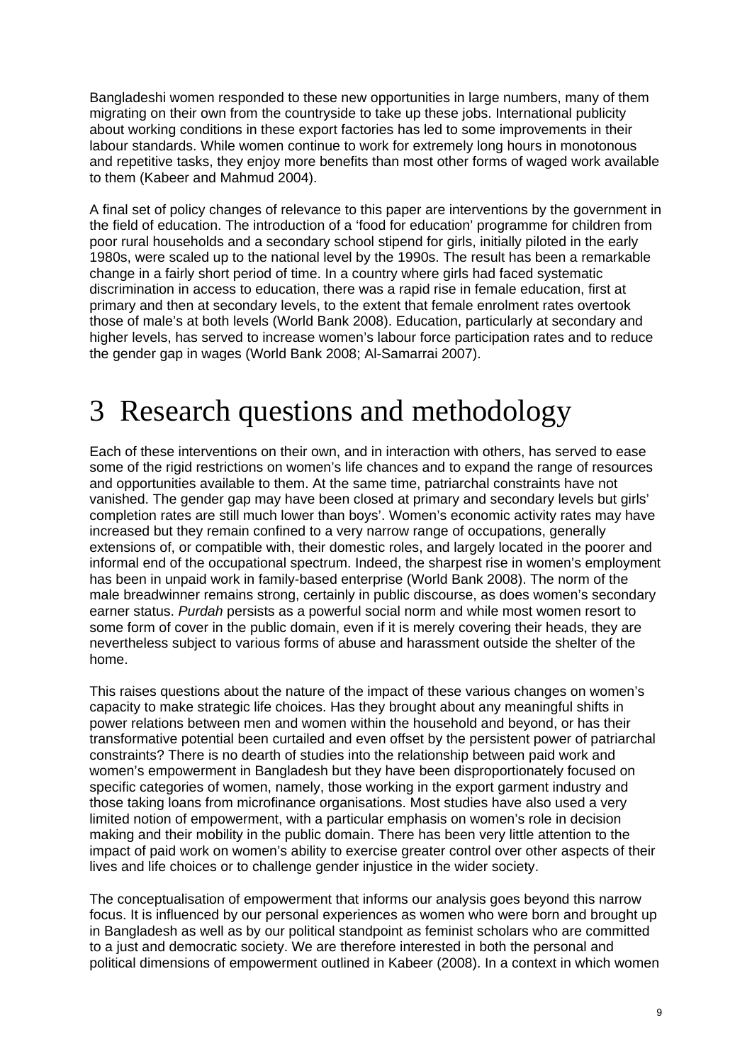Bangladeshi women responded to these new opportunities in large numbers, many of them migrating on their own from the countryside to take up these jobs. International publicity about working conditions in these export factories has led to some improvements in their labour standards. While women continue to work for extremely long hours in monotonous and repetitive tasks, they enjoy more benefits than most other forms of waged work available to them (Kabeer and Mahmud 2004).

A final set of policy changes of relevance to this paper are interventions by the government in the field of education. The introduction of a 'food for education' programme for children from poor rural households and a secondary school stipend for girls, initially piloted in the early 1980s, were scaled up to the national level by the 1990s. The result has been a remarkable change in a fairly short period of time. In a country where girls had faced systematic discrimination in access to education, there was a rapid rise in female education, first at primary and then at secondary levels, to the extent that female enrolment rates overtook those of male's at both levels (World Bank 2008). Education, particularly at secondary and higher levels, has served to increase women's labour force participation rates and to reduce the gender gap in wages (World Bank 2008; Al-Samarrai 2007).

# 3 Research questions and methodology

Each of these interventions on their own, and in interaction with others, has served to ease some of the rigid restrictions on women's life chances and to expand the range of resources and opportunities available to them. At the same time, patriarchal constraints have not vanished. The gender gap may have been closed at primary and secondary levels but girls' completion rates are still much lower than boys'. Women's economic activity rates may have increased but they remain confined to a very narrow range of occupations, generally extensions of, or compatible with, their domestic roles, and largely located in the poorer and informal end of the occupational spectrum. Indeed, the sharpest rise in women's employment has been in unpaid work in family-based enterprise (World Bank 2008). The norm of the male breadwinner remains strong, certainly in public discourse, as does women's secondary earner status. *Purdah* persists as a powerful social norm and while most women resort to some form of cover in the public domain, even if it is merely covering their heads, they are nevertheless subject to various forms of abuse and harassment outside the shelter of the home.

This raises questions about the nature of the impact of these various changes on women's capacity to make strategic life choices. Has they brought about any meaningful shifts in power relations between men and women within the household and beyond, or has their transformative potential been curtailed and even offset by the persistent power of patriarchal constraints? There is no dearth of studies into the relationship between paid work and women's empowerment in Bangladesh but they have been disproportionately focused on specific categories of women, namely, those working in the export garment industry and those taking loans from microfinance organisations. Most studies have also used a very limited notion of empowerment, with a particular emphasis on women's role in decision making and their mobility in the public domain. There has been very little attention to the impact of paid work on women's ability to exercise greater control over other aspects of their lives and life choices or to challenge gender injustice in the wider society.

The conceptualisation of empowerment that informs our analysis goes beyond this narrow focus. It is influenced by our personal experiences as women who were born and brought up in Bangladesh as well as by our political standpoint as feminist scholars who are committed to a just and democratic society. We are therefore interested in both the personal and political dimensions of empowerment outlined in Kabeer (2008). In a context in which women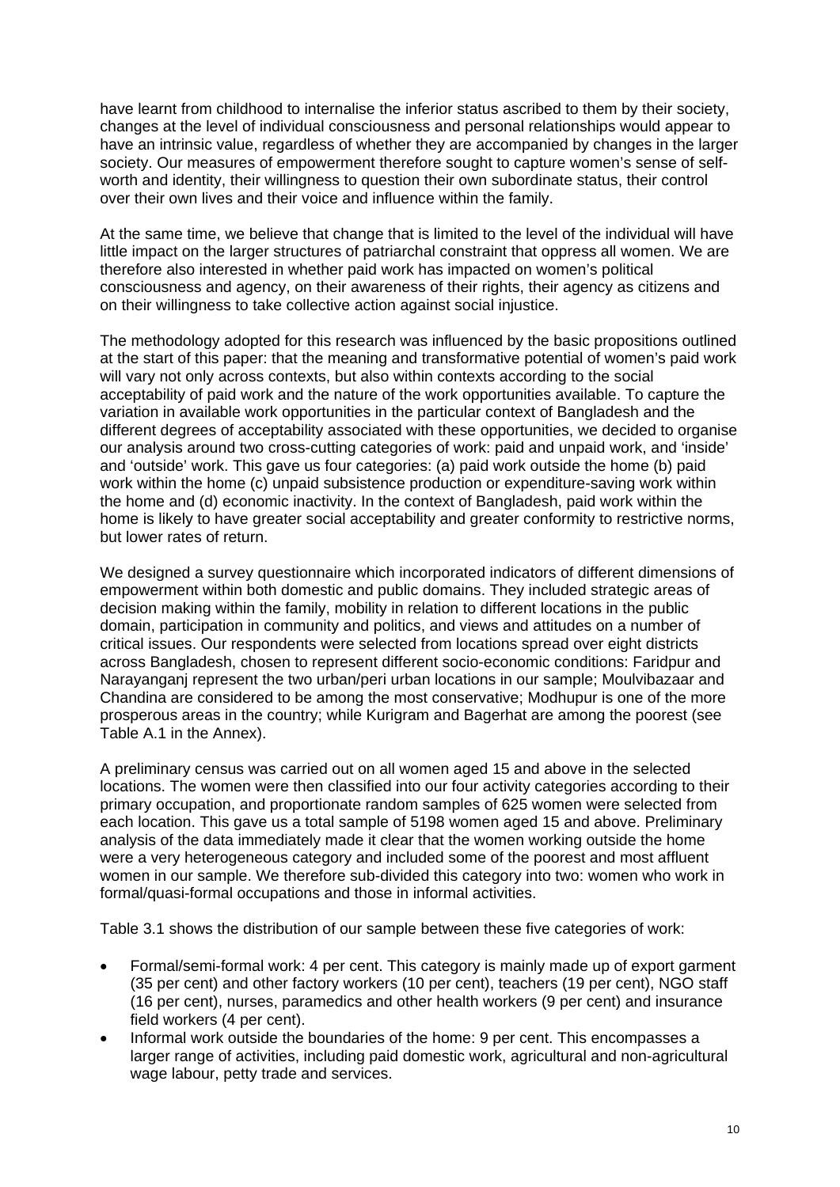have learnt from childhood to internalise the inferior status ascribed to them by their society, changes at the level of individual consciousness and personal relationships would appear to have an intrinsic value, regardless of whether they are accompanied by changes in the larger society. Our measures of empowerment therefore sought to capture women's sense of self-worth and identity, their willingness to question their own subordinate status, their control over their own lives and their voice and influence within the family.

At the same time, we believe that change that is limited to the level of the individual will have little impact on the larger structures of patriarchal constraint that oppress all women. We are therefore also interested in whether paid work has impacted on women's political consciousness and agency, on their awareness of their rights, their agency as citizens and on their willingness to take collective action against social injustice.

The methodology adopted for this research was influenced by the basic propositions outlined at the start of this paper: that the meaning and transformative potential of women's paid work will vary not only across contexts, but also within contexts according to the social acceptability of paid work and the nature of the work opportunities available. To capture the variation in available work opportunities in the particular context of Bangladesh and the different degrees of acceptability associated with these opportunities, we decided to organise our analysis around two cross-cutting categories of work: paid and unpaid work, and 'inside' and 'outside' work. This gave us four categories: (a) paid work outside the home (b) paid work within the home (c) unpaid subsistence production or expenditure-saving work within the home and (d) economic inactivity. In the context of Bangladesh, paid work within the home is likely to have greater social acceptability and greater conformity to restrictive norms, but lower rates of return.

We designed a survey questionnaire which incorporated indicators of different dimensions of empowerment within both domestic and public domains. They included strategic areas of decision making within the family, mobility in relation to different locations in the public domain, participation in community and politics, and views and attitudes on a number of critical issues. Our respondents were selected from locations spread over eight districts across Bangladesh, chosen to represent different socio-economic conditions: Faridpur and Narayanganj represent the two urban/peri urban locations in our sample; Moulvibazaar and Chandina are considered to be among the most conservative; Modhupur is one of the more prosperous areas in the country; while Kurigram and Bagerhat are among the poorest (see Table A.1 in the Annex).

A preliminary census was carried out on all women aged 15 and above in the selected locations. The women were then classified into our four activity categories according to their primary occupation, and proportionate random samples of 625 women were selected from each location. This gave us a total sample of 5198 women aged 15 and above. Preliminary analysis of the data immediately made it clear that the women working outside the home were a very heterogeneous category and included some of the poorest and most affluent women in our sample. We therefore sub-divided this category into two: women who work in formal/quasi-formal occupations and those in informal activities.

Table 3.1 shows the distribution of our sample between these five categories of work:

- Formal/semi-formal work: 4 per cent. This category is mainly made up of export garment (35 per cent) and other factory workers (10 per cent), teachers (19 per cent), NGO staff (16 per cent), nurses, paramedics and other health workers (9 per cent) and insurance field workers (4 per cent).
- Informal work outside the boundaries of the home: 9 per cent. This encompasses a larger range of activities, including paid domestic work, agricultural and non-agricultural wage labour, petty trade and services.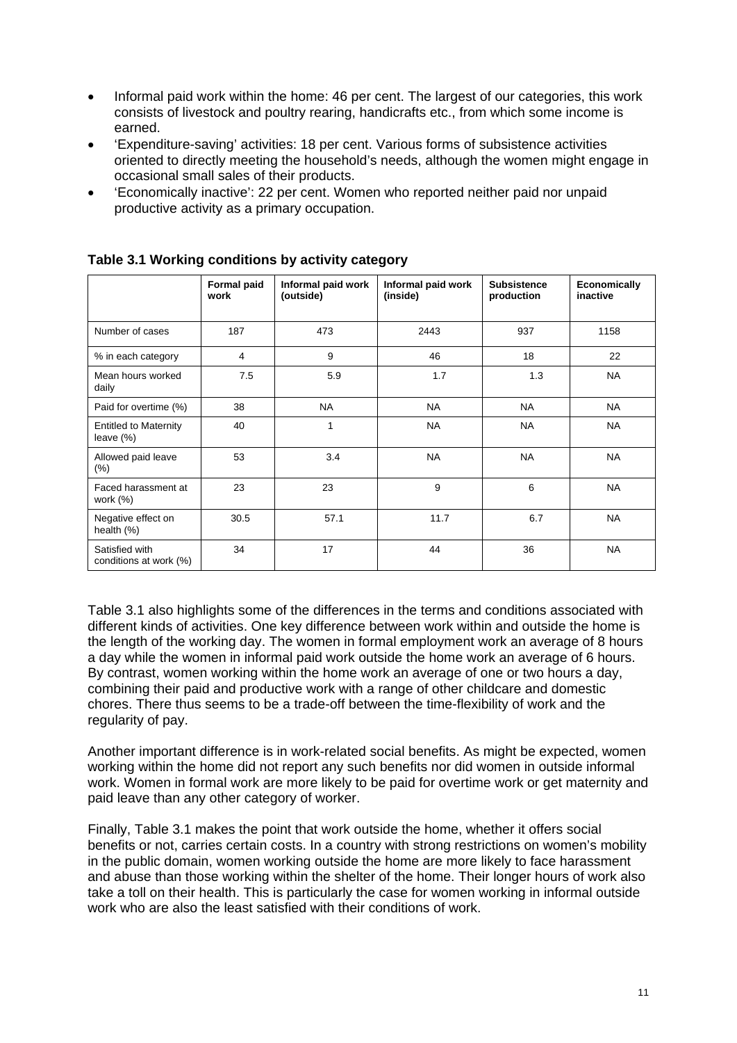- Informal paid work within the home: 46 per cent. The largest of our categories, this work consists of livestock and poultry rearing, handicrafts etc., from which some income is earned.
- 'Expenditure-saving' activities: 18 per cent. Various forms of subsistence activities oriented to directly meeting the household's needs, although the women might engage in occasional small sales of their products.
- 'Economically inactive': 22 per cent. Women who reported neither paid nor unpaid productive activity as a primary occupation.

**Table 3.1 Working conditions by activity category**

| | Formal paid work | Informal paid work (outside) | Informal paid work (inside) | Subsistence production | Economically inactive |
|---|---|---|---|---|---|
| Number of cases | 187 | 473 | 2443 | 937 | 1158 |
| % in each category | 4 | 9 | 46 | 18 | 22 |
| Mean hours worked daily | 7.5 | 5.9 | 1.7 | 1.3 | NA |
| Paid for overtime (%) | 38 | NA | NA | NA | NA |
| Entitled to Maternity leave (%) | 40 | 1 | NA | NA | NA |
| Allowed paid leave (%) | 53 | 3.4 | NA | NA | NA |
| Faced harassment at work (%) | 23 | 23 | 9 | 6 | NA |
| Negative effect on health (%) | 30.5 | 57.1 | 11.7 | 6.7 | NA |
| Satisfied with conditions at work (%) | 34 | 17 | 44 | 36 | NA |

Table 3.1 also highlights some of the differences in the terms and conditions associated with different kinds of activities. One key difference between work within and outside the home is the length of the working day. The women in formal employment work an average of 8 hours a day while the women in informal paid work outside the home work an average of 6 hours. By contrast, women working within the home work an average of one or two hours a day, combining their paid and productive work with a range of other childcare and domestic chores. There thus seems to be a trade-off between the time-flexibility of work and the regularity of pay.

Another important difference is in work-related social benefits. As might be expected, women working within the home did not report any such benefits nor did women in outside informal work. Women in formal work are more likely to be paid for overtime work or get maternity and paid leave than any other category of worker.

Finally, Table 3.1 makes the point that work outside the home, whether it offers social benefits or not, carries certain costs. In a country with strong restrictions on women's mobility in the public domain, women working outside the home are more likely to face harassment and abuse than those working within the shelter of the home. Their longer hours of work also take a toll on their health. This is particularly the case for women working in informal outside work who are also the least satisfied with their conditions of work.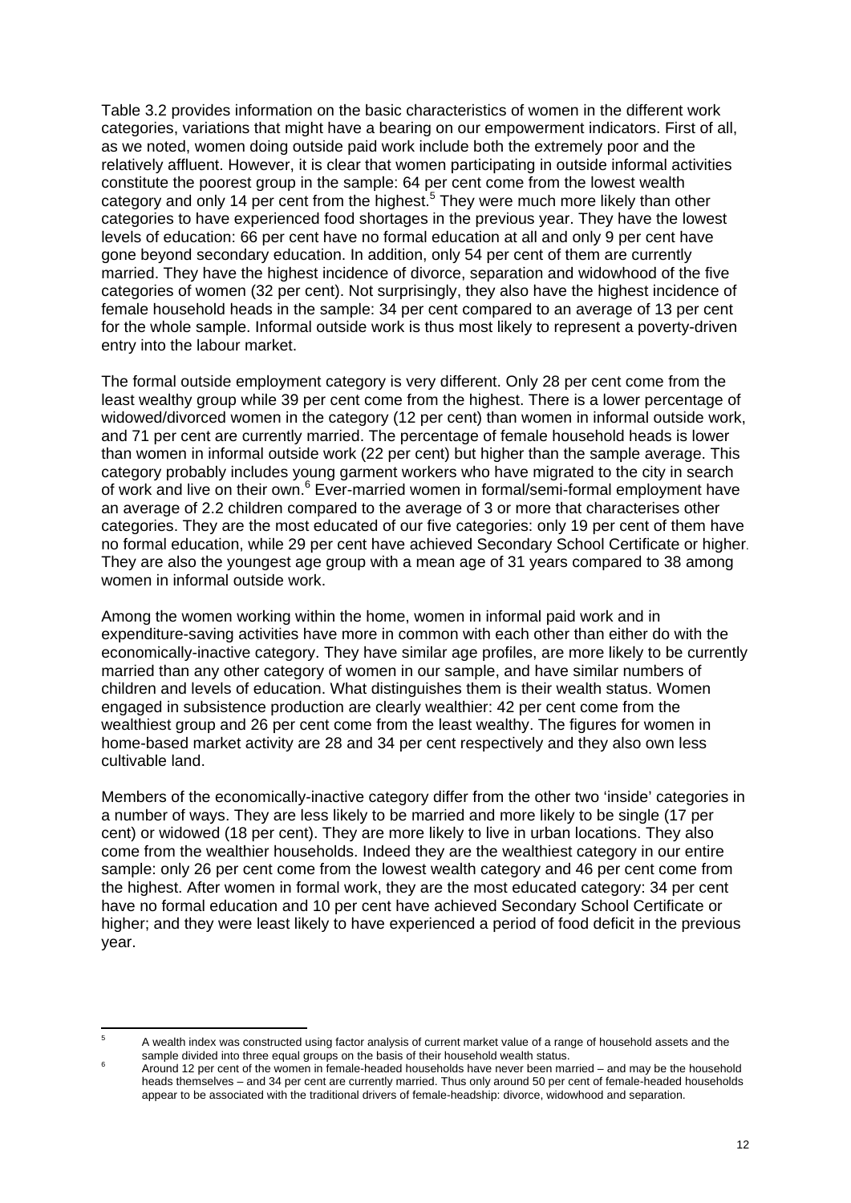Table 3.2 provides information on the basic characteristics of women in the different work categories, variations that might have a bearing on our empowerment indicators. First of all, as we noted, women doing outside paid work include both the extremely poor and the relatively affluent. However, it is clear that women participating in outside informal activities constitute the poorest group in the sample: 64 per cent come from the lowest wealth category and only 14 per cent from the highest.[5] They were much more likely than other categories to have experienced food shortages in the previous year. They have the lowest levels of education: 66 per cent have no formal education at all and only 9 per cent have gone beyond secondary education. In addition, only 54 per cent of them are currently married. They have the highest incidence of divorce, separation and widowhood of the five categories of women (32 per cent). Not surprisingly, they also have the highest incidence of female household heads in the sample: 34 per cent compared to an average of 13 per cent for the whole sample. Informal outside work is thus most likely to represent a poverty-driven entry into the labour market.

The formal outside employment category is very different. Only 28 per cent come from the least wealthy group while 39 per cent come from the highest. There is a lower percentage of widowed/divorced women in the category (12 per cent) than women in informal outside work, and 71 per cent are currently married. The percentage of female household heads is lower than women in informal outside work (22 per cent) but higher than the sample average. This category probably includes young garment workers who have migrated to the city in search of work and live on their own.[6] Ever-married women in formal/semi-formal employment have an average of 2.2 children compared to the average of 3 or more that characterises other categories. They are the most educated of our five categories: only 19 per cent of them have no formal education, while 29 per cent have achieved Secondary School Certificate or higher. They are also the youngest age group with a mean age of 31 years compared to 38 among women in informal outside work.

Among the women working within the home, women in informal paid work and in expenditure-saving activities have more in common with each other than either do with the economically-inactive category. They have similar age profiles, are more likely to be currently married than any other category of women in our sample, and have similar numbers of children and levels of education. What distinguishes them is their wealth status. Women engaged in subsistence production are clearly wealthier: 42 per cent come from the wealthiest group and 26 per cent come from the least wealthy. The figures for women in home-based market activity are 28 and 34 per cent respectively and they also own less cultivable land.

Members of the economically-inactive category differ from the other two 'inside' categories in a number of ways. They are less likely to be married and more likely to be single (17 per cent) or widowed (18 per cent). They are more likely to live in urban locations. They also come from the wealthier households. Indeed they are the wealthiest category in our entire sample: only 26 per cent come from the lowest wealth category and 46 per cent come from the highest. After women in formal work, they are the most educated category: 34 per cent have no formal education and 10 per cent have achieved Secondary School Certificate or higher; and they were least likely to have experienced a period of food deficit in the previous year.

---

[5] A wealth index was constructed using factor analysis of current market value of a range of household assets and the sample divided into three equal groups on the basis of their household wealth status.

[6] Around 12 per cent of the women in female-headed households have never been married – and may be the household heads themselves – and 34 per cent are currently married. Thus only around 50 per cent of female-headed households appear to be associated with the traditional drivers of female-headship: divorce, widowhood and separation.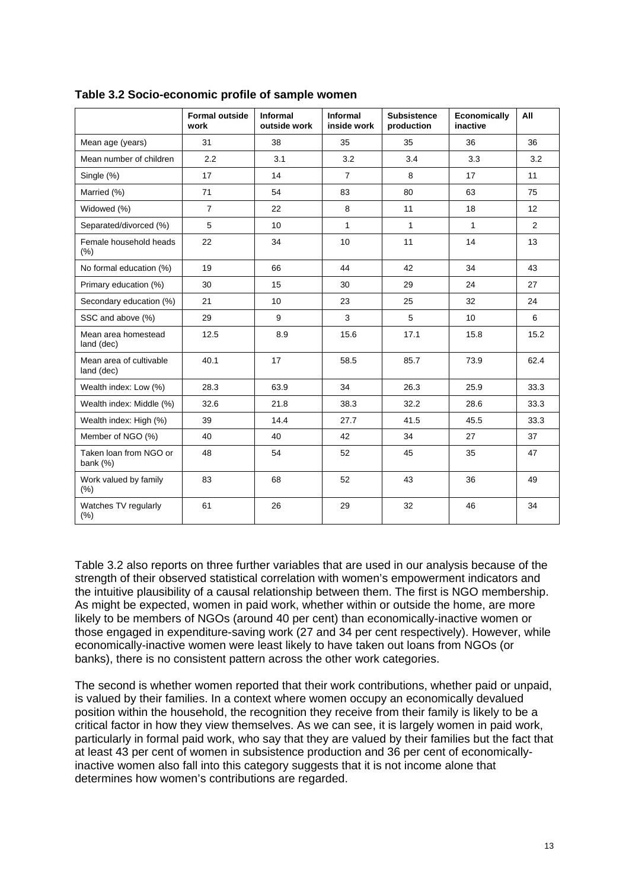**Table 3.2 Socio-economic profile of sample women**

| | Formal outside work | Informal outside work | Informal inside work | Subsistence production | Economically inactive | All |
|---|---|---|---|---|---|---|
| Mean age (years) | 31 | 38 | 35 | 35 | 36 | 36 |
| Mean number of children | 2.2 | 3.1 | 3.2 | 3.4 | 3.3 | 3.2 |
| Single (%) | 17 | 14 | 7 | 8 | 17 | 11 |
| Married (%) | 71 | 54 | 83 | 80 | 63 | 75 |
| Widowed (%) | 7 | 22 | 8 | 11 | 18 | 12 |
| Separated/divorced (%) | 5 | 10 | 1 | 1 | 1 | 2 |
| Female household heads (%) | 22 | 34 | 10 | 11 | 14 | 13 |
| No formal education (%) | 19 | 66 | 44 | 42 | 34 | 43 |
| Primary education (%) | 30 | 15 | 30 | 29 | 24 | 27 |
| Secondary education (%) | 21 | 10 | 23 | 25 | 32 | 24 |
| SSC and above (%) | 29 | 9 | 3 | 5 | 10 | 6 |
| Mean area homestead land (dec) | 12.5 | 8.9 | 15.6 | 17.1 | 15.8 | 15.2 |
| Mean area of cultivable land (dec) | 40.1 | 17 | 58.5 | 85.7 | 73.9 | 62.4 |
| Wealth index: Low (%) | 28.3 | 63.9 | 34 | 26.3 | 25.9 | 33.3 |
| Wealth index: Middle (%) | 32.6 | 21.8 | 38.3 | 32.2 | 28.6 | 33.3 |
| Wealth index: High (%) | 39 | 14.4 | 27.7 | 41.5 | 45.5 | 33.3 |
| Member of NGO (%) | 40 | 40 | 42 | 34 | 27 | 37 |
| Taken loan from NGO or bank (%) | 48 | 54 | 52 | 45 | 35 | 47 |
| Work valued by family (%) | 83 | 68 | 52 | 43 | 36 | 49 |
| Watches TV regularly (%) | 61 | 26 | 29 | 32 | 46 | 34 |

Table 3.2 also reports on three further variables that are used in our analysis because of the strength of their observed statistical correlation with women's empowerment indicators and the intuitive plausibility of a causal relationship between them. The first is NGO membership. As might be expected, women in paid work, whether within or outside the home, are more likely to be members of NGOs (around 40 per cent) than economically-inactive women or those engaged in expenditure-saving work (27 and 34 per cent respectively). However, while economically-inactive women were least likely to have taken out loans from NGOs (or banks), there is no consistent pattern across the other work categories.

The second is whether women reported that their work contributions, whether paid or unpaid, is valued by their families. In a context where women occupy an economically devalued position within the household, the recognition they receive from their family is likely to be a critical factor in how they view themselves. As we can see, it is largely women in paid work, particularly in formal paid work, who say that they are valued by their families but the fact that at least 43 per cent of women in subsistence production and 36 per cent of economically-inactive women also fall into this category suggests that it is not income alone that determines how women's contributions are regarded.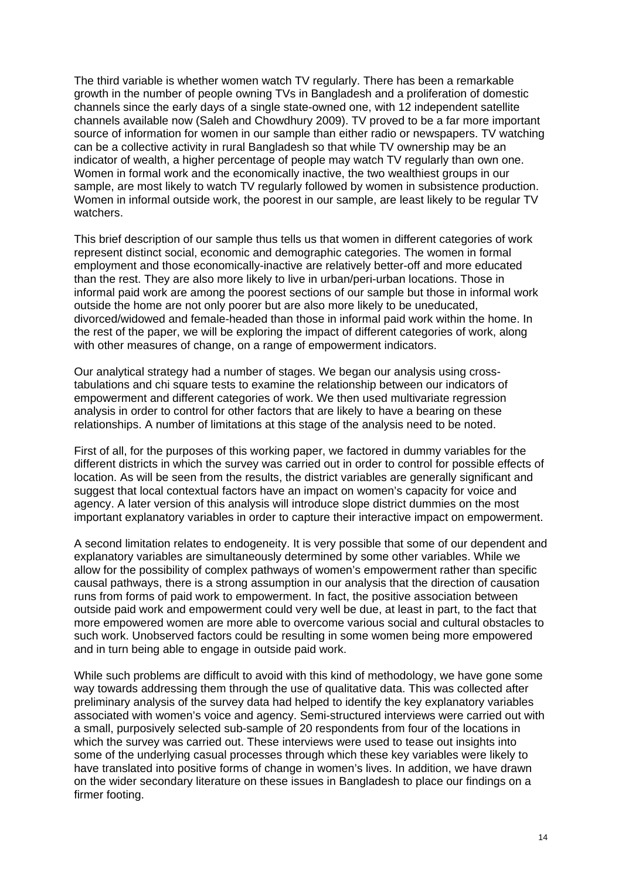The third variable is whether women watch TV regularly. There has been a remarkable growth in the number of people owning TVs in Bangladesh and a proliferation of domestic channels since the early days of a single state-owned one, with 12 independent satellite channels available now (Saleh and Chowdhury 2009). TV proved to be a far more important source of information for women in our sample than either radio or newspapers. TV watching can be a collective activity in rural Bangladesh so that while TV ownership may be an indicator of wealth, a higher percentage of people may watch TV regularly than own one. Women in formal work and the economically inactive, the two wealthiest groups in our sample, are most likely to watch TV regularly followed by women in subsistence production. Women in informal outside work, the poorest in our sample, are least likely to be regular TV watchers.

This brief description of our sample thus tells us that women in different categories of work represent distinct social, economic and demographic categories. The women in formal employment and those economically-inactive are relatively better-off and more educated than the rest. They are also more likely to live in urban/peri-urban locations. Those in informal paid work are among the poorest sections of our sample but those in informal work outside the home are not only poorer but are also more likely to be uneducated, divorced/widowed and female-headed than those in informal paid work within the home. In the rest of the paper, we will be exploring the impact of different categories of work, along with other measures of change, on a range of empowerment indicators.

Our analytical strategy had a number of stages. We began our analysis using cross-tabulations and chi square tests to examine the relationship between our indicators of empowerment and different categories of work. We then used multivariate regression analysis in order to control for other factors that are likely to have a bearing on these relationships. A number of limitations at this stage of the analysis need to be noted.

First of all, for the purposes of this working paper, we factored in dummy variables for the different districts in which the survey was carried out in order to control for possible effects of location. As will be seen from the results, the district variables are generally significant and suggest that local contextual factors have an impact on women's capacity for voice and agency. A later version of this analysis will introduce slope district dummies on the most important explanatory variables in order to capture their interactive impact on empowerment.

A second limitation relates to endogeneity. It is very possible that some of our dependent and explanatory variables are simultaneously determined by some other variables. While we allow for the possibility of complex pathways of women's empowerment rather than specific causal pathways, there is a strong assumption in our analysis that the direction of causation runs from forms of paid work to empowerment. In fact, the positive association between outside paid work and empowerment could very well be due, at least in part, to the fact that more empowered women are more able to overcome various social and cultural obstacles to such work. Unobserved factors could be resulting in some women being more empowered and in turn being able to engage in outside paid work.

While such problems are difficult to avoid with this kind of methodology, we have gone some way towards addressing them through the use of qualitative data. This was collected after preliminary analysis of the survey data had helped to identify the key explanatory variables associated with women's voice and agency. Semi-structured interviews were carried out with a small, purposively selected sub-sample of 20 respondents from four of the locations in which the survey was carried out. These interviews were used to tease out insights into some of the underlying casual processes through which these key variables were likely to have translated into positive forms of change in women's lives. In addition, we have drawn on the wider secondary literature on these issues in Bangladesh to place our findings on a firmer footing.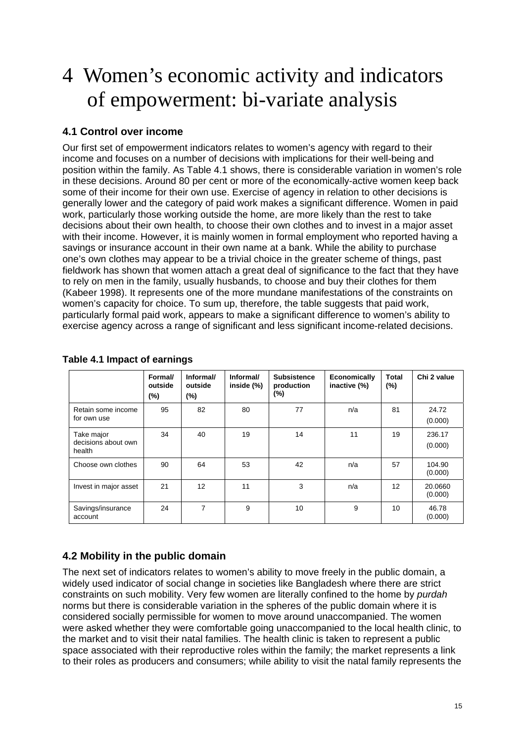# 4 Women's economic activity and indicators of empowerment: bi-variate analysis

## 4.1 Control over income

Our first set of empowerment indicators relates to women's agency with regard to their income and focuses on a number of decisions with implications for their well-being and position within the family. As Table 4.1 shows, there is considerable variation in women's role in these decisions. Around 80 per cent or more of the economically-active women keep back some of their income for their own use. Exercise of agency in relation to other decisions is generally lower and the category of paid work makes a significant difference. Women in paid work, particularly those working outside the home, are more likely than the rest to take decisions about their own health, to choose their own clothes and to invest in a major asset with their income. However, it is mainly women in formal employment who reported having a savings or insurance account in their own name at a bank. While the ability to purchase one's own clothes may appear to be a trivial choice in the greater scheme of things, past fieldwork has shown that women attach a great deal of significance to the fact that they have to rely on men in the family, usually husbands, to choose and buy their clothes for them (Kabeer 1998). It represents one of the more mundane manifestations of the constraints on women's capacity for choice. To sum up, therefore, the table suggests that paid work, particularly formal paid work, appears to make a significant difference to women's ability to exercise agency across a range of significant and less significant income-related decisions.

**Table 4.1 Impact of earnings**

| | Formal/ outside (%) | Informal/ outside (%) | Informal/ inside (%) | Subsistence production (%) | Economically inactive (%) | Total (%) | Chi 2 value |
|---|---|---|---|---|---|---|---|
| Retain some income for own use | 95 | 82 | 80 | 77 | n/a | 81 | 24.72 (0.000) |
| Take major decisions about own health | 34 | 40 | 19 | 14 | 11 | 19 | 236.17 (0.000) |
| Choose own clothes | 90 | 64 | 53 | 42 | n/a | 57 | 104.90 (0.000) |
| Invest in major asset | 21 | 12 | 11 | 3 | n/a | 12 | 20.0660 (0.000) |
| Savings/insurance account | 24 | 7 | 9 | 10 | 9 | 10 | 46.78 (0.000) |

## 4.2 Mobility in the public domain

The next set of indicators relates to women's ability to move freely in the public domain, a widely used indicator of social change in societies like Bangladesh where there are strict constraints on such mobility. Very few women are literally confined to the home by *purdah* norms but there is considerable variation in the spheres of the public domain where it is considered socially permissible for women to move around unaccompanied. The women were asked whether they were comfortable going unaccompanied to the local health clinic, to the market and to visit their natal families. The health clinic is taken to represent a public space associated with their reproductive roles within the family; the market represents a link to their roles as producers and consumers; while ability to visit the natal family represents the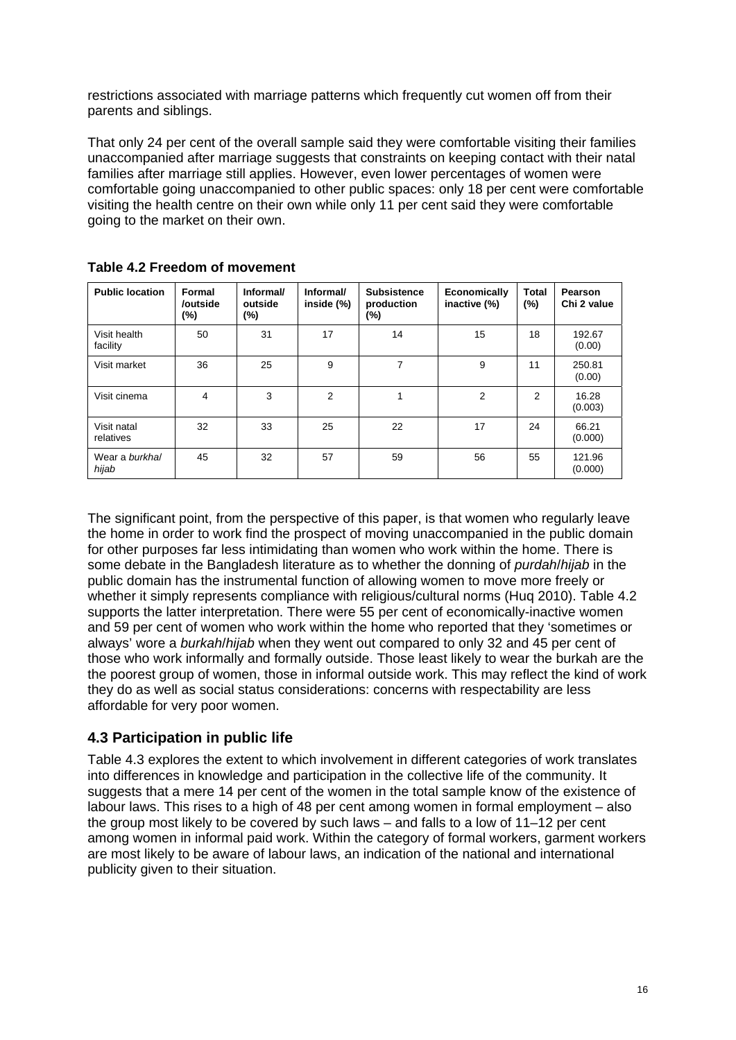restrictions associated with marriage patterns which frequently cut women off from their parents and siblings.

That only 24 per cent of the overall sample said they were comfortable visiting their families unaccompanied after marriage suggests that constraints on keeping contact with their natal families after marriage still applies. However, even lower percentages of women were comfortable going unaccompanied to other public spaces: only 18 per cent were comfortable visiting the health centre on their own while only 11 per cent said they were comfortable going to the market on their own.

**Table 4.2 Freedom of movement**

| Public location | Formal /outside (%) | Informal/ outside (%) | Informal/ inside (%) | Subsistence production (%) | Economically inactive (%) | Total (%) | Pearson Chi 2 value |
|---|---|---|---|---|---|---|---|
| Visit health facility | 50 | 31 | 17 | 14 | 15 | 18 | 192.67 (0.00) |
| Visit market | 36 | 25 | 9 | 7 | 9 | 11 | 250.81 (0.00) |
| Visit cinema | 4 | 3 | 2 | 1 | 2 | 2 | 16.28 (0.003) |
| Visit natal relatives | 32 | 33 | 25 | 22 | 17 | 24 | 66.21 (0.000) |
| Wear a *burkha*/ *hijab* | 45 | 32 | 57 | 59 | 56 | 55 | 121.96 (0.000) |

The significant point, from the perspective of this paper, is that women who regularly leave the home in order to work find the prospect of moving unaccompanied in the public domain for other purposes far less intimidating than women who work within the home. There is some debate in the Bangladesh literature as to whether the donning of *purdah*/*hijab* in the public domain has the instrumental function of allowing women to move more freely or whether it simply represents compliance with religious/cultural norms (Huq 2010). Table 4.2 supports the latter interpretation. There were 55 per cent of economically-inactive women and 59 per cent of women who work within the home who reported that they 'sometimes or always' wore a *burkah*/*hijab* when they went out compared to only 32 and 45 per cent of those who work informally and formally outside. Those least likely to wear the burkah are the the poorest group of women, those in informal outside work. This may reflect the kind of work they do as well as social status considerations: concerns with respectability are less affordable for very poor women.

## 4.3 Participation in public life

Table 4.3 explores the extent to which involvement in different categories of work translates into differences in knowledge and participation in the collective life of the community. It suggests that a mere 14 per cent of the women in the total sample know of the existence of labour laws. This rises to a high of 48 per cent among women in formal employment – also the group most likely to be covered by such laws – and falls to a low of 11–12 per cent among women in informal paid work. Within the category of formal workers, garment workers are most likely to be aware of labour laws, an indication of the national and international publicity given to their situation.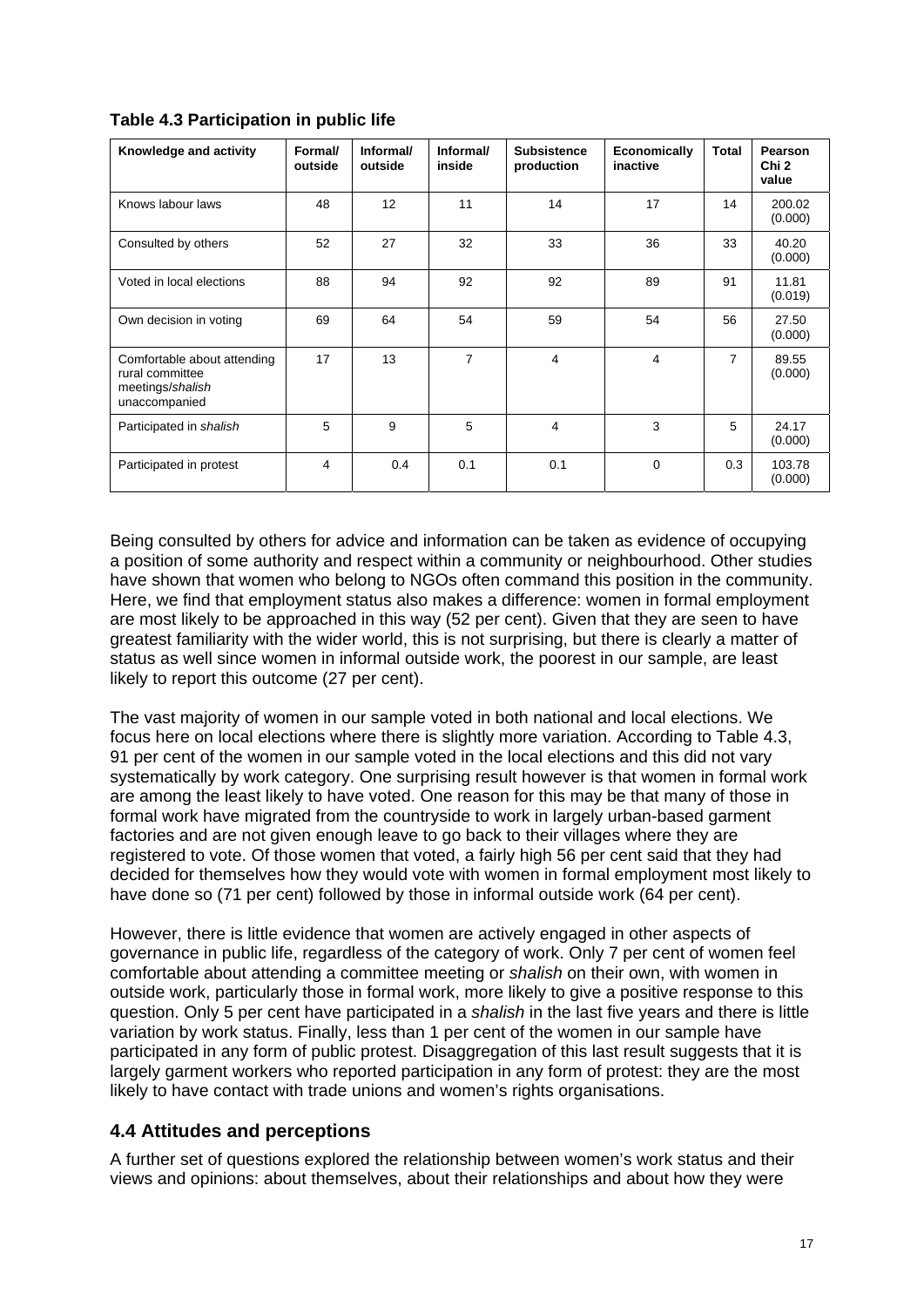**Table 4.3 Participation in public life**

| Knowledge and activity | Formal/ outside | Informal/ outside | Informal/ inside | Subsistence production | Economically inactive | Total | Pearson Chi 2 value |
|---|---|---|---|---|---|---|---|
| Knows labour laws | 48 | 12 | 11 | 14 | 17 | 14 | 200.02 (0.000) |
| Consulted by others | 52 | 27 | 32 | 33 | 36 | 33 | 40.20 (0.000) |
| Voted in local elections | 88 | 94 | 92 | 92 | 89 | 91 | 11.81 (0.019) |
| Own decision in voting | 69 | 64 | 54 | 59 | 54 | 56 | 27.50 (0.000) |
| Comfortable about attending rural committee meetings/*shalish* unaccompanied | 17 | 13 | 7 | 4 | 4 | 7 | 89.55 (0.000) |
| Participated in *shalish* | 5 | 9 | 5 | 4 | 3 | 5 | 24.17 (0.000) |
| Participated in protest | 4 | 0.4 | 0.1 | 0.1 | 0 | 0.3 | 103.78 (0.000) |

Being consulted by others for advice and information can be taken as evidence of occupying a position of some authority and respect within a community or neighbourhood. Other studies have shown that women who belong to NGOs often command this position in the community. Here, we find that employment status also makes a difference: women in formal employment are most likely to be approached in this way (52 per cent). Given that they are seen to have greatest familiarity with the wider world, this is not surprising, but there is clearly a matter of status as well since women in informal outside work, the poorest in our sample, are least likely to report this outcome (27 per cent).

The vast majority of women in our sample voted in both national and local elections. We focus here on local elections where there is slightly more variation. According to Table 4.3, 91 per cent of the women in our sample voted in the local elections and this did not vary systematically by work category. One surprising result however is that women in formal work are among the least likely to have voted. One reason for this may be that many of those in formal work have migrated from the countryside to work in largely urban-based garment factories and are not given enough leave to go back to their villages where they are registered to vote. Of those women that voted, a fairly high 56 per cent said that they had decided for themselves how they would vote with women in formal employment most likely to have done so (71 per cent) followed by those in informal outside work (64 per cent).

However, there is little evidence that women are actively engaged in other aspects of governance in public life, regardless of the category of work. Only 7 per cent of women feel comfortable about attending a committee meeting or *shalish* on their own, with women in outside work, particularly those in formal work, more likely to give a positive response to this question. Only 5 per cent have participated in a *shalish* in the last five years and there is little variation by work status. Finally, less than 1 per cent of the women in our sample have participated in any form of public protest. Disaggregation of this last result suggests that it is largely garment workers who reported participation in any form of protest: they are the most likely to have contact with trade unions and women's rights organisations.

## 4.4 Attitudes and perceptions

A further set of questions explored the relationship between women's work status and their views and opinions: about themselves, about their relationships and about how they were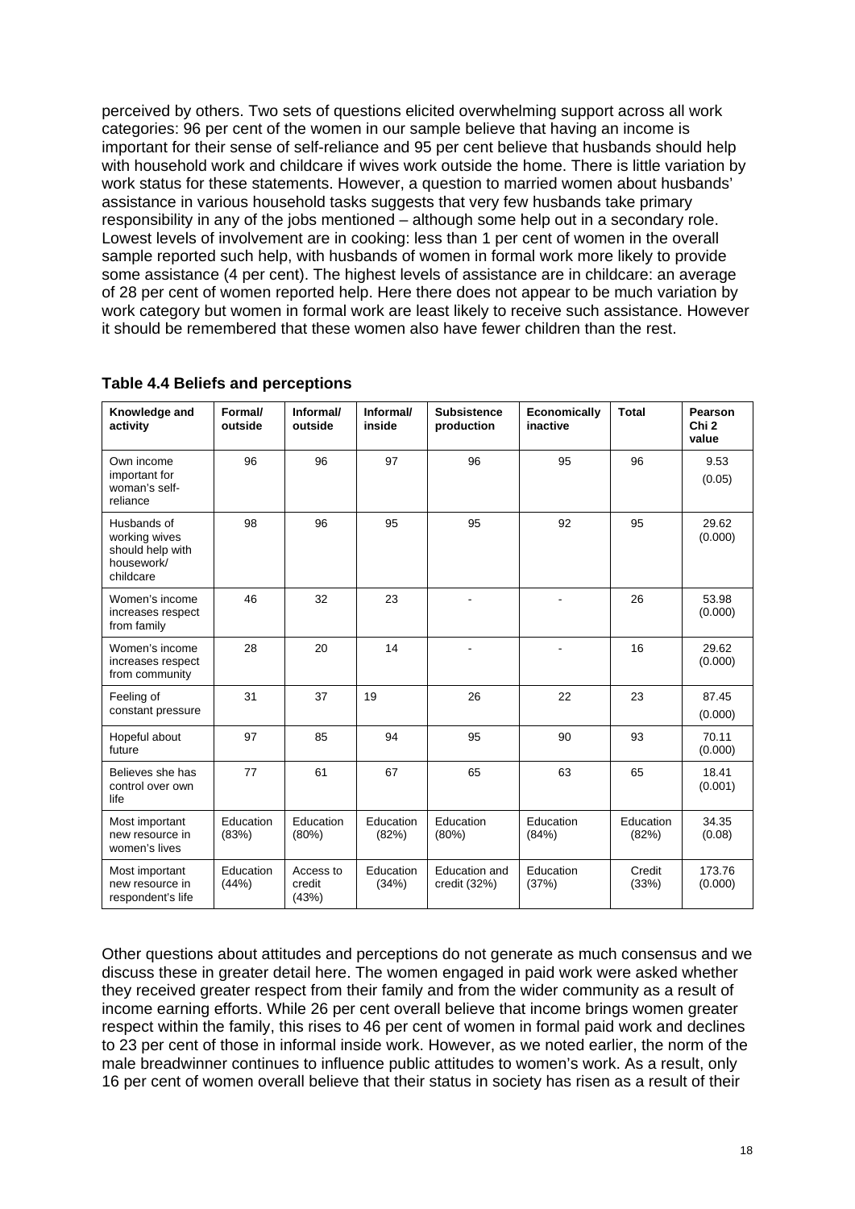perceived by others. Two sets of questions elicited overwhelming support across all work categories: 96 per cent of the women in our sample believe that having an income is important for their sense of self-reliance and 95 per cent believe that husbands should help with household work and childcare if wives work outside the home. There is little variation by work status for these statements. However, a question to married women about husbands' assistance in various household tasks suggests that very few husbands take primary responsibility in any of the jobs mentioned – although some help out in a secondary role. Lowest levels of involvement are in cooking: less than 1 per cent of women in the overall sample reported such help, with husbands of women in formal work more likely to provide some assistance (4 per cent). The highest levels of assistance are in childcare: an average of 28 per cent of women reported help. Here there does not appear to be much variation by work category but women in formal work are least likely to receive such assistance. However it should be remembered that these women also have fewer children than the rest.

**Table 4.4 Beliefs and perceptions**

| Knowledge and activity | Formal/ outside | Informal/ outside | Informal/ inside | Subsistence production | Economically inactive | Total | Pearson Chi 2 value |
|---|---|---|---|---|---|---|---|
| Own income important for woman's self-reliance | 96 | 96 | 97 | 96 | 95 | 96 | 9.53 (0.05) |
| Husbands of working wives should help with housework/ childcare | 98 | 96 | 95 | 95 | 92 | 95 | 29.62 (0.000) |
| Women's income increases respect from family | 46 | 32 | 23 | - | - | 26 | 53.98 (0.000) |
| Women's income increases respect from community | 28 | 20 | 14 | - | - | 16 | 29.62 (0.000) |
| Feeling of constant pressure | 31 | 37 | 19 | 26 | 22 | 23 | 87.45 (0.000) |
| Hopeful about future | 97 | 85 | 94 | 95 | 90 | 93 | 70.11 (0.000) |
| Believes she has control over own life | 77 | 61 | 67 | 65 | 63 | 65 | 18.41 (0.001) |
| Most important new resource in women's lives | Education (83%) | Education (80%) | Education (82%) | Education (80%) | Education (84%) | Education (82%) | 34.35 (0.08) |
| Most important new resource in respondent's life | Education (44%) | Access to credit (43%) | Education (34%) | Education and credit (32%) | Education (37%) | Credit (33%) | 173.76 (0.000) |

Other questions about attitudes and perceptions do not generate as much consensus and we discuss these in greater detail here. The women engaged in paid work were asked whether they received greater respect from their family and from the wider community as a result of income earning efforts. While 26 per cent overall believe that income brings women greater respect within the family, this rises to 46 per cent of women in formal paid work and declines to 23 per cent of those in informal inside work. However, as we noted earlier, the norm of the male breadwinner continues to influence public attitudes to women's work. As a result, only 16 per cent of women overall believe that their status in society has risen as a result of their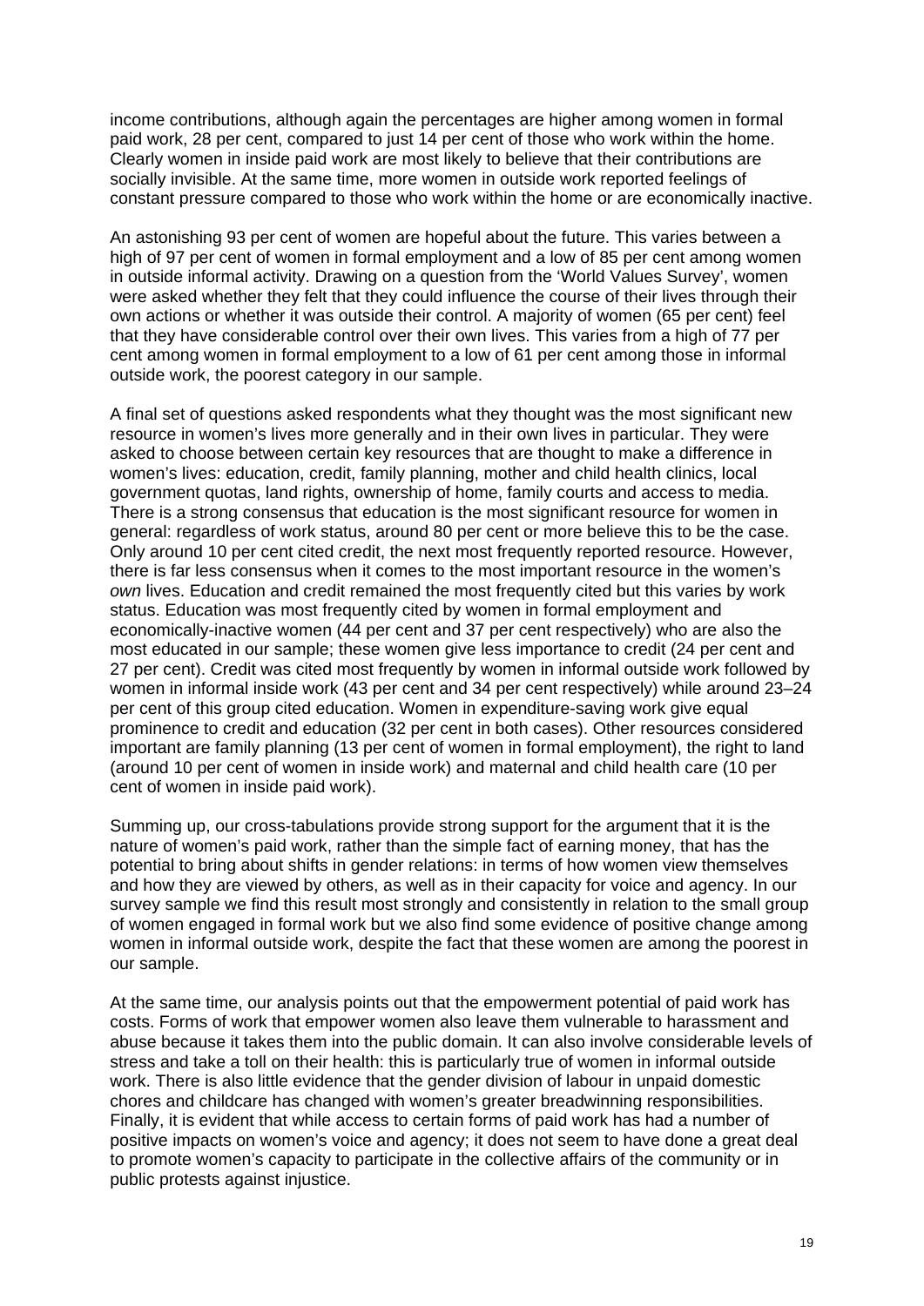income contributions, although again the percentages are higher among women in formal paid work, 28 per cent, compared to just 14 per cent of those who work within the home. Clearly women in inside paid work are most likely to believe that their contributions are socially invisible. At the same time, more women in outside work reported feelings of constant pressure compared to those who work within the home or are economically inactive.

An astonishing 93 per cent of women are hopeful about the future. This varies between a high of 97 per cent of women in formal employment and a low of 85 per cent among women in outside informal activity. Drawing on a question from the 'World Values Survey', women were asked whether they felt that they could influence the course of their lives through their own actions or whether it was outside their control. A majority of women (65 per cent) feel that they have considerable control over their own lives. This varies from a high of 77 per cent among women in formal employment to a low of 61 per cent among those in informal outside work, the poorest category in our sample.

A final set of questions asked respondents what they thought was the most significant new resource in women's lives more generally and in their own lives in particular. They were asked to choose between certain key resources that are thought to make a difference in women's lives: education, credit, family planning, mother and child health clinics, local government quotas, land rights, ownership of home, family courts and access to media. There is a strong consensus that education is the most significant resource for women in general: regardless of work status, around 80 per cent or more believe this to be the case. Only around 10 per cent cited credit, the next most frequently reported resource. However, there is far less consensus when it comes to the most important resource in the women's *own* lives. Education and credit remained the most frequently cited but this varies by work status. Education was most frequently cited by women in formal employment and economically-inactive women (44 per cent and 37 per cent respectively) who are also the most educated in our sample; these women give less importance to credit (24 per cent and 27 per cent). Credit was cited most frequently by women in informal outside work followed by women in informal inside work (43 per cent and 34 per cent respectively) while around 23–24 per cent of this group cited education. Women in expenditure-saving work give equal prominence to credit and education (32 per cent in both cases). Other resources considered important are family planning (13 per cent of women in formal employment), the right to land (around 10 per cent of women in inside work) and maternal and child health care (10 per cent of women in inside paid work).

Summing up, our cross-tabulations provide strong support for the argument that it is the nature of women's paid work, rather than the simple fact of earning money, that has the potential to bring about shifts in gender relations: in terms of how women view themselves and how they are viewed by others, as well as in their capacity for voice and agency. In our survey sample we find this result most strongly and consistently in relation to the small group of women engaged in formal work but we also find some evidence of positive change among women in informal outside work, despite the fact that these women are among the poorest in our sample.

At the same time, our analysis points out that the empowerment potential of paid work has costs. Forms of work that empower women also leave them vulnerable to harassment and abuse because it takes them into the public domain. It can also involve considerable levels of stress and take a toll on their health: this is particularly true of women in informal outside work. There is also little evidence that the gender division of labour in unpaid domestic chores and childcare has changed with women's greater breadwinning responsibilities. Finally, it is evident that while access to certain forms of paid work has had a number of positive impacts on women's voice and agency; it does not seem to have done a great deal to promote women's capacity to participate in the collective affairs of the community or in public protests against injustice.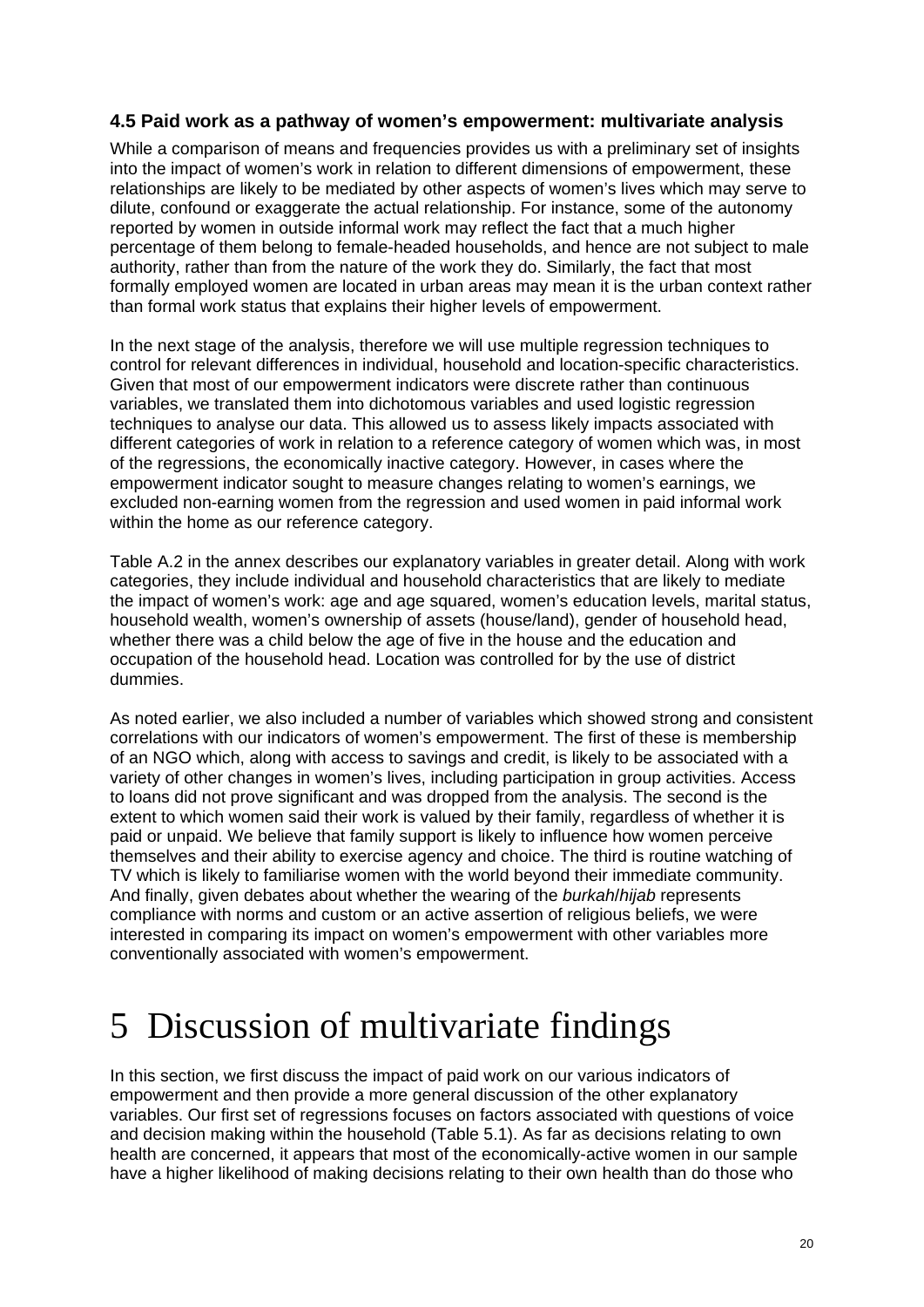### 4.5 Paid work as a pathway of women's empowerment: multivariate analysis

While a comparison of means and frequencies provides us with a preliminary set of insights into the impact of women's work in relation to different dimensions of empowerment, these relationships are likely to be mediated by other aspects of women's lives which may serve to dilute, confound or exaggerate the actual relationship. For instance, some of the autonomy reported by women in outside informal work may reflect the fact that a much higher percentage of them belong to female-headed households, and hence are not subject to male authority, rather than from the nature of the work they do. Similarly, the fact that most formally employed women are located in urban areas may mean it is the urban context rather than formal work status that explains their higher levels of empowerment.

In the next stage of the analysis, therefore we will use multiple regression techniques to control for relevant differences in individual, household and location-specific characteristics. Given that most of our empowerment indicators were discrete rather than continuous variables, we translated them into dichotomous variables and used logistic regression techniques to analyse our data. This allowed us to assess likely impacts associated with different categories of work in relation to a reference category of women which was, in most of the regressions, the economically inactive category. However, in cases where the empowerment indicator sought to measure changes relating to women's earnings, we excluded non-earning women from the regression and used women in paid informal work within the home as our reference category.

Table A.2 in the annex describes our explanatory variables in greater detail. Along with work categories, they include individual and household characteristics that are likely to mediate the impact of women's work: age and age squared, women's education levels, marital status, household wealth, women's ownership of assets (house/land), gender of household head, whether there was a child below the age of five in the house and the education and occupation of the household head. Location was controlled for by the use of district dummies.

As noted earlier, we also included a number of variables which showed strong and consistent correlations with our indicators of women's empowerment. The first of these is membership of an NGO which, along with access to savings and credit, is likely to be associated with a variety of other changes in women's lives, including participation in group activities. Access to loans did not prove significant and was dropped from the analysis. The second is the extent to which women said their work is valued by their family, regardless of whether it is paid or unpaid. We believe that family support is likely to influence how women perceive themselves and their ability to exercise agency and choice. The third is routine watching of TV which is likely to familiarise women with the world beyond their immediate community. And finally, given debates about whether the wearing of the *burkah*/*hijab* represents compliance with norms and custom or an active assertion of religious beliefs, we were interested in comparing its impact on women's empowerment with other variables more conventionally associated with women's empowerment.

# 5 Discussion of multivariate findings

In this section, we first discuss the impact of paid work on our various indicators of empowerment and then provide a more general discussion of the other explanatory variables. Our first set of regressions focuses on factors associated with questions of voice and decision making within the household (Table 5.1). As far as decisions relating to own health are concerned, it appears that most of the economically-active women in our sample have a higher likelihood of making decisions relating to their own health than do those who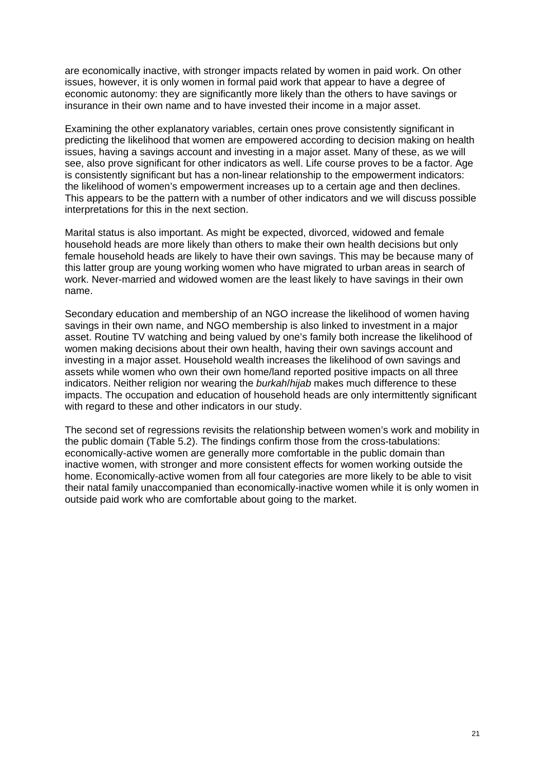are economically inactive, with stronger impacts related by women in paid work. On other issues, however, it is only women in formal paid work that appear to have a degree of economic autonomy: they are significantly more likely than the others to have savings or insurance in their own name and to have invested their income in a major asset.

Examining the other explanatory variables, certain ones prove consistently significant in predicting the likelihood that women are empowered according to decision making on health issues, having a savings account and investing in a major asset. Many of these, as we will see, also prove significant for other indicators as well. Life course proves to be a factor. Age is consistently significant but has a non-linear relationship to the empowerment indicators: the likelihood of women's empowerment increases up to a certain age and then declines. This appears to be the pattern with a number of other indicators and we will discuss possible interpretations for this in the next section.

Marital status is also important. As might be expected, divorced, widowed and female household heads are more likely than others to make their own health decisions but only female household heads are likely to have their own savings. This may be because many of this latter group are young working women who have migrated to urban areas in search of work. Never-married and widowed women are the least likely to have savings in their own name.

Secondary education and membership of an NGO increase the likelihood of women having savings in their own name, and NGO membership is also linked to investment in a major asset. Routine TV watching and being valued by one's family both increase the likelihood of women making decisions about their own health, having their own savings account and investing in a major asset. Household wealth increases the likelihood of own savings and assets while women who own their own home/land reported positive impacts on all three indicators. Neither religion nor wearing the *burkah*/*hijab* makes much difference to these impacts. The occupation and education of household heads are only intermittently significant with regard to these and other indicators in our study.

The second set of regressions revisits the relationship between women's work and mobility in the public domain (Table 5.2). The findings confirm those from the cross-tabulations: economically-active women are generally more comfortable in the public domain than inactive women, with stronger and more consistent effects for women working outside the home. Economically-active women from all four categories are more likely to be able to visit their natal family unaccompanied than economically-inactive women while it is only women in outside paid work who are comfortable about going to the market.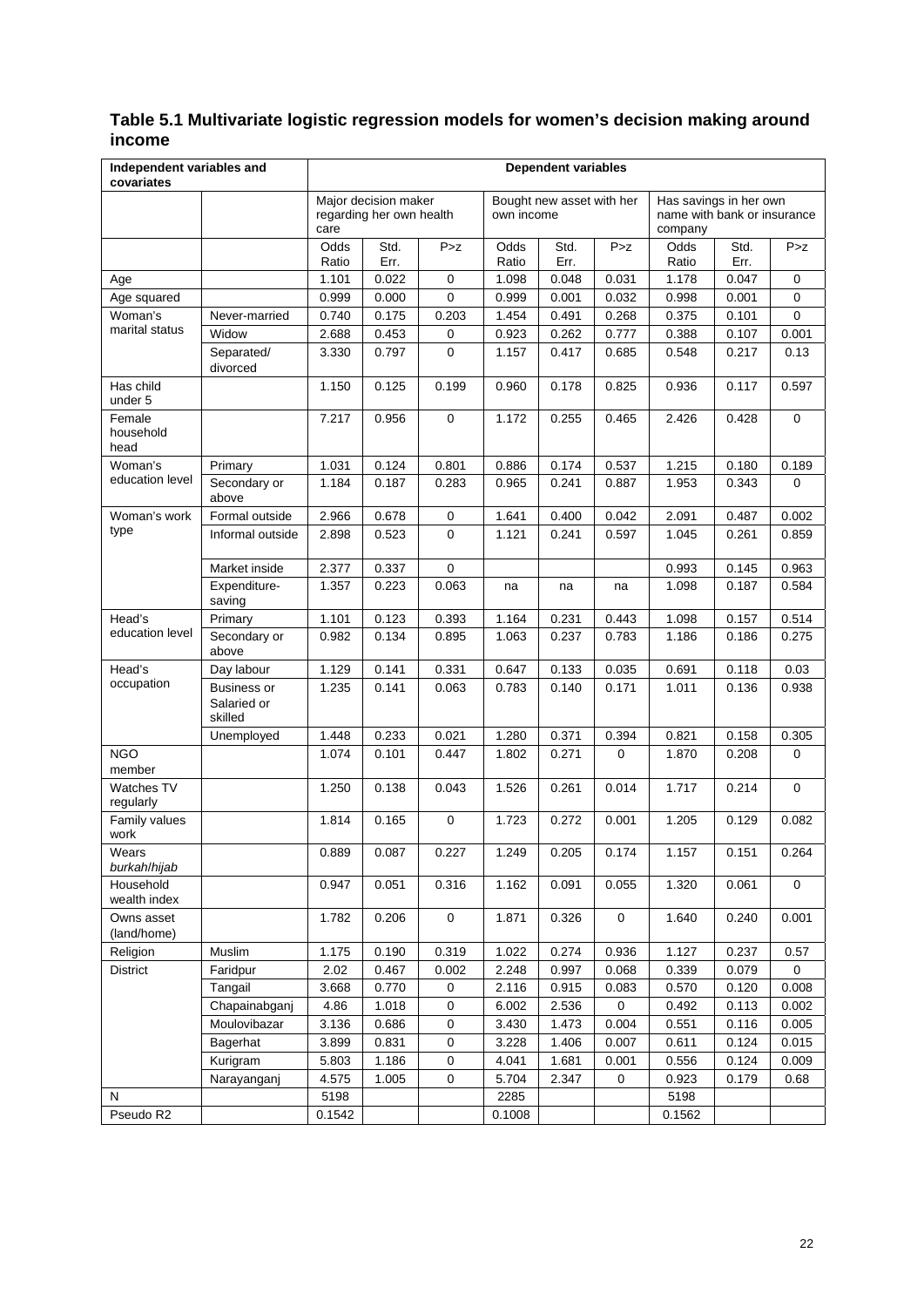## Table 5.1 Multivariate logistic regression models for women's decision making around income

| Independent variables and covariates | | Dependent variables | | | | | | | | |
|---|---|---|---|---|---|---|---|---|---|---|
| | | Major decision maker regarding her own health care | | | Bought new asset with her own income | | | Has savings in her own name with bank or insurance company | | |
| | | Odds Ratio | Std. Err. | P>z | Odds Ratio | Std. Err. | P>z | Odds Ratio | Std. Err. | P>z |
| Age | | 1.101 | 0.022 | 0 | 1.098 | 0.048 | 0.031 | 1.178 | 0.047 | 0 |
| Age squared | | 0.999 | 0.000 | 0 | 0.999 | 0.001 | 0.032 | 0.998 | 0.001 | 0 |
| Woman's marital status | Never-married | 0.740 | 0.175 | 0.203 | 1.454 | 0.491 | 0.268 | 0.375 | 0.101 | 0 |
| | Widow | 2.688 | 0.453 | 0 | 0.923 | 0.262 | 0.777 | 0.388 | 0.107 | 0.001 |
| | Separated/ divorced | 3.330 | 0.797 | 0 | 1.157 | 0.417 | 0.685 | 0.548 | 0.217 | 0.13 |
| Has child under 5 | | 1.150 | 0.125 | 0.199 | 0.960 | 0.178 | 0.825 | 0.936 | 0.117 | 0.597 |
| Female household head | | 7.217 | 0.956 | 0 | 1.172 | 0.255 | 0.465 | 2.426 | 0.428 | 0 |
| Woman's education level | Primary | 1.031 | 0.124 | 0.801 | 0.886 | 0.174 | 0.537 | 1.215 | 0.180 | 0.189 |
| | Secondary or above | 1.184 | 0.187 | 0.283 | 0.965 | 0.241 | 0.887 | 1.953 | 0.343 | 0 |
| Woman's work type | Formal outside | 2.966 | 0.678 | 0 | 1.641 | 0.400 | 0.042 | 2.091 | 0.487 | 0.002 |
| | Informal outside | 2.898 | 0.523 | 0 | 1.121 | 0.241 | 0.597 | 1.045 | 0.261 | 0.859 |
| | Market inside | 2.377 | 0.337 | 0 | | | | 0.993 | 0.145 | 0.963 |
| | Expenditure-saving | 1.357 | 0.223 | 0.063 | na | na | na | 1.098 | 0.187 | 0.584 |
| Head's education level | Primary | 1.101 | 0.123 | 0.393 | 1.164 | 0.231 | 0.443 | 1.098 | 0.157 | 0.514 |
| | Secondary or above | 0.982 | 0.134 | 0.895 | 1.063 | 0.237 | 0.783 | 1.186 | 0.186 | 0.275 |
| Head's occupation | Day labour | 1.129 | 0.141 | 0.331 | 0.647 | 0.133 | 0.035 | 0.691 | 0.118 | 0.03 |
| | Business or Salaried or skilled | 1.235 | 0.141 | 0.063 | 0.783 | 0.140 | 0.171 | 1.011 | 0.136 | 0.938 |
| | Unemployed | 1.448 | 0.233 | 0.021 | 1.280 | 0.371 | 0.394 | 0.821 | 0.158 | 0.305 |
| NGO member | | 1.074 | 0.101 | 0.447 | 1.802 | 0.271 | 0 | 1.870 | 0.208 | 0 |
| Watches TV regularly | | 1.250 | 0.138 | 0.043 | 1.526 | 0.261 | 0.014 | 1.717 | 0.214 | 0 |
| Family values work | | 1.814 | 0.165 | 0 | 1.723 | 0.272 | 0.001 | 1.205 | 0.129 | 0.082 |
| Wears *burkah*/*hijab* | | 0.889 | 0.087 | 0.227 | 1.249 | 0.205 | 0.174 | 1.157 | 0.151 | 0.264 |
| Household wealth index | | 0.947 | 0.051 | 0.316 | 1.162 | 0.091 | 0.055 | 1.320 | 0.061 | 0 |
| Owns asset (land/home) | | 1.782 | 0.206 | 0 | 1.871 | 0.326 | 0 | 1.640 | 0.240 | 0.001 |
| Religion | Muslim | 1.175 | 0.190 | 0.319 | 1.022 | 0.274 | 0.936 | 1.127 | 0.237 | 0.57 |
| District | Faridpur | 2.02 | 0.467 | 0.002 | 2.248 | 0.997 | 0.068 | 0.339 | 0.079 | 0 |
| | Tangail | 3.668 | 0.770 | 0 | 2.116 | 0.915 | 0.083 | 0.570 | 0.120 | 0.008 |
| | Chapainabganj | 4.86 | 1.018 | 0 | 6.002 | 2.536 | 0 | 0.492 | 0.113 | 0.002 |
| | Moulovibazar | 3.136 | 0.686 | 0 | 3.430 | 1.473 | 0.004 | 0.551 | 0.116 | 0.005 |
| | Bagerhat | 3.899 | 0.831 | 0 | 3.228 | 1.406 | 0.007 | 0.611 | 0.124 | 0.015 |
| | Kurigram | 5.803 | 1.186 | 0 | 4.041 | 1.681 | 0.001 | 0.556 | 0.124 | 0.009 |
| | Narayanganj | 4.575 | 1.005 | 0 | 5.704 | 2.347 | 0 | 0.923 | 0.179 | 0.68 |
| N | | 5198 | | | 2285 | | | 5198 | | |
| Pseudo R2 | | 0.1542 | | | 0.1008 | | | 0.1562 | | |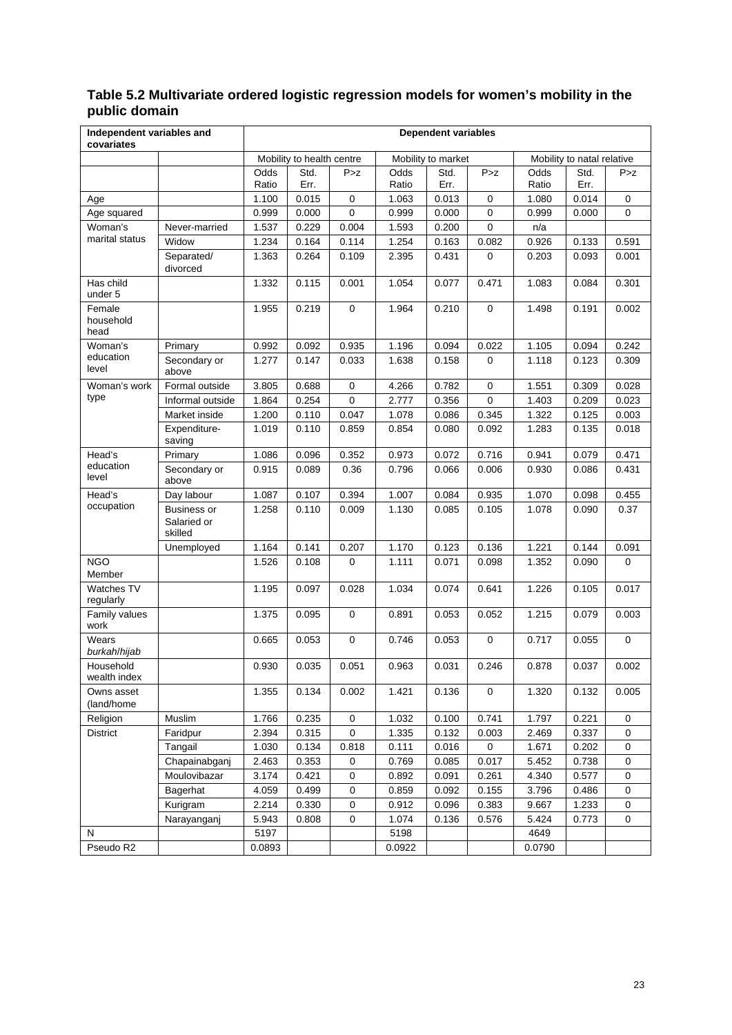## Table 5.2 Multivariate ordered logistic regression models for women's mobility in the public domain

| Independent variables and covariates | | Dependent variables | | | | | | | | |
|---|---|---|---|---|---|---|---|---|---|---|
| | | Mobility to health centre | | | Mobility to market | | | Mobility to natal relative | | |
| | | Odds Ratio | Std. Err. | P>z | Odds Ratio | Std. Err. | P>z | Odds Ratio | Std. Err. | P>z |
| Age | | 1.100 | 0.015 | 0 | 1.063 | 0.013 | 0 | 1.080 | 0.014 | 0 |
| Age squared | | 0.999 | 0.000 | 0 | 0.999 | 0.000 | 0 | 0.999 | 0.000 | 0 |
| Woman's marital status | Never-married | 1.537 | 0.229 | 0.004 | 1.593 | 0.200 | 0 | n/a | | |
| | Widow | 1.234 | 0.164 | 0.114 | 1.254 | 0.163 | 0.082 | 0.926 | 0.133 | 0.591 |
| | Separated/ divorced | 1.363 | 0.264 | 0.109 | 2.395 | 0.431 | 0 | 0.203 | 0.093 | 0.001 |
| Has child under 5 | | 1.332 | 0.115 | 0.001 | 1.054 | 0.077 | 0.471 | 1.083 | 0.084 | 0.301 |
| Female household head | | 1.955 | 0.219 | 0 | 1.964 | 0.210 | 0 | 1.498 | 0.191 | 0.002 |
| Woman's education level | Primary | 0.992 | 0.092 | 0.935 | 1.196 | 0.094 | 0.022 | 1.105 | 0.094 | 0.242 |
| | Secondary or above | 1.277 | 0.147 | 0.033 | 1.638 | 0.158 | 0 | 1.118 | 0.123 | 0.309 |
| Woman's work type | Formal outside | 3.805 | 0.688 | 0 | 4.266 | 0.782 | 0 | 1.551 | 0.309 | 0.028 |
| | Informal outside | 1.864 | 0.254 | 0 | 2.777 | 0.356 | 0 | 1.403 | 0.209 | 0.023 |
| | Market inside | 1.200 | 0.110 | 0.047 | 1.078 | 0.086 | 0.345 | 1.322 | 0.125 | 0.003 |
| | Expenditure-saving | 1.019 | 0.110 | 0.859 | 0.854 | 0.080 | 0.092 | 1.283 | 0.135 | 0.018 |
| Head's education level | Primary | 1.086 | 0.096 | 0.352 | 0.973 | 0.072 | 0.716 | 0.941 | 0.079 | 0.471 |
| | Secondary or above | 0.915 | 0.089 | 0.36 | 0.796 | 0.066 | 0.006 | 0.930 | 0.086 | 0.431 |
| Head's occupation | Day labour | 1.087 | 0.107 | 0.394 | 1.007 | 0.084 | 0.935 | 1.070 | 0.098 | 0.455 |
| | Business or Salaried or skilled | 1.258 | 0.110 | 0.009 | 1.130 | 0.085 | 0.105 | 1.078 | 0.090 | 0.37 |
| | Unemployed | 1.164 | 0.141 | 0.207 | 1.170 | 0.123 | 0.136 | 1.221 | 0.144 | 0.091 |
| NGO Member | | 1.526 | 0.108 | 0 | 1.111 | 0.071 | 0.098 | 1.352 | 0.090 | 0 |
| Watches TV regularly | | 1.195 | 0.097 | 0.028 | 1.034 | 0.074 | 0.641 | 1.226 | 0.105 | 0.017 |
| Family values work | | 1.375 | 0.095 | 0 | 0.891 | 0.053 | 0.052 | 1.215 | 0.079 | 0.003 |
| Wears *burkah/hijab* | | 0.665 | 0.053 | 0 | 0.746 | 0.053 | 0 | 0.717 | 0.055 | 0 |
| Household wealth index | | 0.930 | 0.035 | 0.051 | 0.963 | 0.031 | 0.246 | 0.878 | 0.037 | 0.002 |
| Owns asset (land/home | | 1.355 | 0.134 | 0.002 | 1.421 | 0.136 | 0 | 1.320 | 0.132 | 0.005 |
| Religion | Muslim | 1.766 | 0.235 | 0 | 1.032 | 0.100 | 0.741 | 1.797 | 0.221 | 0 |
| District | Faridpur | 2.394 | 0.315 | 0 | 1.335 | 0.132 | 0.003 | 2.469 | 0.337 | 0 |
| | Tangail | 1.030 | 0.134 | 0.818 | 0.111 | 0.016 | 0 | 1.671 | 0.202 | 0 |
| | Chapainabganj | 2.463 | 0.353 | 0 | 0.769 | 0.085 | 0.017 | 5.452 | 0.738 | 0 |
| | Moulovibazar | 3.174 | 0.421 | 0 | 0.892 | 0.091 | 0.261 | 4.340 | 0.577 | 0 |
| | Bagerhat | 4.059 | 0.499 | 0 | 0.859 | 0.092 | 0.155 | 3.796 | 0.486 | 0 |
| | Kurigram | 2.214 | 0.330 | 0 | 0.912 | 0.096 | 0.383 | 9.667 | 1.233 | 0 |
| | Narayanganj | 5.943 | 0.808 | 0 | 1.074 | 0.136 | 0.576 | 5.424 | 0.773 | 0 |
| N | | 5197 | | | 5198 | | | 4649 | | |
| Pseudo R2 | | 0.0893 | | | 0.0922 | | | 0.0790 | | |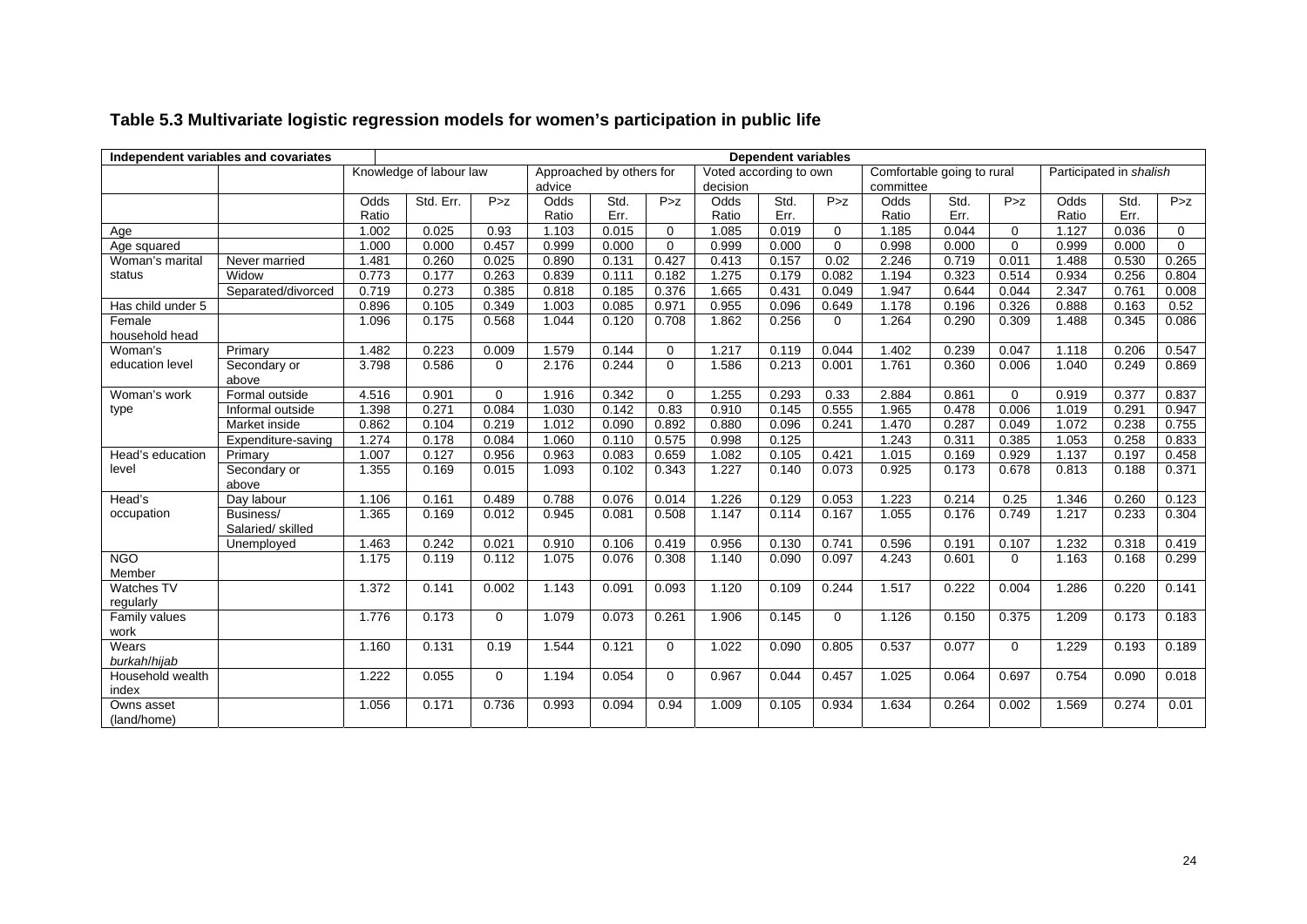## Table 5.3 Multivariate logistic regression models for women's participation in public life

| Independent variables and covariates | | Dependent variables | | | | | | | | | | | | | | |
|---|---|---|---|---|---|---|---|---|---|---|---|---|---|---|---|---|
| | | Knowledge of labour law | | | Approached by others for advice | | | Voted according to own decision | | | Comfortable going to rural committee | | | Participated in *shalish* | | |
| | | Odds Ratio | Std. Err. | P>z | Odds Ratio | Std. Err. | P>z | Odds Ratio | Std. Err. | P>z | Odds Ratio | Std. Err. | P>z | Odds Ratio | Std. Err. | P>z |
| Age | | 1.002 | 0.025 | 0.93 | 1.103 | 0.015 | 0 | 1.085 | 0.019 | 0 | 1.185 | 0.044 | 0 | 1.127 | 0.036 | 0 |
| Age squared | | 1.000 | 0.000 | 0.457 | 0.999 | 0.000 | 0 | 0.999 | 0.000 | 0 | 0.998 | 0.000 | 0 | 0.999 | 0.000 | 0 |
| Woman's marital status | Never married | 1.481 | 0.260 | 0.025 | 0.890 | 0.131 | 0.427 | 0.413 | 0.157 | 0.02 | 2.246 | 0.719 | 0.011 | 1.488 | 0.530 | 0.265 |
| | Widow | 0.773 | 0.177 | 0.263 | 0.839 | 0.111 | 0.182 | 1.275 | 0.179 | 0.082 | 1.194 | 0.323 | 0.514 | 0.934 | 0.256 | 0.804 |
| | Separated/divorced | 0.719 | 0.273 | 0.385 | 0.818 | 0.185 | 0.376 | 1.665 | 0.431 | 0.049 | 1.947 | 0.644 | 0.044 | 2.347 | 0.761 | 0.008 |
| Has child under 5 | | 0.896 | 0.105 | 0.349 | 1.003 | 0.085 | 0.971 | 0.955 | 0.096 | 0.649 | 1.178 | 0.196 | 0.326 | 0.888 | 0.163 | 0.52 |
| Female household head | | 1.096 | 0.175 | 0.568 | 1.044 | 0.120 | 0.708 | 1.862 | 0.256 | 0 | 1.264 | 0.290 | 0.309 | 1.488 | 0.345 | 0.086 |
| Woman's education level | Primary | 1.482 | 0.223 | 0.009 | 1.579 | 0.144 | 0 | 1.217 | 0.119 | 0.044 | 1.402 | 0.239 | 0.047 | 1.118 | 0.206 | 0.547 |
| | Secondary or above | 3.798 | 0.586 | 0 | 2.176 | 0.244 | 0 | 1.586 | 0.213 | 0.001 | 1.761 | 0.360 | 0.006 | 1.040 | 0.249 | 0.869 |
| Woman's work type | Formal outside | 4.516 | 0.901 | 0 | 1.916 | 0.342 | 0 | 1.255 | 0.293 | 0.33 | 2.884 | 0.861 | 0 | 0.919 | 0.377 | 0.837 |
| | Informal outside | 1.398 | 0.271 | 0.084 | 1.030 | 0.142 | 0.83 | 0.910 | 0.145 | 0.555 | 1.965 | 0.478 | 0.006 | 1.019 | 0.291 | 0.947 |
| | Market inside | 0.862 | 0.104 | 0.219 | 1.012 | 0.090 | 0.892 | 0.880 | 0.096 | 0.241 | 1.470 | 0.287 | 0.049 | 1.072 | 0.238 | 0.755 |
| | Expenditure-saving | 1.274 | 0.178 | 0.084 | 1.060 | 0.110 | 0.575 | 0.998 | 0.125 | | 1.243 | 0.311 | 0.385 | 1.053 | 0.258 | 0.833 |
| Head's education level | Primary | 1.007 | 0.127 | 0.956 | 0.963 | 0.083 | 0.659 | 1.082 | 0.105 | 0.421 | 1.015 | 0.169 | 0.929 | 1.137 | 0.197 | 0.458 |
| | Secondary or above | 1.355 | 0.169 | 0.015 | 1.093 | 0.102 | 0.343 | 1.227 | 0.140 | 0.073 | 0.925 | 0.173 | 0.678 | 0.813 | 0.188 | 0.371 |
| Head's occupation | Day labour | 1.106 | 0.161 | 0.489 | 0.788 | 0.076 | 0.014 | 1.226 | 0.129 | 0.053 | 1.223 | 0.214 | 0.25 | 1.346 | 0.260 | 0.123 |
| | Business/ Salaried/ skilled | 1.365 | 0.169 | 0.012 | 0.945 | 0.081 | 0.508 | 1.147 | 0.114 | 0.167 | 1.055 | 0.176 | 0.749 | 1.217 | 0.233 | 0.304 |
| | Unemployed | 1.463 | 0.242 | 0.021 | 0.910 | 0.106 | 0.419 | 0.956 | 0.130 | 0.741 | 0.596 | 0.191 | 0.107 | 1.232 | 0.318 | 0.419 |
| NGO Member | | 1.175 | 0.119 | 0.112 | 1.075 | 0.076 | 0.308 | 1.140 | 0.090 | 0.097 | 4.243 | 0.601 | 0 | 1.163 | 0.168 | 0.299 |
| Watches TV regularly | | 1.372 | 0.141 | 0.002 | 1.143 | 0.091 | 0.093 | 1.120 | 0.109 | 0.244 | 1.517 | 0.222 | 0.004 | 1.286 | 0.220 | 0.141 |
| Family values work | | 1.776 | 0.173 | 0 | 1.079 | 0.073 | 0.261 | 1.906 | 0.145 | 0 | 1.126 | 0.150 | 0.375 | 1.209 | 0.173 | 0.183 |
| Wears *burkah*/*hijab* | | 1.160 | 0.131 | 0.19 | 1.544 | 0.121 | 0 | 1.022 | 0.090 | 0.805 | 0.537 | 0.077 | 0 | 1.229 | 0.193 | 0.189 |
| Household wealth index | | 1.222 | 0.055 | 0 | 1.194 | 0.054 | 0 | 0.967 | 0.044 | 0.457 | 1.025 | 0.064 | 0.697 | 0.754 | 0.090 | 0.018 |
| Owns asset (land/home) | | 1.056 | 0.171 | 0.736 | 0.993 | 0.094 | 0.94 | 1.009 | 0.105 | 0.934 | 1.634 | 0.264 | 0.002 | 1.569 | 0.274 | 0.01 |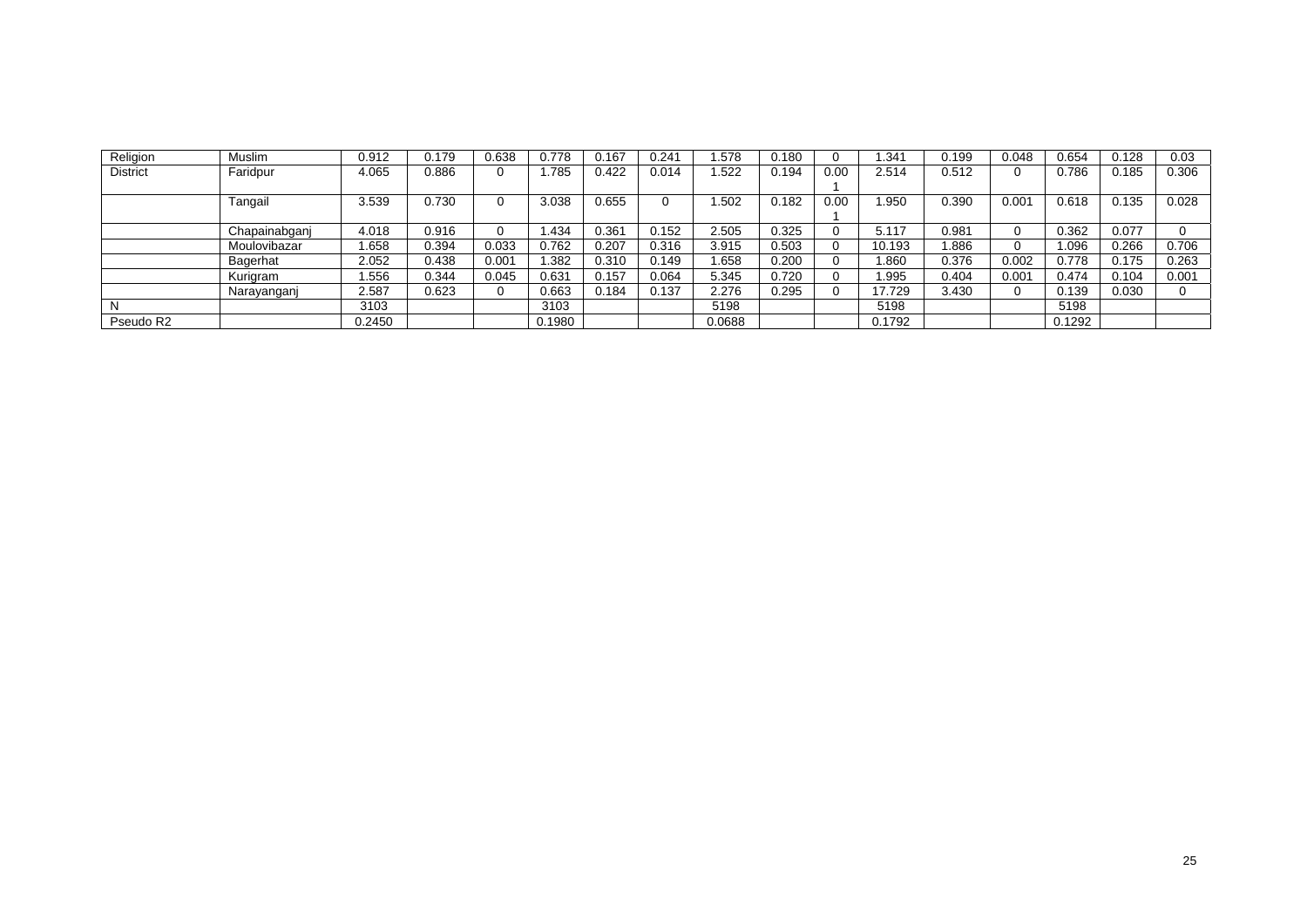| Religion | Muslim | 0.912 | 0.179 | 0.638 | 0.778 | 0.167 | 0.241 | 1.578 | 0.180 | 0 | 1.341 | 0.199 | 0.048 | 0.654 | 0.128 | 0.03 |
|---|---|---|---|---|---|---|---|---|---|---|---|---|---|---|---|---|
| District | Faridpur | 4.065 | 0.886 | 0 | 1.785 | 0.422 | 0.014 | 1.522 | 0.194 | 0.001 | 2.514 | 0.512 | 0 | 0.786 | 0.185 | 0.306 |
| | Tangail | 3.539 | 0.730 | 0 | 3.038 | 0.655 | 0 | 1.502 | 0.182 | 0.001 | 1.950 | 0.390 | 0.001 | 0.618 | 0.135 | 0.028 |
| | Chapainabganj | 4.018 | 0.916 | 0 | 1.434 | 0.361 | 0.152 | 2.505 | 0.325 | 0 | 5.117 | 0.981 | 0 | 0.362 | 0.077 | 0 |
| | Moulovibazar | 1.658 | 0.394 | 0.033 | 0.762 | 0.207 | 0.316 | 3.915 | 0.503 | 0 | 10.193 | 1.886 | 0 | 1.096 | 0.266 | 0.706 |
| | Bagerhat | 2.052 | 0.438 | 0.001 | 1.382 | 0.310 | 0.149 | 1.658 | 0.200 | 0 | 1.860 | 0.376 | 0.002 | 0.778 | 0.175 | 0.263 |
| | Kurigram | 1.556 | 0.344 | 0.045 | 0.631 | 0.157 | 0.064 | 5.345 | 0.720 | 0 | 1.995 | 0.404 | 0.001 | 0.474 | 0.104 | 0.001 |
| | Narayanganj | 2.587 | 0.623 | 0 | 0.663 | 0.184 | 0.137 | 2.276 | 0.295 | 0 | 17.729 | 3.430 | 0 | 0.139 | 0.030 | 0 |
| N | | 3103 | | | 3103 | | | 5198 | | | 5198 | | | 5198 | | |
| Pseudo R2 | | 0.2450 | | | 0.1980 | | | 0.0688 | | | 0.1792 | | | 0.1292 | | |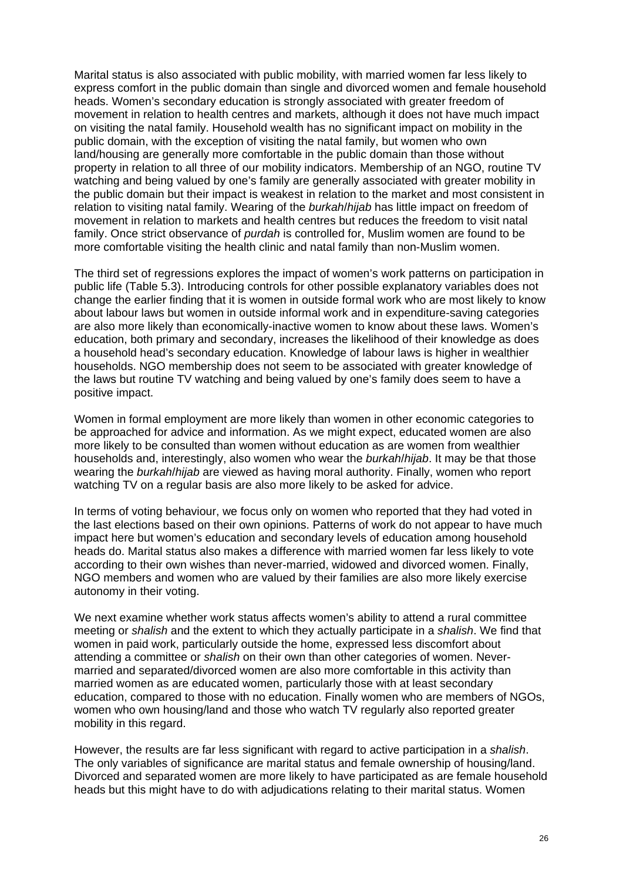Marital status is also associated with public mobility, with married women far less likely to express comfort in the public domain than single and divorced women and female household heads. Women's secondary education is strongly associated with greater freedom of movement in relation to health centres and markets, although it does not have much impact on visiting the natal family. Household wealth has no significant impact on mobility in the public domain, with the exception of visiting the natal family, but women who own land/housing are generally more comfortable in the public domain than those without property in relation to all three of our mobility indicators. Membership of an NGO, routine TV watching and being valued by one's family are generally associated with greater mobility in the public domain but their impact is weakest in relation to the market and most consistent in relation to visiting natal family. Wearing of the *burkah*/*hijab* has little impact on freedom of movement in relation to markets and health centres but reduces the freedom to visit natal family. Once strict observance of *purdah* is controlled for, Muslim women are found to be more comfortable visiting the health clinic and natal family than non-Muslim women.

The third set of regressions explores the impact of women's work patterns on participation in public life (Table 5.3). Introducing controls for other possible explanatory variables does not change the earlier finding that it is women in outside formal work who are most likely to know about labour laws but women in outside informal work and in expenditure-saving categories are also more likely than economically-inactive women to know about these laws. Women's education, both primary and secondary, increases the likelihood of their knowledge as does a household head's secondary education. Knowledge of labour laws is higher in wealthier households. NGO membership does not seem to be associated with greater knowledge of the laws but routine TV watching and being valued by one's family does seem to have a positive impact.

Women in formal employment are more likely than women in other economic categories to be approached for advice and information. As we might expect, educated women are also more likely to be consulted than women without education as are women from wealthier households and, interestingly, also women who wear the *burkah*/*hijab*. It may be that those wearing the *burkah*/*hijab* are viewed as having moral authority. Finally, women who report watching TV on a regular basis are also more likely to be asked for advice.

In terms of voting behaviour, we focus only on women who reported that they had voted in the last elections based on their own opinions. Patterns of work do not appear to have much impact here but women's education and secondary levels of education among household heads do. Marital status also makes a difference with married women far less likely to vote according to their own wishes than never-married, widowed and divorced women. Finally, NGO members and women who are valued by their families are also more likely exercise autonomy in their voting.

We next examine whether work status affects women's ability to attend a rural committee meeting or *shalish* and the extent to which they actually participate in a *shalish*. We find that women in paid work, particularly outside the home, expressed less discomfort about attending a committee or *shalish* on their own than other categories of women. Never-married and separated/divorced women are also more comfortable in this activity than married women as are educated women, particularly those with at least secondary education, compared to those with no education. Finally women who are members of NGOs, women who own housing/land and those who watch TV regularly also reported greater mobility in this regard.

However, the results are far less significant with regard to active participation in a *shalish*. The only variables of significance are marital status and female ownership of housing/land. Divorced and separated women are more likely to have participated as are female household heads but this might have to do with adjudications relating to their marital status. Women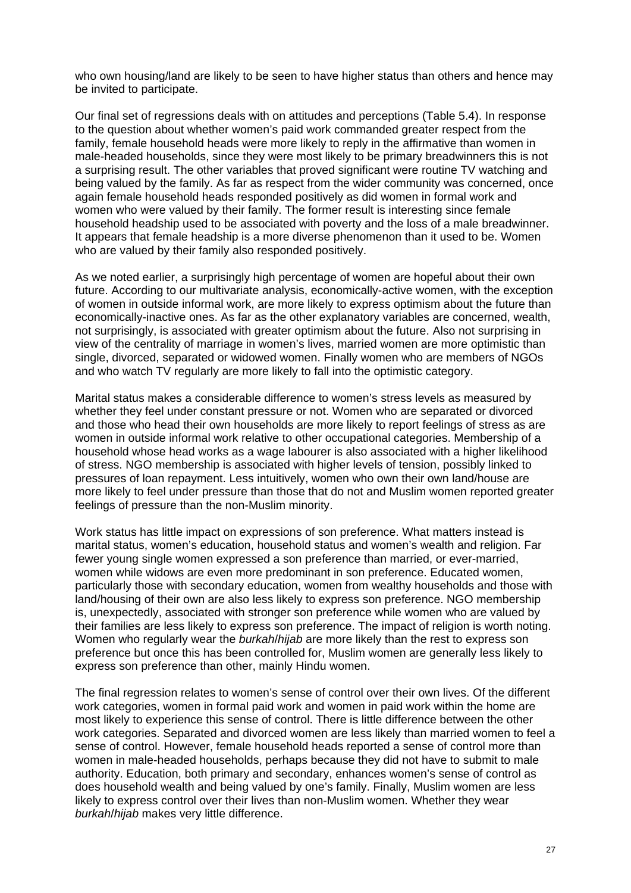who own housing/land are likely to be seen to have higher status than others and hence may be invited to participate.

Our final set of regressions deals with on attitudes and perceptions (Table 5.4). In response to the question about whether women's paid work commanded greater respect from the family, female household heads were more likely to reply in the affirmative than women in male-headed households, since they were most likely to be primary breadwinners this is not a surprising result. The other variables that proved significant were routine TV watching and being valued by the family. As far as respect from the wider community was concerned, once again female household heads responded positively as did women in formal work and women who were valued by their family. The former result is interesting since female household headship used to be associated with poverty and the loss of a male breadwinner. It appears that female headship is a more diverse phenomenon than it used to be. Women who are valued by their family also responded positively.

As we noted earlier, a surprisingly high percentage of women are hopeful about their own future. According to our multivariate analysis, economically-active women, with the exception of women in outside informal work, are more likely to express optimism about the future than economically-inactive ones. As far as the other explanatory variables are concerned, wealth, not surprisingly, is associated with greater optimism about the future. Also not surprising in view of the centrality of marriage in women's lives, married women are more optimistic than single, divorced, separated or widowed women. Finally women who are members of NGOs and who watch TV regularly are more likely to fall into the optimistic category.

Marital status makes a considerable difference to women's stress levels as measured by whether they feel under constant pressure or not. Women who are separated or divorced and those who head their own households are more likely to report feelings of stress as are women in outside informal work relative to other occupational categories. Membership of a household whose head works as a wage labourer is also associated with a higher likelihood of stress. NGO membership is associated with higher levels of tension, possibly linked to pressures of loan repayment. Less intuitively, women who own their own land/house are more likely to feel under pressure than those that do not and Muslim women reported greater feelings of pressure than the non-Muslim minority.

Work status has little impact on expressions of son preference. What matters instead is marital status, women's education, household status and women's wealth and religion. Far fewer young single women expressed a son preference than married, or ever-married, women while widows are even more predominant in son preference. Educated women, particularly those with secondary education, women from wealthy households and those with land/housing of their own are also less likely to express son preference. NGO membership is, unexpectedly, associated with stronger son preference while women who are valued by their families are less likely to express son preference. The impact of religion is worth noting. Women who regularly wear the *burkah*/*hijab* are more likely than the rest to express son preference but once this has been controlled for, Muslim women are generally less likely to express son preference than other, mainly Hindu women.

The final regression relates to women's sense of control over their own lives. Of the different work categories, women in formal paid work and women in paid work within the home are most likely to experience this sense of control. There is little difference between the other work categories. Separated and divorced women are less likely than married women to feel a sense of control. However, female household heads reported a sense of control more than women in male-headed households, perhaps because they did not have to submit to male authority. Education, both primary and secondary, enhances women's sense of control as does household wealth and being valued by one's family. Finally, Muslim women are less likely to express control over their lives than non-Muslim women. Whether they wear *burkah*/*hijab* makes very little difference.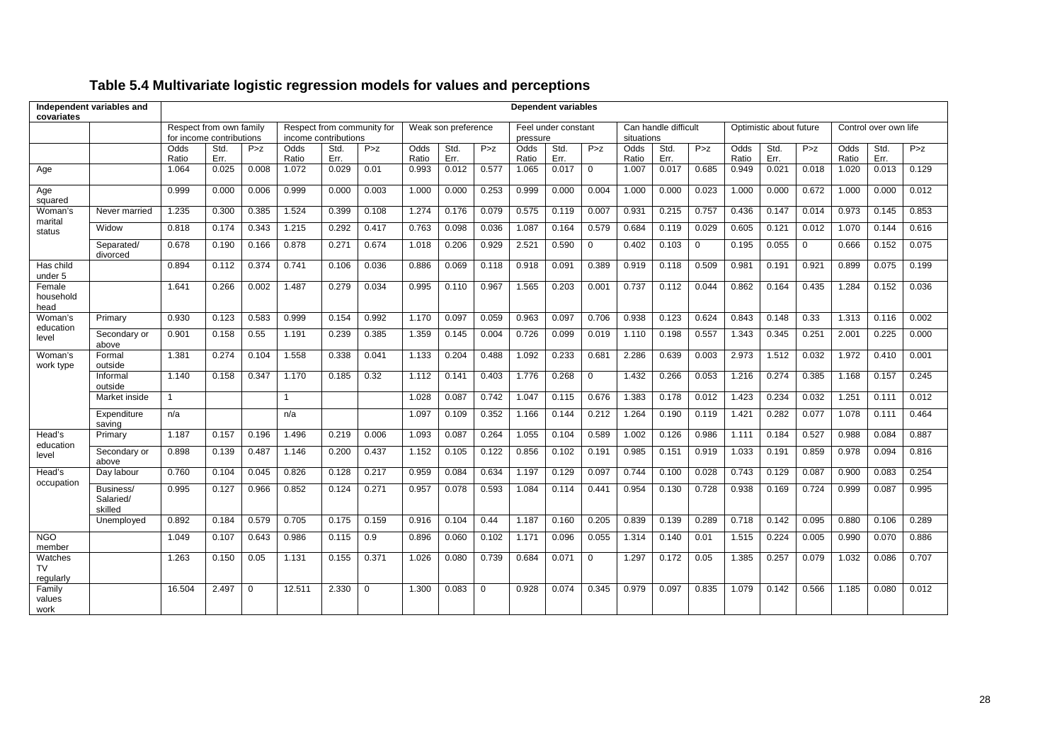## Table 5.4 Multivariate logistic regression models for values and perceptions

| Independent variables and covariates | | Dependent variables | | | | | | | | | | | | | | | | | | | | |
|---|---|---|---|---|---|---|---|---|---|---|---|---|---|---|---|---|---|---|---|---|---|---|
| | | Respect from own family for income contributions | | | Respect from community for income contributions | | | Weak son preference | | | Feel under constant pressure | | | Can handle difficult situations | | | Optimistic about future | | | Control over own life | | |
| | | Odds Ratio | Std. Err. | P>z | Odds Ratio | Std. Err. | P>z | Odds Ratio | Std. Err. | P>z | Odds Ratio | Std. Err. | P>z | Odds Ratio | Std. Err. | P>z | Odds Ratio | Std. Err. | P>z | Odds Ratio | Std. Err. | P>z |
| Age | | 1.064 | 0.025 | 0.008 | 1.072 | 0.029 | 0.01 | 0.993 | 0.012 | 0.577 | 1.065 | 0.017 | 0 | 1.007 | 0.017 | 0.685 | 0.949 | 0.021 | 0.018 | 1.020 | 0.013 | 0.129 |
| Age squared | | 0.999 | 0.000 | 0.006 | 0.999 | 0.000 | 0.003 | 1.000 | 0.000 | 0.253 | 0.999 | 0.000 | 0.004 | 1.000 | 0.000 | 0.023 | 1.000 | 0.000 | 0.672 | 1.000 | 0.000 | 0.012 |
| Woman's marital status | Never married | 1.235 | 0.300 | 0.385 | 1.524 | 0.399 | 0.108 | 1.274 | 0.176 | 0.079 | 0.575 | 0.119 | 0.007 | 0.931 | 0.215 | 0.757 | 0.436 | 0.147 | 0.014 | 0.973 | 0.145 | 0.853 |
| | Widow | 0.818 | 0.174 | 0.343 | 1.215 | 0.292 | 0.417 | 0.763 | 0.098 | 0.036 | 1.087 | 0.164 | 0.579 | 0.684 | 0.119 | 0.029 | 0.605 | 0.121 | 0.012 | 1.070 | 0.144 | 0.616 |
| | Separated/ divorced | 0.678 | 0.190 | 0.166 | 0.878 | 0.271 | 0.674 | 1.018 | 0.206 | 0.929 | 2.521 | 0.590 | 0 | 0.402 | 0.103 | 0 | 0.195 | 0.055 | 0 | 0.666 | 0.152 | 0.075 |
| Has child under 5 | | 0.894 | 0.112 | 0.374 | 0.741 | 0.106 | 0.036 | 0.886 | 0.069 | 0.118 | 0.918 | 0.091 | 0.389 | 0.919 | 0.118 | 0.509 | 0.981 | 0.191 | 0.921 | 0.899 | 0.075 | 0.199 |
| Female household head | | 1.641 | 0.266 | 0.002 | 1.487 | 0.279 | 0.034 | 0.995 | 0.110 | 0.967 | 1.565 | 0.203 | 0.001 | 0.737 | 0.112 | 0.044 | 0.862 | 0.164 | 0.435 | 1.284 | 0.152 | 0.036 |
| Woman's education level | Primary | 0.930 | 0.123 | 0.583 | 0.999 | 0.154 | 0.992 | 1.170 | 0.097 | 0.059 | 0.963 | 0.097 | 0.706 | 0.938 | 0.123 | 0.624 | 0.843 | 0.148 | 0.33 | 1.313 | 0.116 | 0.002 |
| | Secondary or above | 0.901 | 0.158 | 0.55 | 1.191 | 0.239 | 0.385 | 1.359 | 0.145 | 0.004 | 0.726 | 0.099 | 0.019 | 1.110 | 0.198 | 0.557 | 1.343 | 0.345 | 0.251 | 2.001 | 0.225 | 0.000 |
| Woman's work type | Formal outside | 1.381 | 0.274 | 0.104 | 1.558 | 0.338 | 0.041 | 1.133 | 0.204 | 0.488 | 1.092 | 0.233 | 0.681 | 2.286 | 0.639 | 0.003 | 2.973 | 1.512 | 0.032 | 1.972 | 0.410 | 0.001 |
| | Informal outside | 1.140 | 0.158 | 0.347 | 1.170 | 0.185 | 0.32 | 1.112 | 0.141 | 0.403 | 1.776 | 0.268 | 0 | 1.432 | 0.266 | 0.053 | 1.216 | 0.274 | 0.385 | 1.168 | 0.157 | 0.245 |
| | Market inside | 1 | | | 1 | | | 1.028 | 0.087 | 0.742 | 1.047 | 0.115 | 0.676 | 1.383 | 0.178 | 0.012 | 1.423 | 0.234 | 0.032 | 1.251 | 0.111 | 0.012 |
| | Expenditure saving | n/a | | | n/a | | | 1.097 | 0.109 | 0.352 | 1.166 | 0.144 | 0.212 | 1.264 | 0.190 | 0.119 | 1.421 | 0.282 | 0.077 | 1.078 | 0.111 | 0.464 |
| Head's education level | Primary | 1.187 | 0.157 | 0.196 | 1.496 | 0.219 | 0.006 | 1.093 | 0.087 | 0.264 | 1.055 | 0.104 | 0.589 | 1.002 | 0.126 | 0.986 | 1.111 | 0.184 | 0.527 | 0.988 | 0.084 | 0.887 |
| | Secondary or above | 0.898 | 0.139 | 0.487 | 1.146 | 0.200 | 0.437 | 1.152 | 0.105 | 0.122 | 0.856 | 0.102 | 0.191 | 0.985 | 0.151 | 0.919 | 1.033 | 0.191 | 0.859 | 0.978 | 0.094 | 0.816 |
| Head's occupation | Day labour | 0.760 | 0.104 | 0.045 | 0.826 | 0.128 | 0.217 | 0.959 | 0.084 | 0.634 | 1.197 | 0.129 | 0.097 | 0.744 | 0.100 | 0.028 | 0.743 | 0.129 | 0.087 | 0.900 | 0.083 | 0.254 |
| | Business/ Salaried/ skilled | 0.995 | 0.127 | 0.966 | 0.852 | 0.124 | 0.271 | 0.957 | 0.078 | 0.593 | 1.084 | 0.114 | 0.441 | 0.954 | 0.130 | 0.728 | 0.938 | 0.169 | 0.724 | 0.999 | 0.087 | 0.995 |
| | Unemployed | 0.892 | 0.184 | 0.579 | 0.705 | 0.175 | 0.159 | 0.916 | 0.104 | 0.44 | 1.187 | 0.160 | 0.205 | 0.839 | 0.139 | 0.289 | 0.718 | 0.142 | 0.095 | 0.880 | 0.106 | 0.289 |
| NGO member | | 1.049 | 0.107 | 0.643 | 0.986 | 0.115 | 0.9 | 0.896 | 0.060 | 0.102 | 1.171 | 0.096 | 0.055 | 1.314 | 0.140 | 0.01 | 1.515 | 0.224 | 0.005 | 0.990 | 0.070 | 0.886 |
| Watches TV regularly | | 1.263 | 0.150 | 0.05 | 1.131 | 0.155 | 0.371 | 1.026 | 0.080 | 0.739 | 0.684 | 0.071 | 0 | 1.297 | 0.172 | 0.05 | 1.385 | 0.257 | 0.079 | 1.032 | 0.086 | 0.707 |
| Family values work | | 16.504 | 2.497 | 0 | 12.511 | 2.330 | 0 | 1.300 | 0.083 | 0 | 0.928 | 0.074 | 0.345 | 0.979 | 0.097 | 0.835 | 1.079 | 0.142 | 0.566 | 1.185 | 0.080 | 0.012 |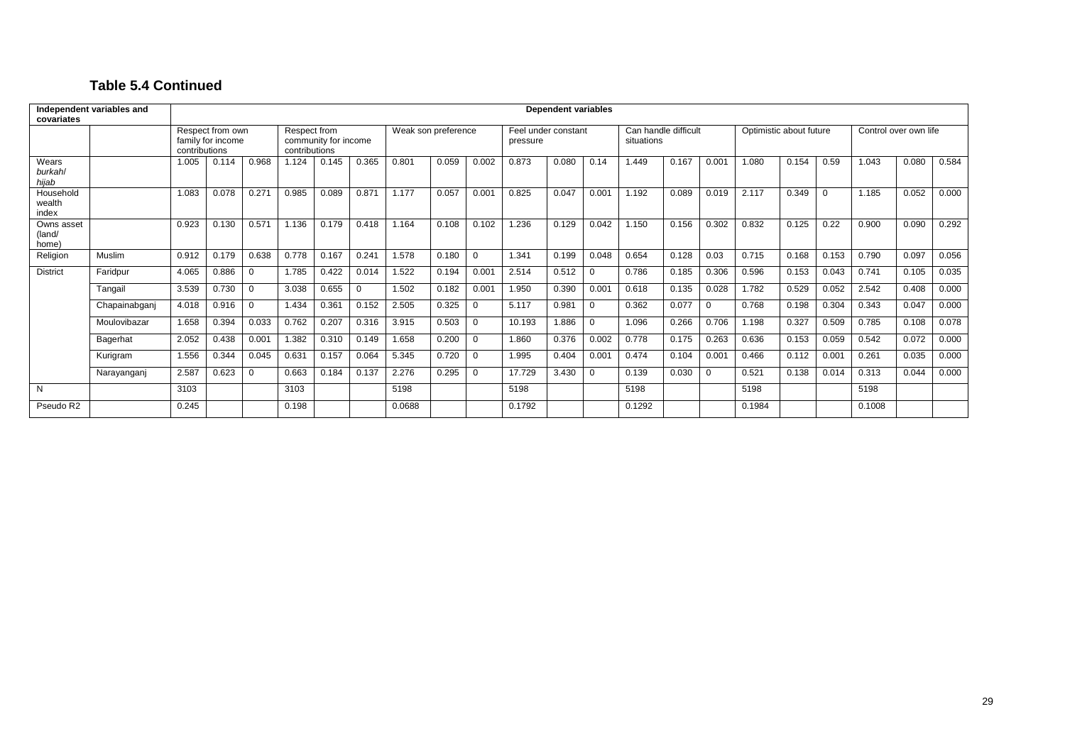## Table 5.4 Continued

| Independent variables and covariates | | Dependent variables | | | | | | | | | | | | | | | | | | | | |
|---|---|---|---|---|---|---|---|---|---|---|---|---|---|---|---|---|---|---|---|---|---|---|
| | | Respect from own family for income contributions | | | Respect from community for income contributions | | | Weak son preference | | | Feel under constant pressure | | | Can handle difficult situations | | | Optimistic about future | | | Control over own life | | |
| Wears *burkah*/ *hijab* | | 1.005 | 0.114 | 0.968 | 1.124 | 0.145 | 0.365 | 0.801 | 0.059 | 0.002 | 0.873 | 0.080 | 0.14 | 1.449 | 0.167 | 0.001 | 1.080 | 0.154 | 0.59 | 1.043 | 0.080 | 0.584 |
| Household wealth index | | 1.083 | 0.078 | 0.271 | 0.985 | 0.089 | 0.871 | 1.177 | 0.057 | 0.001 | 0.825 | 0.047 | 0.001 | 1.192 | 0.089 | 0.019 | 2.117 | 0.349 | 0 | 1.185 | 0.052 | 0.000 |
| Owns asset (land/ home) | | 0.923 | 0.130 | 0.571 | 1.136 | 0.179 | 0.418 | 1.164 | 0.108 | 0.102 | 1.236 | 0.129 | 0.042 | 1.150 | 0.156 | 0.302 | 0.832 | 0.125 | 0.22 | 0.900 | 0.090 | 0.292 |
| Religion | Muslim | 0.912 | 0.179 | 0.638 | 0.778 | 0.167 | 0.241 | 1.578 | 0.180 | 0 | 1.341 | 0.199 | 0.048 | 0.654 | 0.128 | 0.03 | 0.715 | 0.168 | 0.153 | 0.790 | 0.097 | 0.056 |
| District | Faridpur | 4.065 | 0.886 | 0 | 1.785 | 0.422 | 0.014 | 1.522 | 0.194 | 0.001 | 2.514 | 0.512 | 0 | 0.786 | 0.185 | 0.306 | 0.596 | 0.153 | 0.043 | 0.741 | 0.105 | 0.035 |
| | Tangail | 3.539 | 0.730 | 0 | 3.038 | 0.655 | 0 | 1.502 | 0.182 | 0.001 | 1.950 | 0.390 | 0.001 | 0.618 | 0.135 | 0.028 | 1.782 | 0.529 | 0.052 | 2.542 | 0.408 | 0.000 |
| | Chapainabganj | 4.018 | 0.916 | 0 | 1.434 | 0.361 | 0.152 | 2.505 | 0.325 | 0 | 5.117 | 0.981 | 0 | 0.362 | 0.077 | 0 | 0.768 | 0.198 | 0.304 | 0.343 | 0.047 | 0.000 |
| | Moulovibazar | 1.658 | 0.394 | 0.033 | 0.762 | 0.207 | 0.316 | 3.915 | 0.503 | 0 | 10.193 | 1.886 | 0 | 1.096 | 0.266 | 0.706 | 1.198 | 0.327 | 0.509 | 0.785 | 0.108 | 0.078 |
| | Bagerhat | 2.052 | 0.438 | 0.001 | 1.382 | 0.310 | 0.149 | 1.658 | 0.200 | 0 | 1.860 | 0.376 | 0.002 | 0.778 | 0.175 | 0.263 | 0.636 | 0.153 | 0.059 | 0.542 | 0.072 | 0.000 |
| | Kurigram | 1.556 | 0.344 | 0.045 | 0.631 | 0.157 | 0.064 | 5.345 | 0.720 | 0 | 1.995 | 0.404 | 0.001 | 0.474 | 0.104 | 0.001 | 0.466 | 0.112 | 0.001 | 0.261 | 0.035 | 0.000 |
| | Narayanganj | 2.587 | 0.623 | 0 | 0.663 | 0.184 | 0.137 | 2.276 | 0.295 | 0 | 17.729 | 3.430 | 0 | 0.139 | 0.030 | 0 | 0.521 | 0.138 | 0.014 | 0.313 | 0.044 | 0.000 |
| N | | 3103 | | | 3103 | | | 5198 | | | 5198 | | | 5198 | | | 5198 | | | 5198 | | |
| Pseudo R2 | | 0.245 | | | 0.198 | | | 0.0688 | | | 0.1792 | | | 0.1292 | | | 0.1984 | | | 0.1008 | | |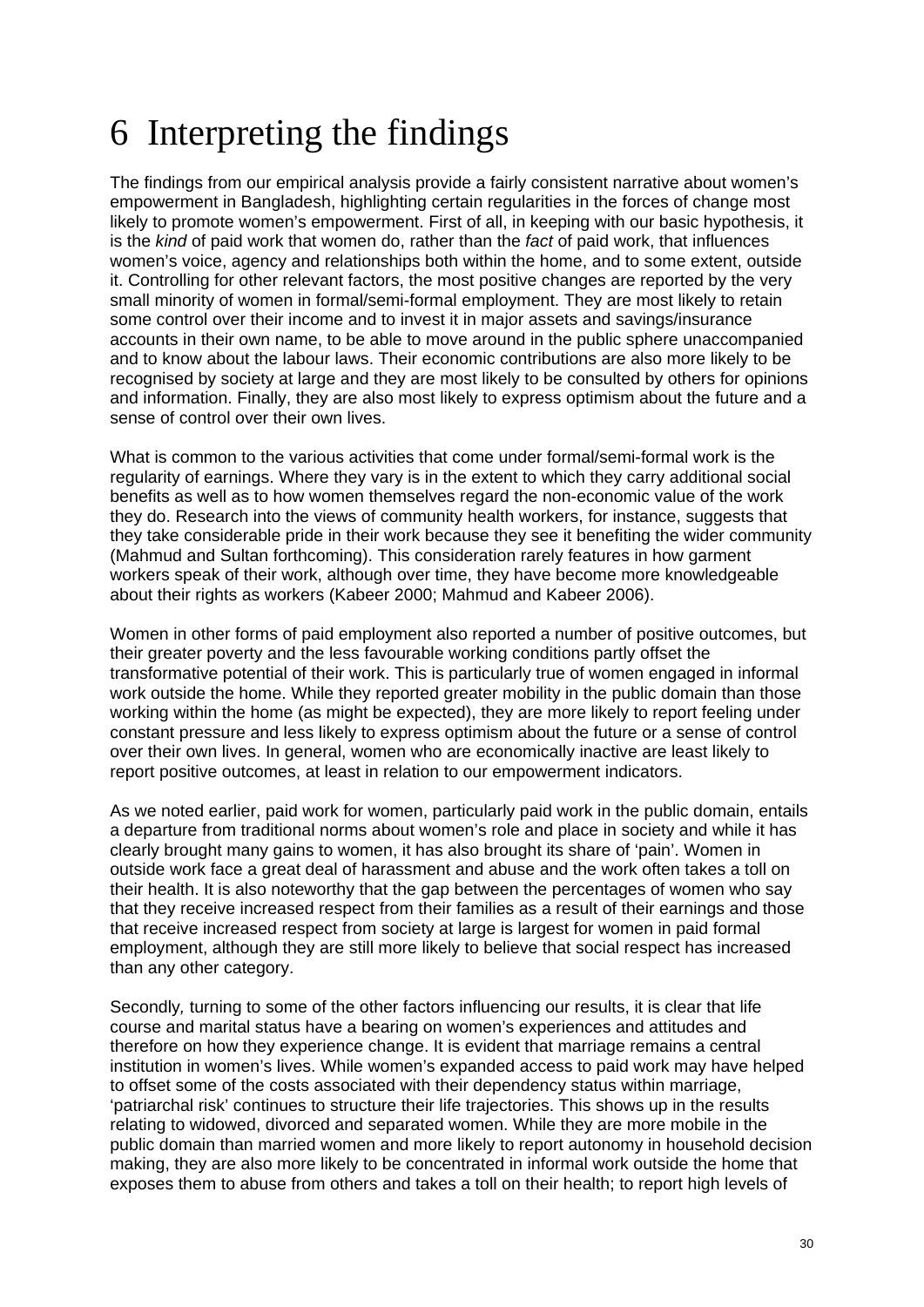# 6 Interpreting the findings

The findings from our empirical analysis provide a fairly consistent narrative about women's empowerment in Bangladesh, highlighting certain regularities in the forces of change most likely to promote women's empowerment. First of all, in keeping with our basic hypothesis, it is the *kind* of paid work that women do, rather than the *fact* of paid work, that influences women's voice, agency and relationships both within the home, and to some extent, outside it. Controlling for other relevant factors, the most positive changes are reported by the very small minority of women in formal/semi-formal employment. They are most likely to retain some control over their income and to invest it in major assets and savings/insurance accounts in their own name, to be able to move around in the public sphere unaccompanied and to know about the labour laws. Their economic contributions are also more likely to be recognised by society at large and they are most likely to be consulted by others for opinions and information. Finally, they are also most likely to express optimism about the future and a sense of control over their own lives.

What is common to the various activities that come under formal/semi-formal work is the regularity of earnings. Where they vary is in the extent to which they carry additional social benefits as well as to how women themselves regard the non-economic value of the work they do. Research into the views of community health workers, for instance, suggests that they take considerable pride in their work because they see it benefiting the wider community (Mahmud and Sultan forthcoming). This consideration rarely features in how garment workers speak of their work, although over time, they have become more knowledgeable about their rights as workers (Kabeer 2000; Mahmud and Kabeer 2006).

Women in other forms of paid employment also reported a number of positive outcomes, but their greater poverty and the less favourable working conditions partly offset the transformative potential of their work. This is particularly true of women engaged in informal work outside the home. While they reported greater mobility in the public domain than those working within the home (as might be expected), they are more likely to report feeling under constant pressure and less likely to express optimism about the future or a sense of control over their own lives. In general, women who are economically inactive are least likely to report positive outcomes, at least in relation to our empowerment indicators.

As we noted earlier, paid work for women, particularly paid work in the public domain, entails a departure from traditional norms about women's role and place in society and while it has clearly brought many gains to women, it has also brought its share of 'pain'. Women in outside work face a great deal of harassment and abuse and the work often takes a toll on their health. It is also noteworthy that the gap between the percentages of women who say that they receive increased respect from their families as a result of their earnings and those that receive increased respect from society at large is largest for women in paid formal employment, although they are still more likely to believe that social respect has increased than any other category.

Secondly*,* turning to some of the other factors influencing our results, it is clear that life course and marital status have a bearing on women's experiences and attitudes and therefore on how they experience change. It is evident that marriage remains a central institution in women's lives. While women's expanded access to paid work may have helped to offset some of the costs associated with their dependency status within marriage, 'patriarchal risk' continues to structure their life trajectories. This shows up in the results relating to widowed, divorced and separated women. While they are more mobile in the public domain than married women and more likely to report autonomy in household decision making, they are also more likely to be concentrated in informal work outside the home that exposes them to abuse from others and takes a toll on their health; to report high levels of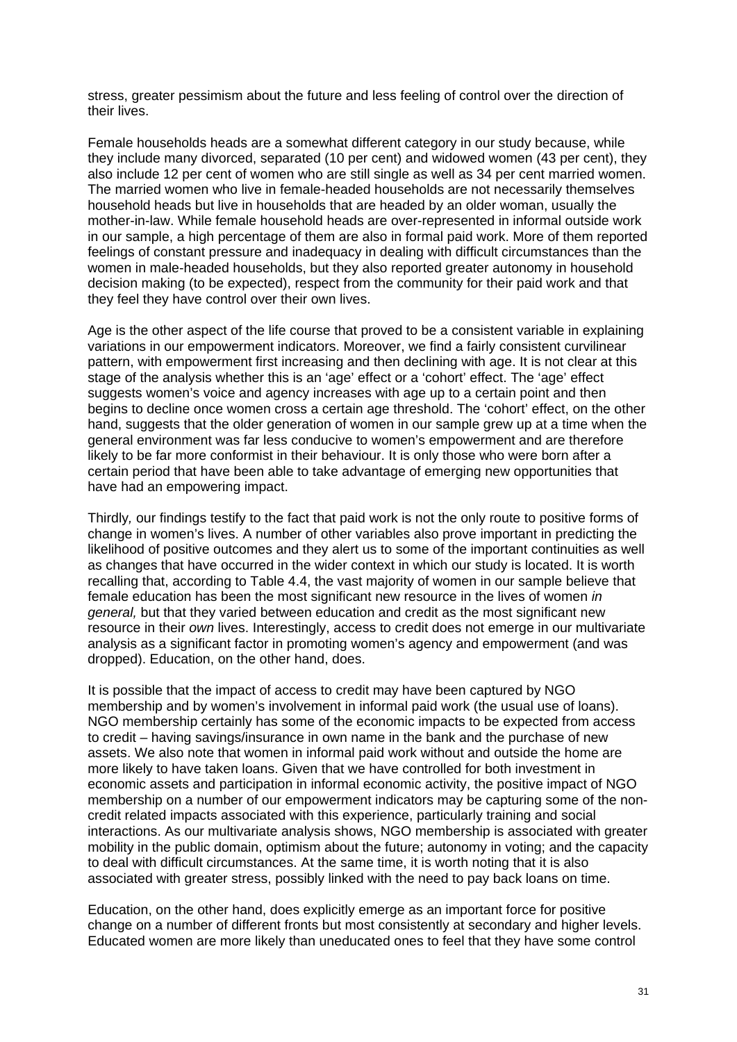stress, greater pessimism about the future and less feeling of control over the direction of their lives.

Female households heads are a somewhat different category in our study because, while they include many divorced, separated (10 per cent) and widowed women (43 per cent), they also include 12 per cent of women who are still single as well as 34 per cent married women. The married women who live in female-headed households are not necessarily themselves household heads but live in households that are headed by an older woman, usually the mother-in-law. While female household heads are over-represented in informal outside work in our sample, a high percentage of them are also in formal paid work. More of them reported feelings of constant pressure and inadequacy in dealing with difficult circumstances than the women in male-headed households, but they also reported greater autonomy in household decision making (to be expected), respect from the community for their paid work and that they feel they have control over their own lives.

Age is the other aspect of the life course that proved to be a consistent variable in explaining variations in our empowerment indicators. Moreover, we find a fairly consistent curvilinear pattern, with empowerment first increasing and then declining with age. It is not clear at this stage of the analysis whether this is an 'age' effect or a 'cohort' effect. The 'age' effect suggests women's voice and agency increases with age up to a certain point and then begins to decline once women cross a certain age threshold. The 'cohort' effect, on the other hand, suggests that the older generation of women in our sample grew up at a time when the general environment was far less conducive to women's empowerment and are therefore likely to be far more conformist in their behaviour. It is only those who were born after a certain period that have been able to take advantage of emerging new opportunities that have had an empowering impact.

Thirdly*,* our findings testify to the fact that paid work is not the only route to positive forms of change in women's lives. A number of other variables also prove important in predicting the likelihood of positive outcomes and they alert us to some of the important continuities as well as changes that have occurred in the wider context in which our study is located. It is worth recalling that, according to Table 4.4, the vast majority of women in our sample believe that female education has been the most significant new resource in the lives of women *in general,* but that they varied between education and credit as the most significant new resource in their *own* lives. Interestingly, access to credit does not emerge in our multivariate analysis as a significant factor in promoting women's agency and empowerment (and was dropped). Education, on the other hand, does.

It is possible that the impact of access to credit may have been captured by NGO membership and by women's involvement in informal paid work (the usual use of loans). NGO membership certainly has some of the economic impacts to be expected from access to credit – having savings/insurance in own name in the bank and the purchase of new assets. We also note that women in informal paid work without and outside the home are more likely to have taken loans. Given that we have controlled for both investment in economic assets and participation in informal economic activity, the positive impact of NGO membership on a number of our empowerment indicators may be capturing some of the non-credit related impacts associated with this experience, particularly training and social interactions. As our multivariate analysis shows, NGO membership is associated with greater mobility in the public domain, optimism about the future; autonomy in voting; and the capacity to deal with difficult circumstances. At the same time, it is worth noting that it is also associated with greater stress, possibly linked with the need to pay back loans on time.

Education, on the other hand, does explicitly emerge as an important force for positive change on a number of different fronts but most consistently at secondary and higher levels. Educated women are more likely than uneducated ones to feel that they have some control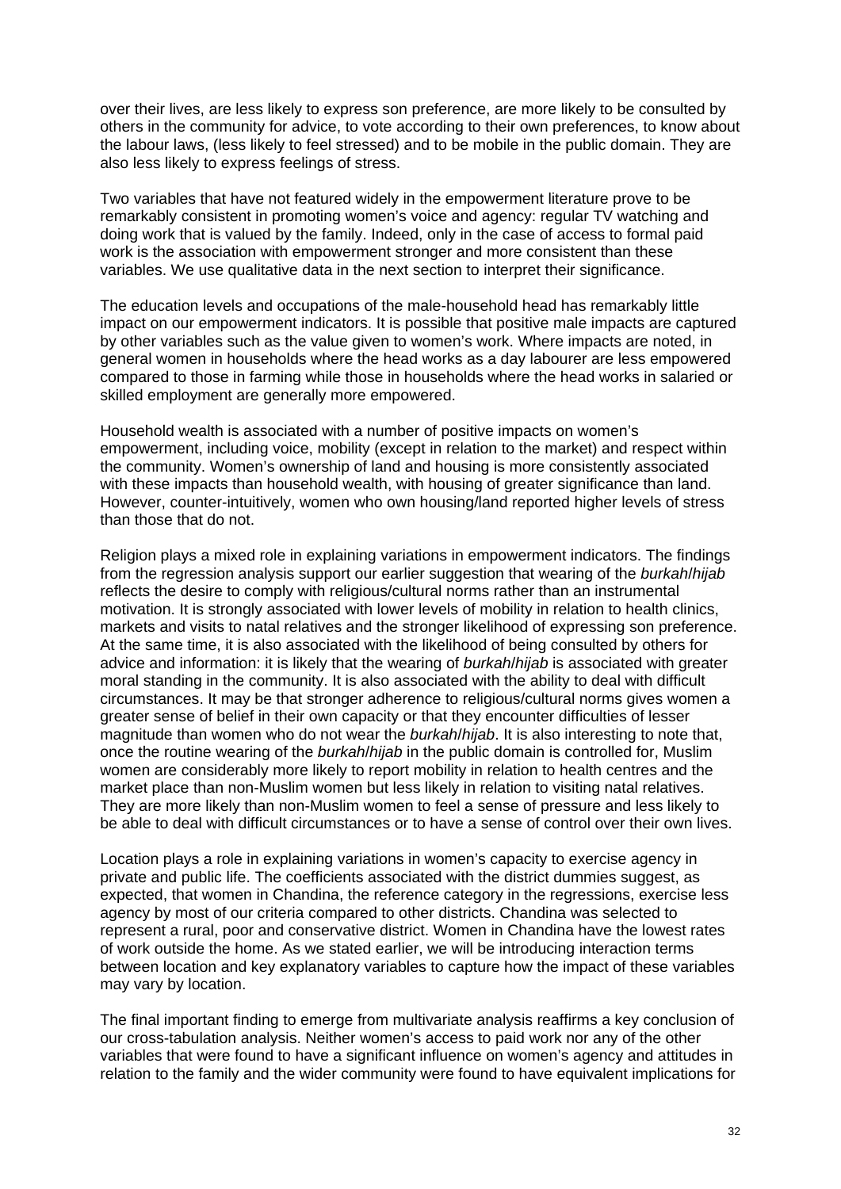over their lives, are less likely to express son preference, are more likely to be consulted by others in the community for advice, to vote according to their own preferences, to know about the labour laws, (less likely to feel stressed) and to be mobile in the public domain. They are also less likely to express feelings of stress.

Two variables that have not featured widely in the empowerment literature prove to be remarkably consistent in promoting women's voice and agency: regular TV watching and doing work that is valued by the family. Indeed, only in the case of access to formal paid work is the association with empowerment stronger and more consistent than these variables. We use qualitative data in the next section to interpret their significance.

The education levels and occupations of the male-household head has remarkably little impact on our empowerment indicators. It is possible that positive male impacts are captured by other variables such as the value given to women's work. Where impacts are noted, in general women in households where the head works as a day labourer are less empowered compared to those in farming while those in households where the head works in salaried or skilled employment are generally more empowered.

Household wealth is associated with a number of positive impacts on women's empowerment, including voice, mobility (except in relation to the market) and respect within the community. Women's ownership of land and housing is more consistently associated with these impacts than household wealth, with housing of greater significance than land. However, counter-intuitively, women who own housing/land reported higher levels of stress than those that do not.

Religion plays a mixed role in explaining variations in empowerment indicators. The findings from the regression analysis support our earlier suggestion that wearing of the *burkah*/*hijab* reflects the desire to comply with religious/cultural norms rather than an instrumental motivation. It is strongly associated with lower levels of mobility in relation to health clinics, markets and visits to natal relatives and the stronger likelihood of expressing son preference. At the same time, it is also associated with the likelihood of being consulted by others for advice and information: it is likely that the wearing of *burkah*/*hijab* is associated with greater moral standing in the community. It is also associated with the ability to deal with difficult circumstances. It may be that stronger adherence to religious/cultural norms gives women a greater sense of belief in their own capacity or that they encounter difficulties of lesser magnitude than women who do not wear the *burkah*/*hijab*. It is also interesting to note that, once the routine wearing of the *burkah*/*hijab* in the public domain is controlled for, Muslim women are considerably more likely to report mobility in relation to health centres and the market place than non-Muslim women but less likely in relation to visiting natal relatives. They are more likely than non-Muslim women to feel a sense of pressure and less likely to be able to deal with difficult circumstances or to have a sense of control over their own lives.

Location plays a role in explaining variations in women's capacity to exercise agency in private and public life. The coefficients associated with the district dummies suggest, as expected, that women in Chandina, the reference category in the regressions, exercise less agency by most of our criteria compared to other districts. Chandina was selected to represent a rural, poor and conservative district. Women in Chandina have the lowest rates of work outside the home. As we stated earlier, we will be introducing interaction terms between location and key explanatory variables to capture how the impact of these variables may vary by location.

The final important finding to emerge from multivariate analysis reaffirms a key conclusion of our cross-tabulation analysis. Neither women's access to paid work nor any of the other variables that were found to have a significant influence on women's agency and attitudes in relation to the family and the wider community were found to have equivalent implications for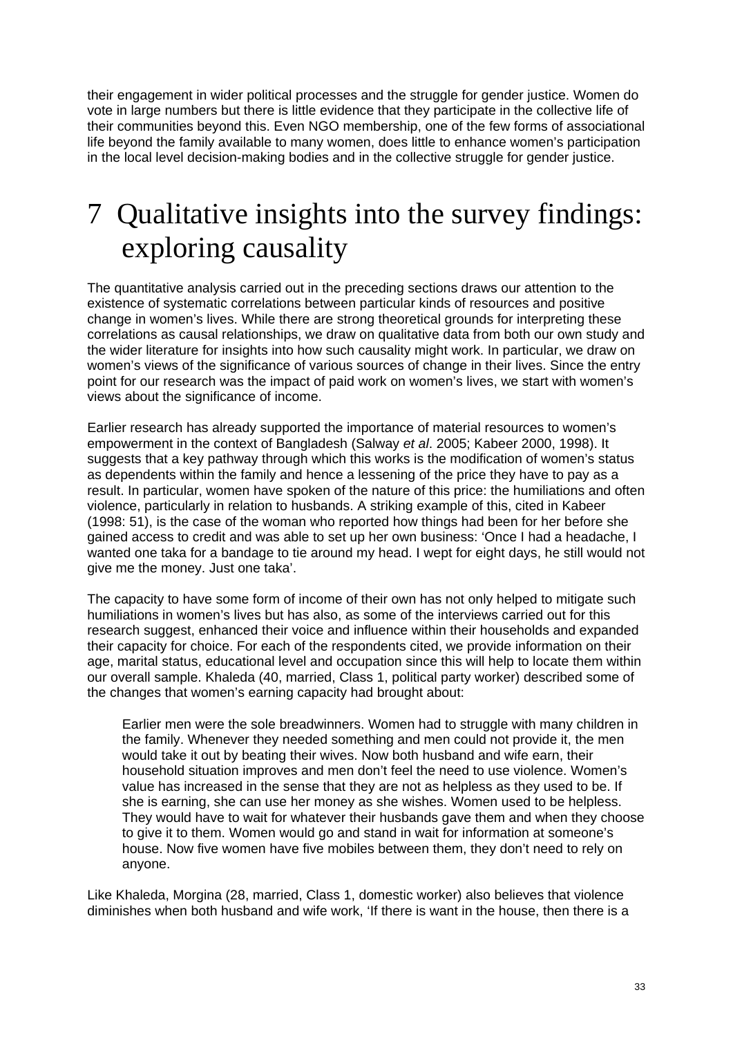their engagement in wider political processes and the struggle for gender justice. Women do vote in large numbers but there is little evidence that they participate in the collective life of their communities beyond this. Even NGO membership, one of the few forms of associational life beyond the family available to many women, does little to enhance women's participation in the local level decision-making bodies and in the collective struggle for gender justice.

# 7 Qualitative insights into the survey findings: exploring causality

The quantitative analysis carried out in the preceding sections draws our attention to the existence of systematic correlations between particular kinds of resources and positive change in women's lives. While there are strong theoretical grounds for interpreting these correlations as causal relationships, we draw on qualitative data from both our own study and the wider literature for insights into how such causality might work. In particular, we draw on women's views of the significance of various sources of change in their lives. Since the entry point for our research was the impact of paid work on women's lives, we start with women's views about the significance of income.

Earlier research has already supported the importance of material resources to women's empowerment in the context of Bangladesh (Salway *et al*. 2005; Kabeer 2000, 1998). It suggests that a key pathway through which this works is the modification of women's status as dependents within the family and hence a lessening of the price they have to pay as a result. In particular, women have spoken of the nature of this price: the humiliations and often violence, particularly in relation to husbands. A striking example of this, cited in Kabeer (1998: 51), is the case of the woman who reported how things had been for her before she gained access to credit and was able to set up her own business: 'Once I had a headache, I wanted one taka for a bandage to tie around my head. I wept for eight days, he still would not give me the money. Just one taka'.

The capacity to have some form of income of their own has not only helped to mitigate such humiliations in women's lives but has also, as some of the interviews carried out for this research suggest, enhanced their voice and influence within their households and expanded their capacity for choice. For each of the respondents cited, we provide information on their age, marital status, educational level and occupation since this will help to locate them within our overall sample. Khaleda (40, married, Class 1, political party worker) described some of the changes that women's earning capacity had brought about:

> Earlier men were the sole breadwinners. Women had to struggle with many children in the family. Whenever they needed something and men could not provide it, the men would take it out by beating their wives. Now both husband and wife earn, their household situation improves and men don't feel the need to use violence. Women's value has increased in the sense that they are not as helpless as they used to be. If she is earning, she can use her money as she wishes. Women used to be helpless. They would have to wait for whatever their husbands gave them and when they choose to give it to them. Women would go and stand in wait for information at someone's house. Now five women have five mobiles between them, they don't need to rely on anyone.

Like Khaleda, Morgina (28, married, Class 1, domestic worker) also believes that violence diminishes when both husband and wife work, 'If there is want in the house, then there is a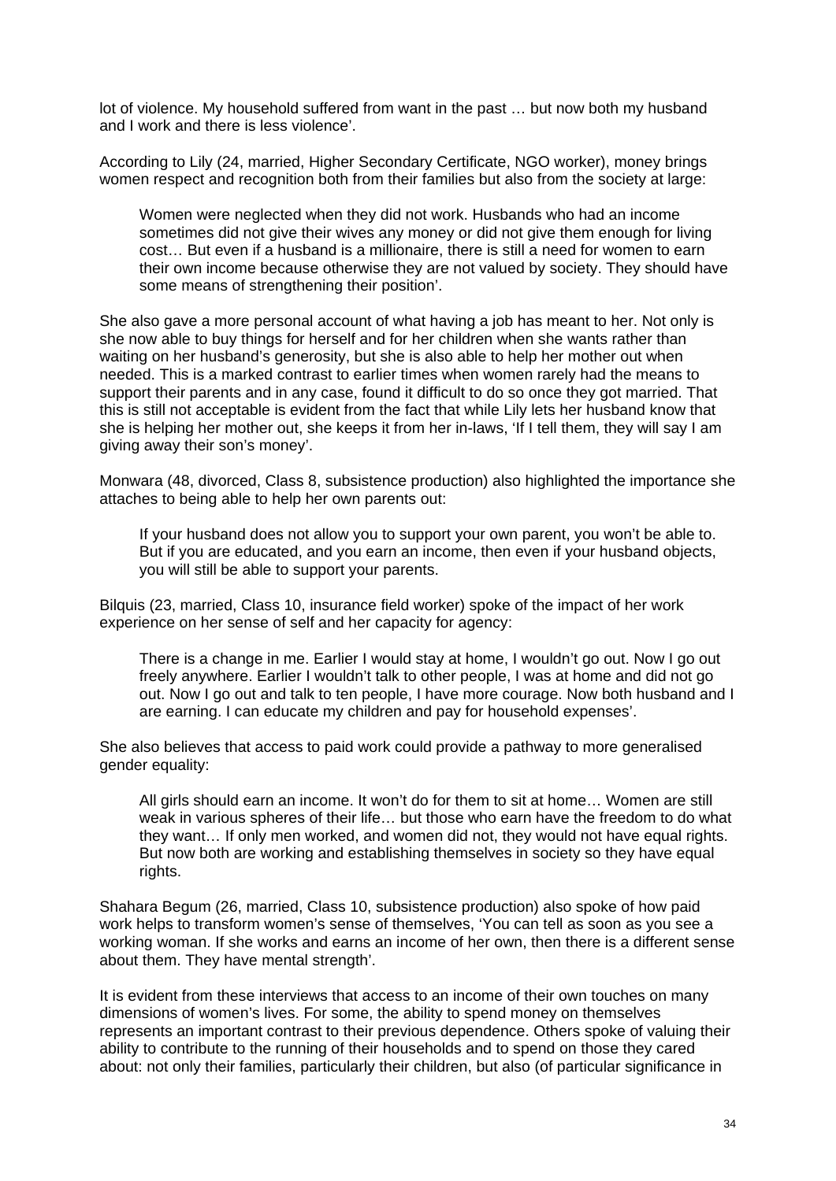lot of violence. My household suffered from want in the past … but now both my husband and I work and there is less violence'.

According to Lily (24, married, Higher Secondary Certificate, NGO worker), money brings women respect and recognition both from their families but also from the society at large:

> Women were neglected when they did not work. Husbands who had an income sometimes did not give their wives any money or did not give them enough for living cost… But even if a husband is a millionaire, there is still a need for women to earn their own income because otherwise they are not valued by society. They should have some means of strengthening their position'.

She also gave a more personal account of what having a job has meant to her. Not only is she now able to buy things for herself and for her children when she wants rather than waiting on her husband's generosity, but she is also able to help her mother out when needed. This is a marked contrast to earlier times when women rarely had the means to support their parents and in any case, found it difficult to do so once they got married. That this is still not acceptable is evident from the fact that while Lily lets her husband know that she is helping her mother out, she keeps it from her in-laws, 'If I tell them, they will say I am giving away their son's money'.

Monwara (48, divorced, Class 8, subsistence production) also highlighted the importance she attaches to being able to help her own parents out:

> If your husband does not allow you to support your own parent, you won't be able to. But if you are educated, and you earn an income, then even if your husband objects, you will still be able to support your parents.

Bilquis (23, married, Class 10, insurance field worker) spoke of the impact of her work experience on her sense of self and her capacity for agency:

> There is a change in me. Earlier I would stay at home, I wouldn't go out. Now I go out freely anywhere. Earlier I wouldn't talk to other people, I was at home and did not go out. Now I go out and talk to ten people, I have more courage. Now both husband and I are earning. I can educate my children and pay for household expenses'.

She also believes that access to paid work could provide a pathway to more generalised gender equality:

> All girls should earn an income. It won't do for them to sit at home… Women are still weak in various spheres of their life… but those who earn have the freedom to do what they want… If only men worked, and women did not, they would not have equal rights. But now both are working and establishing themselves in society so they have equal rights.

Shahara Begum (26, married, Class 10, subsistence production) also spoke of how paid work helps to transform women's sense of themselves, 'You can tell as soon as you see a working woman. If she works and earns an income of her own, then there is a different sense about them. They have mental strength'.

It is evident from these interviews that access to an income of their own touches on many dimensions of women's lives. For some, the ability to spend money on themselves represents an important contrast to their previous dependence. Others spoke of valuing their ability to contribute to the running of their households and to spend on those they cared about: not only their families, particularly their children, but also (of particular significance in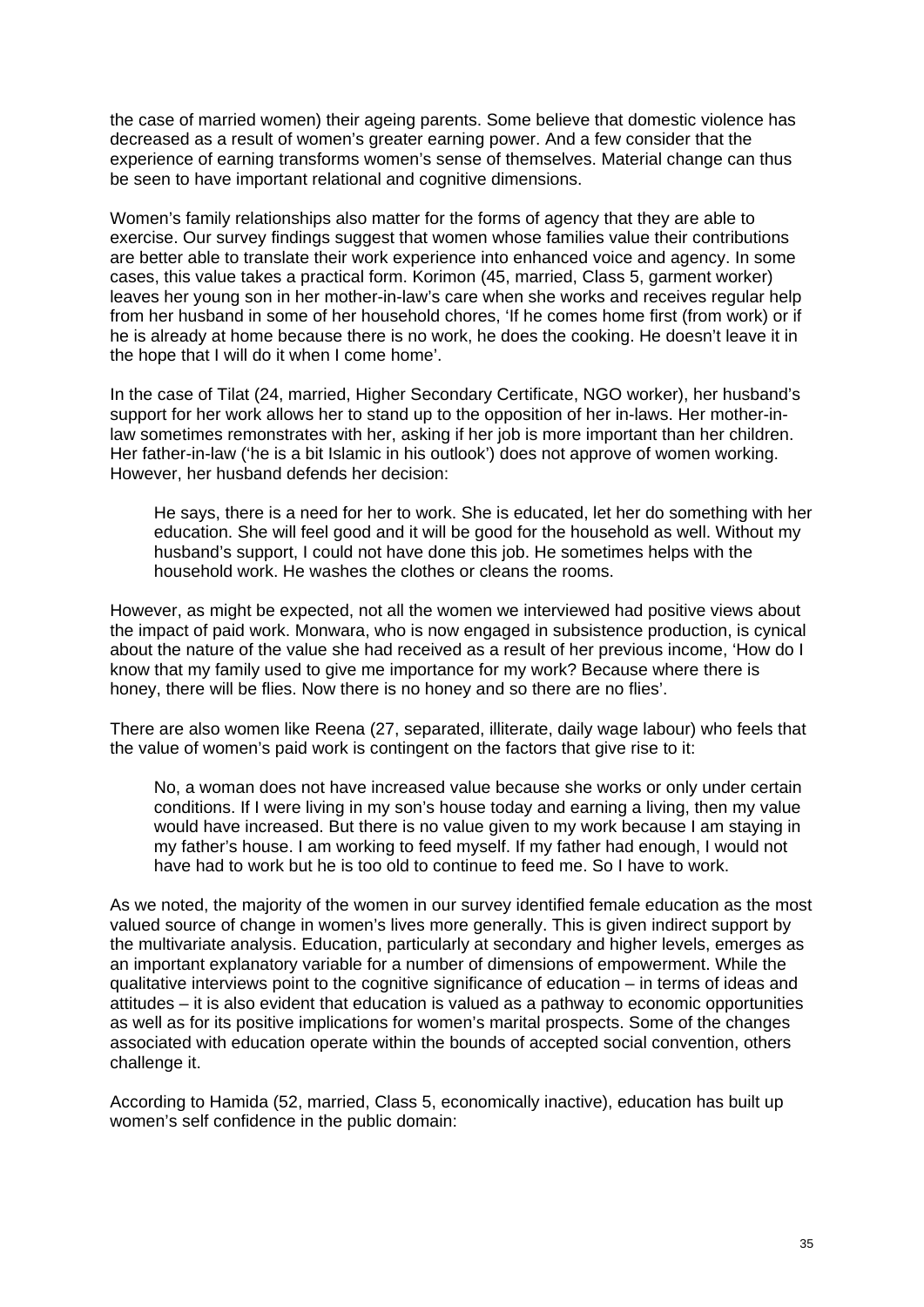the case of married women) their ageing parents. Some believe that domestic violence has decreased as a result of women's greater earning power. And a few consider that the experience of earning transforms women's sense of themselves. Material change can thus be seen to have important relational and cognitive dimensions.

Women's family relationships also matter for the forms of agency that they are able to exercise. Our survey findings suggest that women whose families value their contributions are better able to translate their work experience into enhanced voice and agency. In some cases, this value takes a practical form. Korimon (45, married, Class 5, garment worker) leaves her young son in her mother-in-law's care when she works and receives regular help from her husband in some of her household chores, 'If he comes home first (from work) or if he is already at home because there is no work, he does the cooking. He doesn't leave it in the hope that I will do it when I come home'.

In the case of Tilat (24, married, Higher Secondary Certificate, NGO worker), her husband's support for her work allows her to stand up to the opposition of her in-laws. Her mother-in-law sometimes remonstrates with her, asking if her job is more important than her children. Her father-in-law ('he is a bit Islamic in his outlook') does not approve of women working. However, her husband defends her decision:

> He says, there is a need for her to work. She is educated, let her do something with her education. She will feel good and it will be good for the household as well. Without my husband's support, I could not have done this job. He sometimes helps with the household work. He washes the clothes or cleans the rooms.

However, as might be expected, not all the women we interviewed had positive views about the impact of paid work. Monwara, who is now engaged in subsistence production, is cynical about the nature of the value she had received as a result of her previous income, 'How do I know that my family used to give me importance for my work? Because where there is honey, there will be flies. Now there is no honey and so there are no flies'.

There are also women like Reena (27, separated, illiterate, daily wage labour) who feels that the value of women's paid work is contingent on the factors that give rise to it:

> No, a woman does not have increased value because she works or only under certain conditions. If I were living in my son's house today and earning a living, then my value would have increased. But there is no value given to my work because I am staying in my father's house. I am working to feed myself. If my father had enough, I would not have had to work but he is too old to continue to feed me. So I have to work.

As we noted, the majority of the women in our survey identified female education as the most valued source of change in women's lives more generally. This is given indirect support by the multivariate analysis. Education, particularly at secondary and higher levels, emerges as an important explanatory variable for a number of dimensions of empowerment. While the qualitative interviews point to the cognitive significance of education – in terms of ideas and attitudes – it is also evident that education is valued as a pathway to economic opportunities as well as for its positive implications for women's marital prospects. Some of the changes associated with education operate within the bounds of accepted social convention, others challenge it.

According to Hamida (52, married, Class 5, economically inactive), education has built up women's self confidence in the public domain: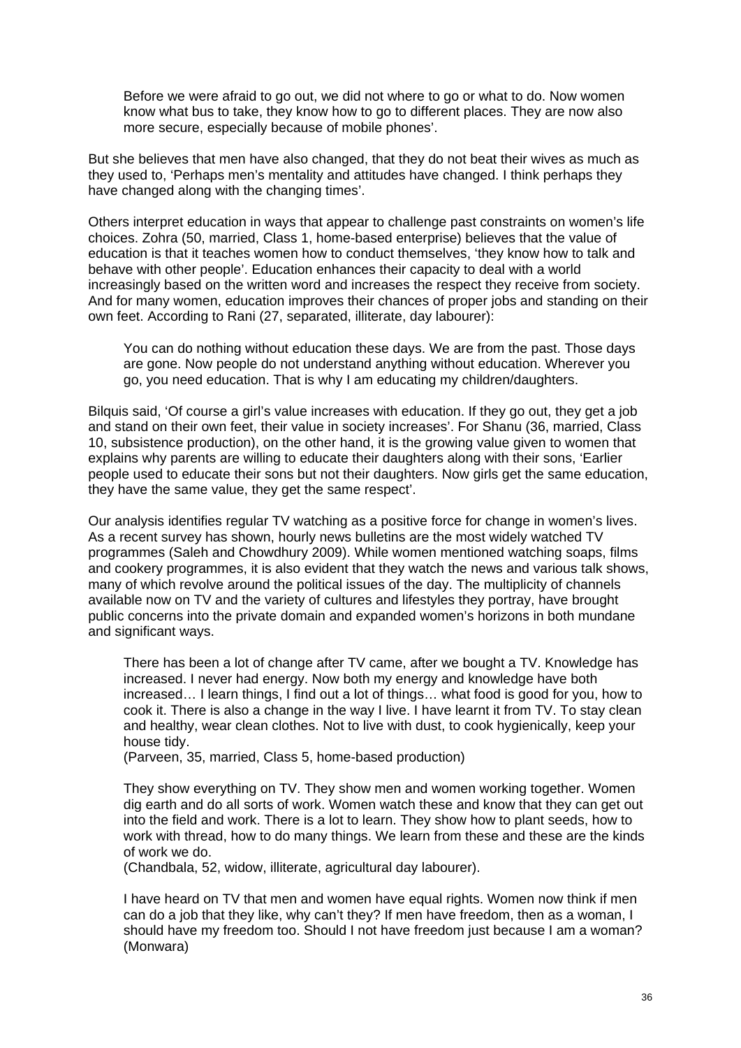> Before we were afraid to go out, we did not where to go or what to do. Now women know what bus to take, they know how to go to different places. They are now also more secure, especially because of mobile phones'.

But she believes that men have also changed, that they do not beat their wives as much as they used to, 'Perhaps men's mentality and attitudes have changed. I think perhaps they have changed along with the changing times'.

Others interpret education in ways that appear to challenge past constraints on women's life choices. Zohra (50, married, Class 1, home-based enterprise) believes that the value of education is that it teaches women how to conduct themselves, 'they know how to talk and behave with other people'. Education enhances their capacity to deal with a world increasingly based on the written word and increases the respect they receive from society. And for many women, education improves their chances of proper jobs and standing on their own feet. According to Rani (27, separated, illiterate, day labourer):

> You can do nothing without education these days. We are from the past. Those days are gone. Now people do not understand anything without education. Wherever you go, you need education. That is why I am educating my children/daughters.

Bilquis said, 'Of course a girl's value increases with education. If they go out, they get a job and stand on their own feet, their value in society increases'. For Shanu (36, married, Class 10, subsistence production), on the other hand, it is the growing value given to women that explains why parents are willing to educate their daughters along with their sons, 'Earlier people used to educate their sons but not their daughters. Now girls get the same education, they have the same value, they get the same respect'.

Our analysis identifies regular TV watching as a positive force for change in women's lives. As a recent survey has shown, hourly news bulletins are the most widely watched TV programmes (Saleh and Chowdhury 2009). While women mentioned watching soaps, films and cookery programmes, it is also evident that they watch the news and various talk shows, many of which revolve around the political issues of the day. The multiplicity of channels available now on TV and the variety of cultures and lifestyles they portray, have brought public concerns into the private domain and expanded women's horizons in both mundane and significant ways.

> There has been a lot of change after TV came, after we bought a TV. Knowledge has increased. I never had energy. Now both my energy and knowledge have both increased… I learn things, I find out a lot of things… what food is good for you, how to cook it. There is also a change in the way I live. I have learnt it from TV. To stay clean and healthy, wear clean clothes. Not to live with dust, to cook hygienically, keep your house tidy.
> (Parveen, 35, married, Class 5, home-based production)

> They show everything on TV. They show men and women working together. Women dig earth and do all sorts of work. Women watch these and know that they can get out into the field and work. There is a lot to learn. They show how to plant seeds, how to work with thread, how to do many things. We learn from these and these are the kinds of work we do.
> (Chandbala, 52, widow, illiterate, agricultural day labourer).

> I have heard on TV that men and women have equal rights. Women now think if men can do a job that they like, why can't they? If men have freedom, then as a woman, I should have my freedom too. Should I not have freedom just because I am a woman?
> (Monwara)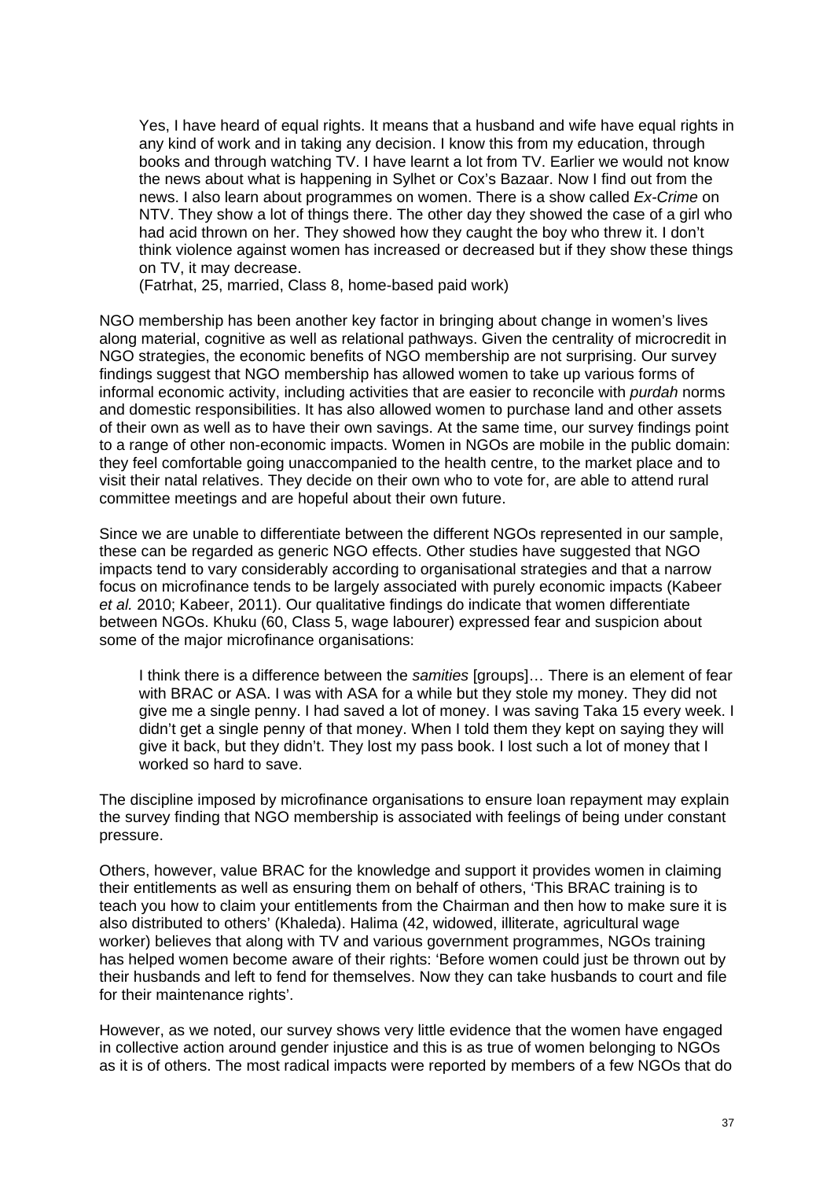> Yes, I have heard of equal rights. It means that a husband and wife have equal rights in any kind of work and in taking any decision. I know this from my education, through books and through watching TV. I have learnt a lot from TV. Earlier we would not know the news about what is happening in Sylhet or Cox's Bazaar. Now I find out from the news. I also learn about programmes on women. There is a show called *Ex-Crime* on NTV. They show a lot of things there. The other day they showed the case of a girl who had acid thrown on her. They showed how they caught the boy who threw it. I don't think violence against women has increased or decreased but if they show these things on TV, it may decrease.
> (Fatrhat, 25, married, Class 8, home-based paid work)

NGO membership has been another key factor in bringing about change in women's lives along material, cognitive as well as relational pathways. Given the centrality of microcredit in NGO strategies, the economic benefits of NGO membership are not surprising. Our survey findings suggest that NGO membership has allowed women to take up various forms of informal economic activity, including activities that are easier to reconcile with *purdah* norms and domestic responsibilities. It has also allowed women to purchase land and other assets of their own as well as to have their own savings. At the same time, our survey findings point to a range of other non-economic impacts. Women in NGOs are mobile in the public domain: they feel comfortable going unaccompanied to the health centre, to the market place and to visit their natal relatives. They decide on their own who to vote for, are able to attend rural committee meetings and are hopeful about their own future.

Since we are unable to differentiate between the different NGOs represented in our sample, these can be regarded as generic NGO effects. Other studies have suggested that NGO impacts tend to vary considerably according to organisational strategies and that a narrow focus on microfinance tends to be largely associated with purely economic impacts (Kabeer *et al.* 2010; Kabeer, 2011). Our qualitative findings do indicate that women differentiate between NGOs. Khuku (60, Class 5, wage labourer) expressed fear and suspicion about some of the major microfinance organisations:

> I think there is a difference between the *samities* [groups]… There is an element of fear with BRAC or ASA. I was with ASA for a while but they stole my money. They did not give me a single penny. I had saved a lot of money. I was saving Taka 15 every week. I didn't get a single penny of that money. When I told them they kept on saying they will give it back, but they didn't. They lost my pass book. I lost such a lot of money that I worked so hard to save.

The discipline imposed by microfinance organisations to ensure loan repayment may explain the survey finding that NGO membership is associated with feelings of being under constant pressure.

Others, however, value BRAC for the knowledge and support it provides women in claiming their entitlements as well as ensuring them on behalf of others, 'This BRAC training is to teach you how to claim your entitlements from the Chairman and then how to make sure it is also distributed to others' (Khaleda). Halima (42, widowed, illiterate, agricultural wage worker) believes that along with TV and various government programmes, NGOs training has helped women become aware of their rights: 'Before women could just be thrown out by their husbands and left to fend for themselves. Now they can take husbands to court and file for their maintenance rights'.

However, as we noted, our survey shows very little evidence that the women have engaged in collective action around gender injustice and this is as true of women belonging to NGOs as it is of others. The most radical impacts were reported by members of a few NGOs that do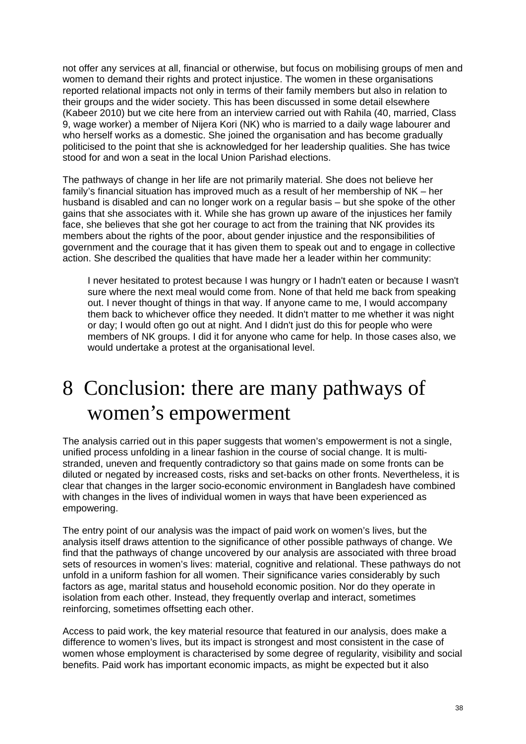not offer any services at all, financial or otherwise, but focus on mobilising groups of men and women to demand their rights and protect injustice. The women in these organisations reported relational impacts not only in terms of their family members but also in relation to their groups and the wider society. This has been discussed in some detail elsewhere (Kabeer 2010) but we cite here from an interview carried out with Rahila (40, married, Class 9, wage worker) a member of Nijera Kori (NK) who is married to a daily wage labourer and who herself works as a domestic. She joined the organisation and has become gradually politicised to the point that she is acknowledged for her leadership qualities. She has twice stood for and won a seat in the local Union Parishad elections.

The pathways of change in her life are not primarily material. She does not believe her family's financial situation has improved much as a result of her membership of NK – her husband is disabled and can no longer work on a regular basis – but she spoke of the other gains that she associates with it. While she has grown up aware of the injustices her family face, she believes that she got her courage to act from the training that NK provides its members about the rights of the poor, about gender injustice and the responsibilities of government and the courage that it has given them to speak out and to engage in collective action. She described the qualities that have made her a leader within her community:

> I never hesitated to protest because I was hungry or I hadn't eaten or because I wasn't sure where the next meal would come from. None of that held me back from speaking out. I never thought of things in that way. If anyone came to me, I would accompany them back to whichever office they needed. It didn't matter to me whether it was night or day; I would often go out at night. And I didn't just do this for people who were members of NK groups. I did it for anyone who came for help. In those cases also, we would undertake a protest at the organisational level.

# 8 Conclusion: there are many pathways of women's empowerment

The analysis carried out in this paper suggests that women's empowerment is not a single, unified process unfolding in a linear fashion in the course of social change. It is multi-stranded, uneven and frequently contradictory so that gains made on some fronts can be diluted or negated by increased costs, risks and set-backs on other fronts. Nevertheless, it is clear that changes in the larger socio-economic environment in Bangladesh have combined with changes in the lives of individual women in ways that have been experienced as empowering.

The entry point of our analysis was the impact of paid work on women's lives, but the analysis itself draws attention to the significance of other possible pathways of change. We find that the pathways of change uncovered by our analysis are associated with three broad sets of resources in women's lives: material, cognitive and relational. These pathways do not unfold in a uniform fashion for all women. Their significance varies considerably by such factors as age, marital status and household economic position. Nor do they operate in isolation from each other. Instead, they frequently overlap and interact, sometimes reinforcing, sometimes offsetting each other.

Access to paid work, the key material resource that featured in our analysis, does make a difference to women's lives, but its impact is strongest and most consistent in the case of women whose employment is characterised by some degree of regularity, visibility and social benefits. Paid work has important economic impacts, as might be expected but it also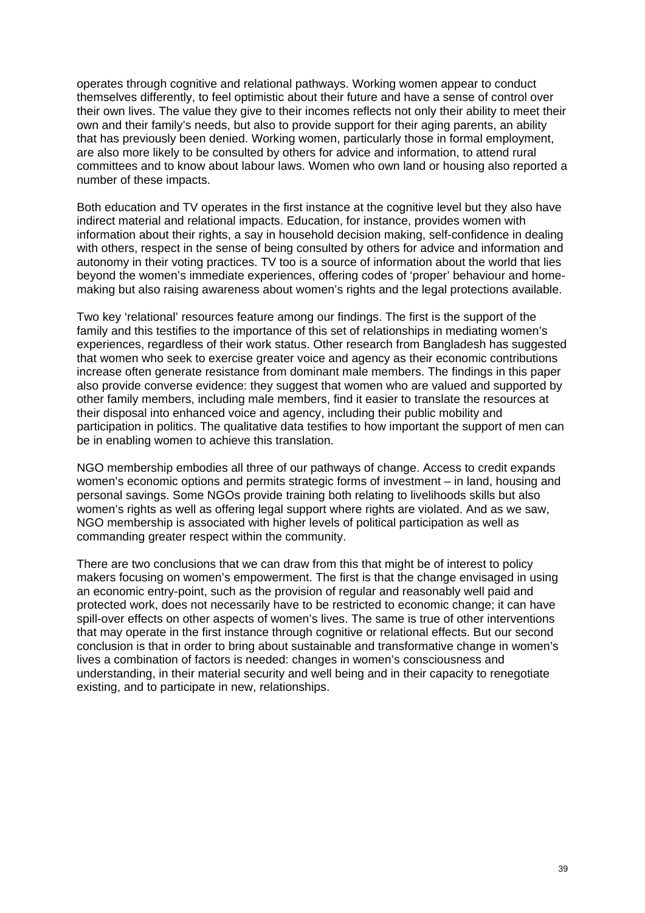operates through cognitive and relational pathways. Working women appear to conduct themselves differently, to feel optimistic about their future and have a sense of control over their own lives. The value they give to their incomes reflects not only their ability to meet their own and their family's needs, but also to provide support for their aging parents, an ability that has previously been denied. Working women, particularly those in formal employment, are also more likely to be consulted by others for advice and information, to attend rural committees and to know about labour laws. Women who own land or housing also reported a number of these impacts.

Both education and TV operates in the first instance at the cognitive level but they also have indirect material and relational impacts. Education, for instance, provides women with information about their rights, a say in household decision making, self-confidence in dealing with others, respect in the sense of being consulted by others for advice and information and autonomy in their voting practices. TV too is a source of information about the world that lies beyond the women's immediate experiences, offering codes of 'proper' behaviour and home-making but also raising awareness about women's rights and the legal protections available.

Two key 'relational' resources feature among our findings. The first is the support of the family and this testifies to the importance of this set of relationships in mediating women's experiences, regardless of their work status. Other research from Bangladesh has suggested that women who seek to exercise greater voice and agency as their economic contributions increase often generate resistance from dominant male members. The findings in this paper also provide converse evidence: they suggest that women who are valued and supported by other family members, including male members, find it easier to translate the resources at their disposal into enhanced voice and agency, including their public mobility and participation in politics. The qualitative data testifies to how important the support of men can be in enabling women to achieve this translation.

NGO membership embodies all three of our pathways of change. Access to credit expands women's economic options and permits strategic forms of investment – in land, housing and personal savings. Some NGOs provide training both relating to livelihoods skills but also women's rights as well as offering legal support where rights are violated. And as we saw, NGO membership is associated with higher levels of political participation as well as commanding greater respect within the community.

There are two conclusions that we can draw from this that might be of interest to policy makers focusing on women's empowerment. The first is that the change envisaged in using an economic entry-point, such as the provision of regular and reasonably well paid and protected work, does not necessarily have to be restricted to economic change; it can have spill-over effects on other aspects of women's lives. The same is true of other interventions that may operate in the first instance through cognitive or relational effects. But our second conclusion is that in order to bring about sustainable and transformative change in women's lives a combination of factors is needed: changes in women's consciousness and understanding, in their material security and well being and in their capacity to renegotiate existing, and to participate in new, relationships.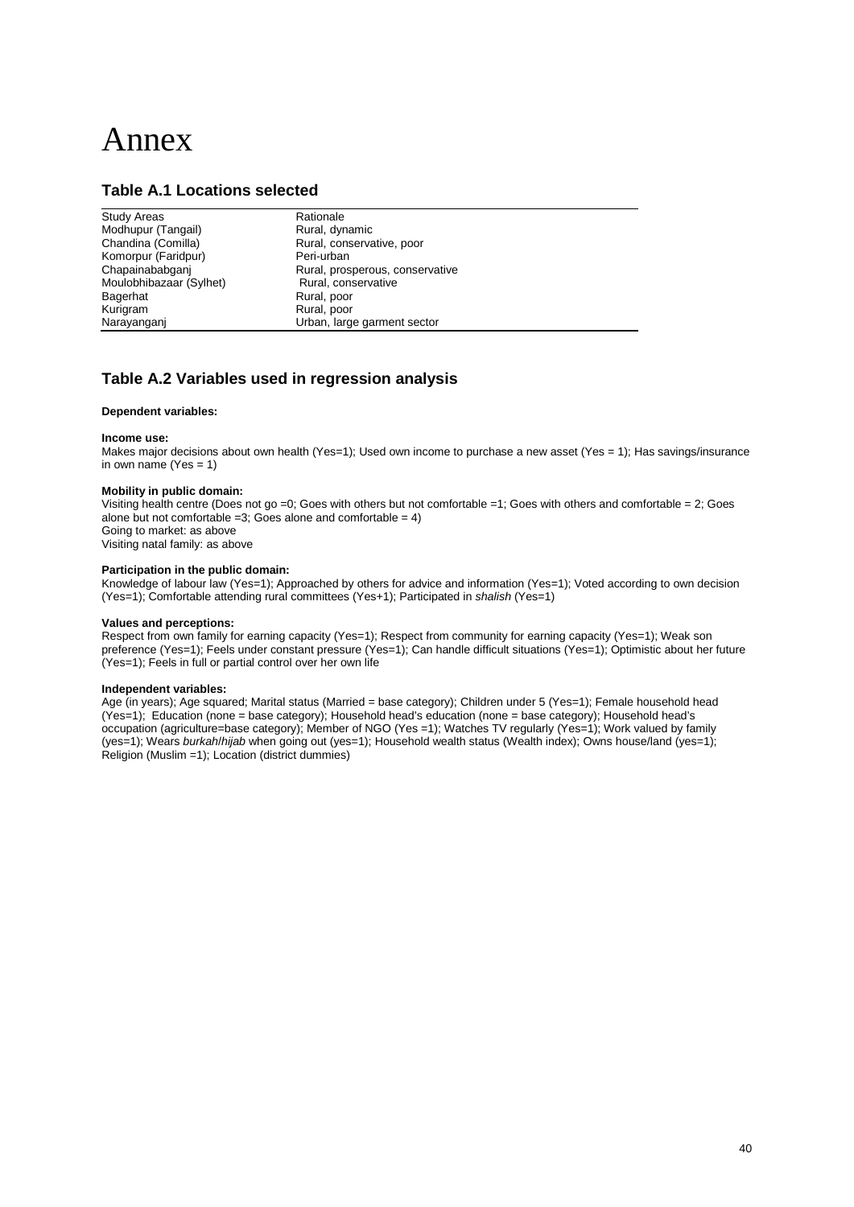# Annex

## Table A.1 Locations selected

| Study Areas | Rationale |
|---|---|
| Modhupur (Tangail) | Rural, dynamic |
| Chandina (Comilla) | Rural, conservative, poor |
| Komorpur (Faridpur) | Peri-urban |
| Chapainababganj | Rural, prosperous, conservative |
| Moulobhibazaar (Sylhet) | Rural, conservative |
| Bagerhat | Rural, poor |
| Kurigram | Rural, poor |
| Narayanganj | Urban, large garment sector |

## Table A.2 Variables used in regression analysis

**Dependent variables:**

**Income use:**
Makes major decisions about own health (Yes=1); Used own income to purchase a new asset (Yes = 1); Has savings/insurance in own name (Yes = 1)

**Mobility in public domain:**
Visiting health centre (Does not go =0; Goes with others but not comfortable =1; Goes with others and comfortable = 2; Goes alone but not comfortable =3; Goes alone and comfortable = 4)
Going to market: as above
Visiting natal family: as above

**Participation in the public domain:**
Knowledge of labour law (Yes=1); Approached by others for advice and information (Yes=1); Voted according to own decision (Yes=1); Comfortable attending rural committees (Yes+1); Participated in *shalish* (Yes=1)

**Values and perceptions:**
Respect from own family for earning capacity (Yes=1); Respect from community for earning capacity (Yes=1); Weak son preference (Yes=1); Feels under constant pressure (Yes=1); Can handle difficult situations (Yes=1); Optimistic about her future (Yes=1); Feels in full or partial control over her own life

**Independent variables:**
Age (in years); Age squared; Marital status (Married = base category); Children under 5 (Yes=1); Female household head (Yes=1); Education (none = base category); Household head's education (none = base category); Household head's occupation (agriculture=base category); Member of NGO (Yes =1); Watches TV regularly (Yes=1); Work valued by family (yes=1); Wears *burkah*/*hijab* when going out (yes=1); Household wealth status (Wealth index); Owns house/land (yes=1); Religion (Muslim =1); Location (district dummies)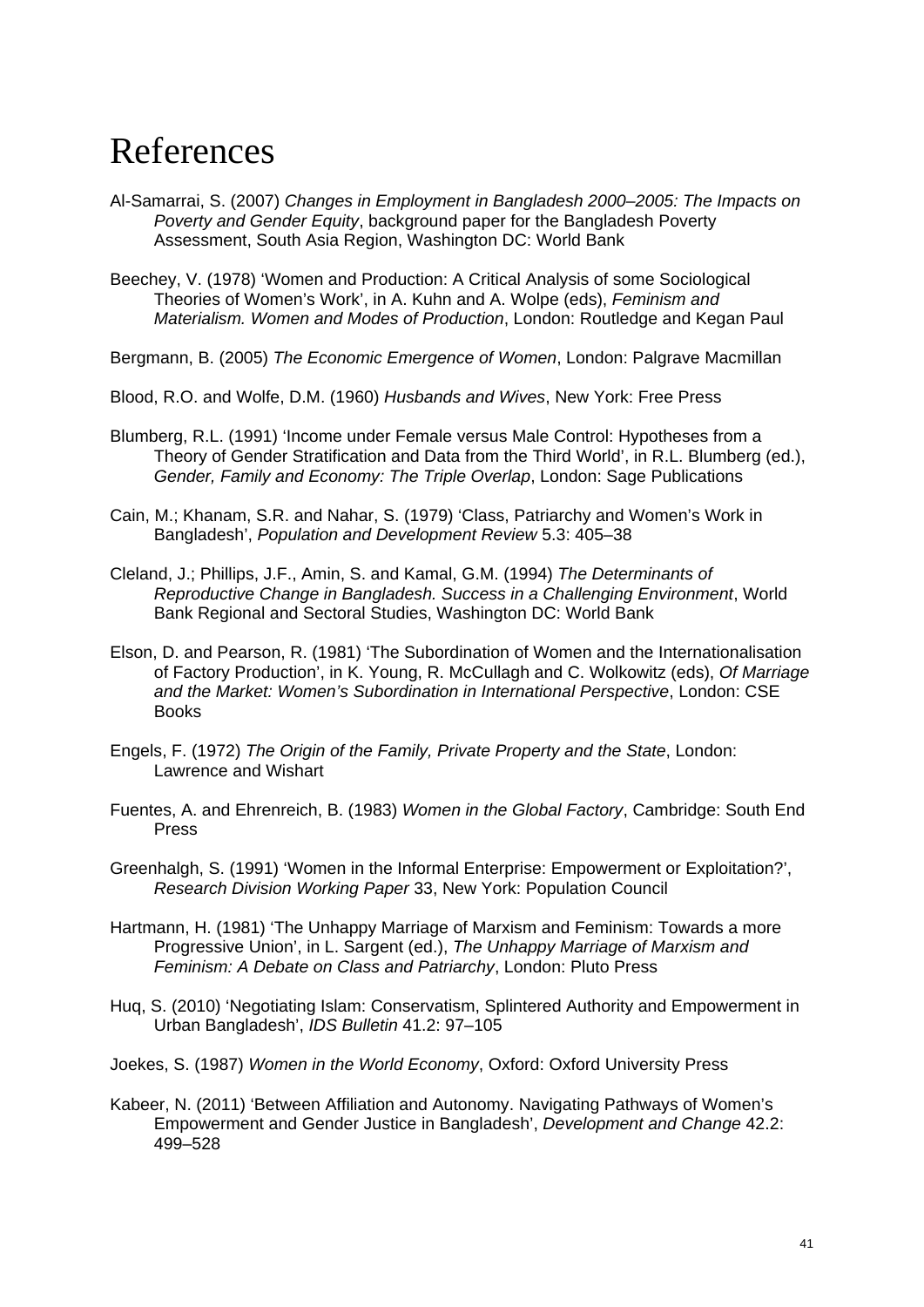# References

Al-Samarrai, S. (2007) *Changes in Employment in Bangladesh 2000–2005: The Impacts on Poverty and Gender Equity*, background paper for the Bangladesh Poverty Assessment, South Asia Region, Washington DC: World Bank

Beechey, V. (1978) 'Women and Production: A Critical Analysis of some Sociological Theories of Women's Work', in A. Kuhn and A. Wolpe (eds), *Feminism and Materialism. Women and Modes of Production*, London: Routledge and Kegan Paul

Bergmann, B. (2005) *The Economic Emergence of Women*, London: Palgrave Macmillan

Blood, R.O. and Wolfe, D.M. (1960) *Husbands and Wives*, New York: Free Press

Blumberg, R.L. (1991) 'Income under Female versus Male Control: Hypotheses from a Theory of Gender Stratification and Data from the Third World', in R.L. Blumberg (ed.), *Gender, Family and Economy: The Triple Overlap*, London: Sage Publications

Cain, M.; Khanam, S.R. and Nahar, S. (1979) 'Class, Patriarchy and Women's Work in Bangladesh', *Population and Development Review* 5.3: 405–38

Cleland, J.; Phillips, J.F., Amin, S. and Kamal, G.M. (1994) *The Determinants of Reproductive Change in Bangladesh. Success in a Challenging Environment*, World Bank Regional and Sectoral Studies, Washington DC: World Bank

Elson, D. and Pearson, R. (1981) 'The Subordination of Women and the Internationalisation of Factory Production', in K. Young, R. McCullagh and C. Wolkowitz (eds), *Of Marriage and the Market: Women's Subordination in International Perspective*, London: CSE Books

Engels, F. (1972) *The Origin of the Family, Private Property and the State*, London: Lawrence and Wishart

Fuentes, A. and Ehrenreich, B. (1983) *Women in the Global Factory*, Cambridge: South End Press

Greenhalgh, S. (1991) 'Women in the Informal Enterprise: Empowerment or Exploitation?', *Research Division Working Paper* 33, New York: Population Council

Hartmann, H. (1981) 'The Unhappy Marriage of Marxism and Feminism: Towards a more Progressive Union', in L. Sargent (ed.), *The Unhappy Marriage of Marxism and Feminism: A Debate on Class and Patriarchy*, London: Pluto Press

Huq, S. (2010) 'Negotiating Islam: Conservatism, Splintered Authority and Empowerment in Urban Bangladesh', *IDS Bulletin* 41.2: 97–105

Joekes, S. (1987) *Women in the World Economy*, Oxford: Oxford University Press

Kabeer, N. (2011) 'Between Affiliation and Autonomy. Navigating Pathways of Women's Empowerment and Gender Justice in Bangladesh', *Development and Change* 42.2: 499–528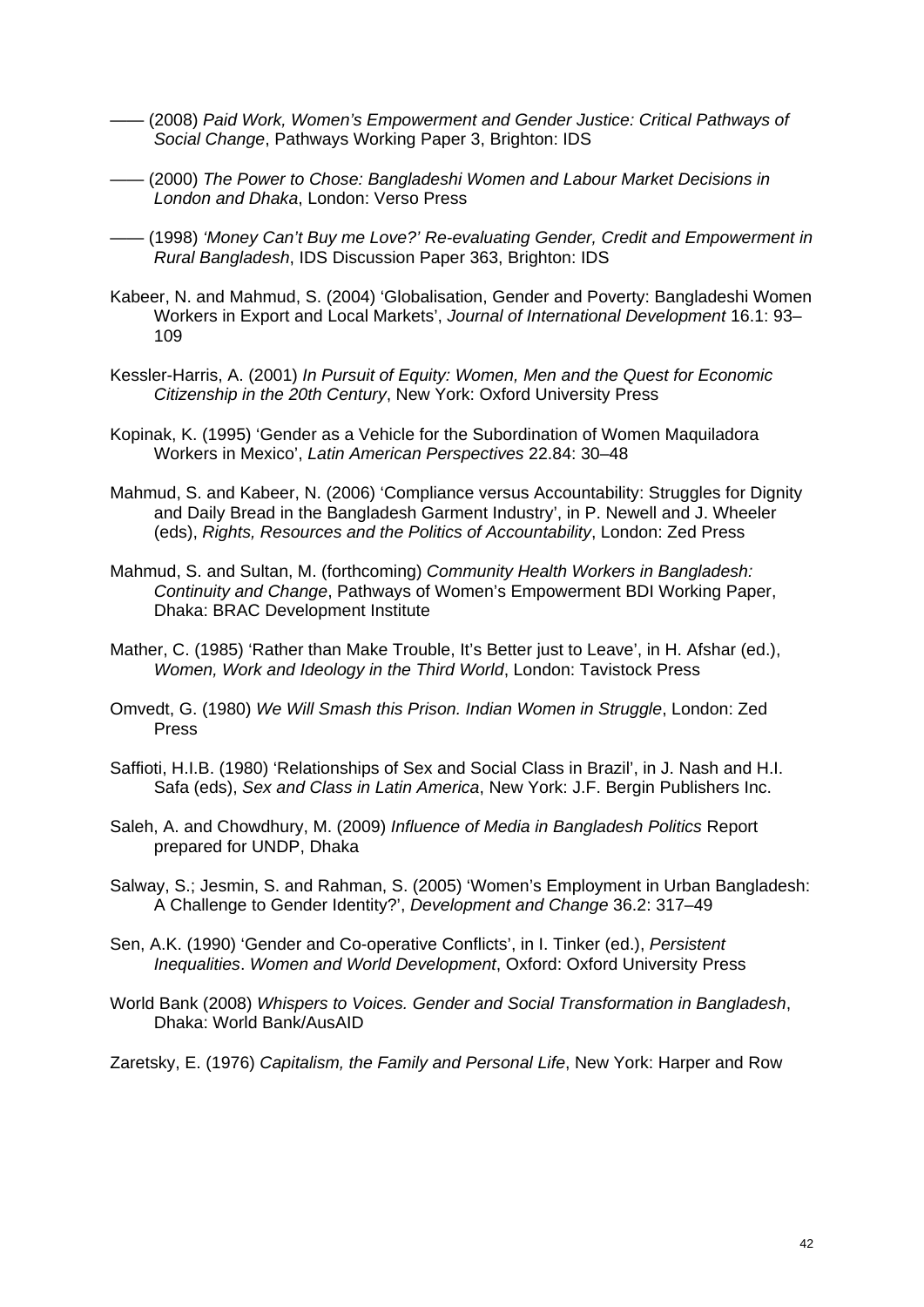—— (2008) *Paid Work, Women's Empowerment and Gender Justice: Critical Pathways of Social Change*, Pathways Working Paper 3, Brighton: IDS

—— (2000) *The Power to Chose: Bangladeshi Women and Labour Market Decisions in London and Dhaka*, London: Verso Press

—— (1998) *'Money Can't Buy me Love?' Re-evaluating Gender, Credit and Empowerment in Rural Bangladesh*, IDS Discussion Paper 363, Brighton: IDS

Kabeer, N. and Mahmud, S. (2004) 'Globalisation, Gender and Poverty: Bangladeshi Women Workers in Export and Local Markets', *Journal of International Development* 16.1: 93–109

Kessler-Harris, A. (2001) *In Pursuit of Equity: Women, Men and the Quest for Economic Citizenship in the 20th Century*, New York: Oxford University Press

Kopinak, K. (1995) 'Gender as a Vehicle for the Subordination of Women Maquiladora Workers in Mexico', *Latin American Perspectives* 22.84: 30–48

Mahmud, S. and Kabeer, N. (2006) 'Compliance versus Accountability: Struggles for Dignity and Daily Bread in the Bangladesh Garment Industry', in P. Newell and J. Wheeler (eds), *Rights, Resources and the Politics of Accountability*, London: Zed Press

Mahmud, S. and Sultan, M. (forthcoming) *Community Health Workers in Bangladesh: Continuity and Change*, Pathways of Women's Empowerment BDI Working Paper, Dhaka: BRAC Development Institute

Mather, C. (1985) 'Rather than Make Trouble, It's Better just to Leave', in H. Afshar (ed.), *Women, Work and Ideology in the Third World*, London: Tavistock Press

Omvedt, G. (1980) *We Will Smash this Prison. Indian Women in Struggle*, London: Zed Press

Saffioti, H.I.B. (1980) 'Relationships of Sex and Social Class in Brazil', in J. Nash and H.I. Safa (eds), *Sex and Class in Latin America*, New York: J.F. Bergin Publishers Inc.

Saleh, A. and Chowdhury, M. (2009) *Influence of Media in Bangladesh Politics* Report prepared for UNDP, Dhaka

Salway, S.; Jesmin, S. and Rahman, S. (2005) 'Women's Employment in Urban Bangladesh: A Challenge to Gender Identity?', *Development and Change* 36.2: 317–49

Sen, A.K. (1990) 'Gender and Co-operative Conflicts', in I. Tinker (ed.), *Persistent Inequalities*. *Women and World Development*, Oxford: Oxford University Press

World Bank (2008) *Whispers to Voices. Gender and Social Transformation in Bangladesh*, Dhaka: World Bank/AusAID

Zaretsky, E. (1976) *Capitalism, the Family and Personal Life*, New York: Harper and Row